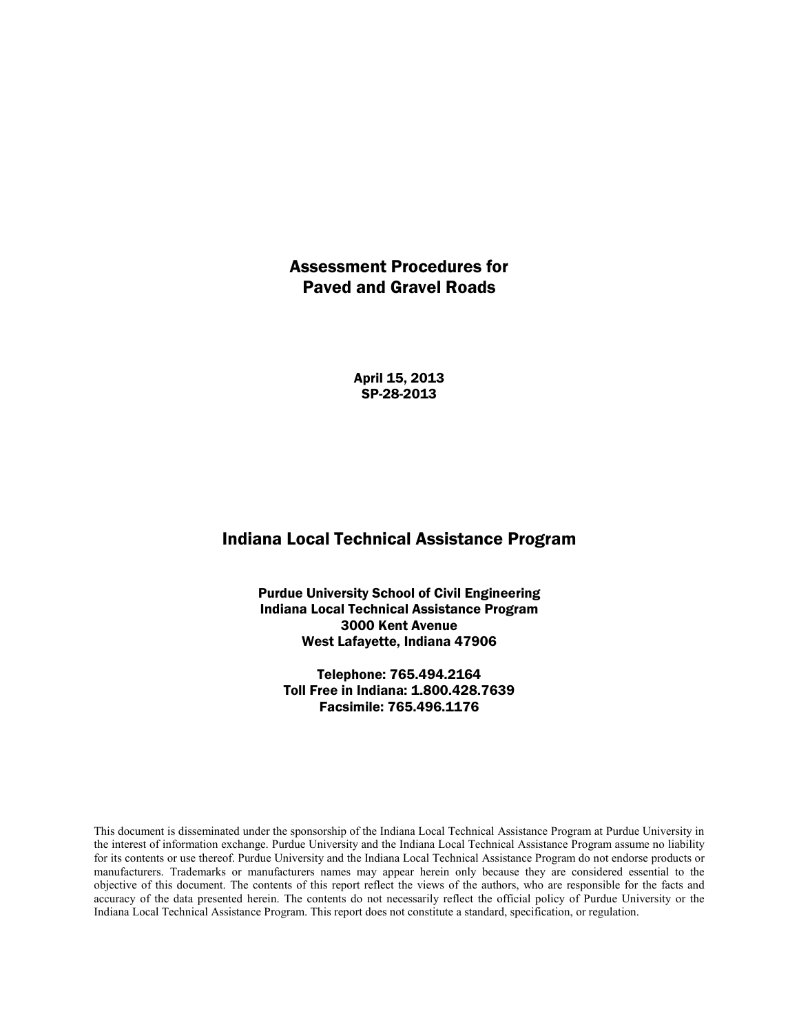# Assessment Procedures for Paved and Gravel Roads

**April 15, 2013**
**SP-28-2013**

## Indiana Local Technical Assistance Program

**Purdue University School of Civil Engineering**
**Indiana Local Technical Assistance Program**
**3000 Kent Avenue**
**West Lafayette, Indiana 47906**

**Telephone: 765.494.2164**
**Toll Free in Indiana: 1.800.428.7639**
**Facsimile: 765.496.1176**

This document is disseminated under the sponsorship of the Indiana Local Technical Assistance Program at Purdue University in the interest of information exchange. Purdue University and the Indiana Local Technical Assistance Program assume no liability for its contents or use thereof. Purdue University and the Indiana Local Technical Assistance Program do not endorse products or manufacturers. Trademarks or manufacturers names may appear herein only because they are considered essential to the objective of this document. The contents of this report reflect the views of the authors, who are responsible for the facts and accuracy of the data presented herein. The contents do not necessarily reflect the official policy of Purdue University or the Indiana Local Technical Assistance Program. This report does not constitute a standard, specification, or regulation.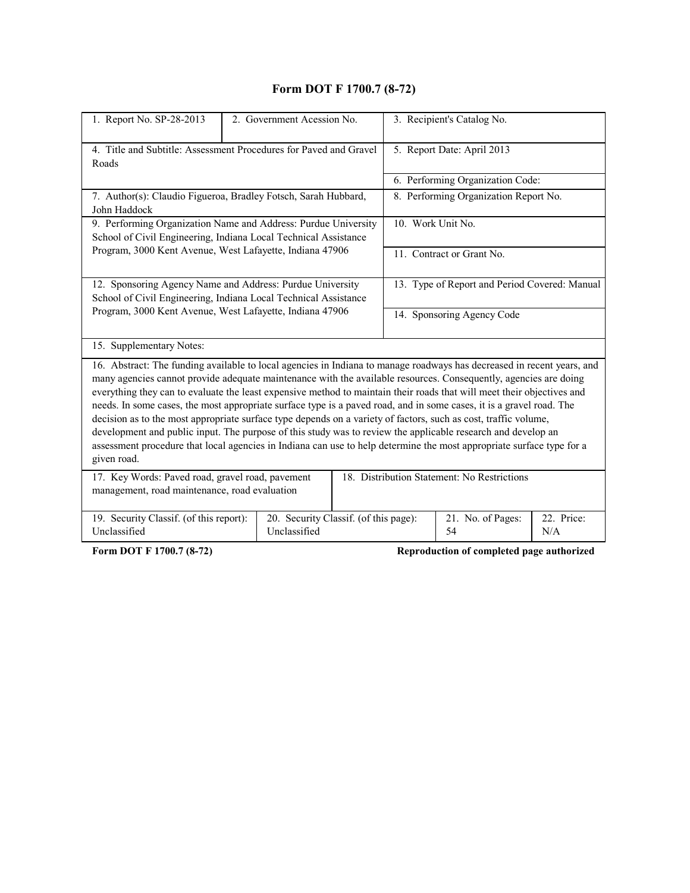# Form DOT F 1700.7 (8-72)

| 1. Report No. SP-28-2013 | 2. Government Acession No. | 3. Recipient's Catalog No. |
|---|---|---|
| 4. Title and Subtitle: Assessment Procedures for Paved and Gravel Roads | | 5. Report Date: April 2013 |
| | | 6. Performing Organization Code: |
| 7. Author(s): Claudio Figueroa, Bradley Fotsch, Sarah Hubbard, John Haddock | | 8. Performing Organization Report No. |
| 9. Performing Organization Name and Address: Purdue University School of Civil Engineering, Indiana Local Technical Assistance Program, 3000 Kent Avenue, West Lafayette, Indiana 47906 | | 10. Work Unit No. |
| | | 11. Contract or Grant No. |
| 12. Sponsoring Agency Name and Address: Purdue University School of Civil Engineering, Indiana Local Technical Assistance Program, 3000 Kent Avenue, West Lafayette, Indiana 47906 | | 13. Type of Report and Period Covered: Manual |
| | | 14. Sponsoring Agency Code |

15. Supplementary Notes:

16. Abstract: The funding available to local agencies in Indiana to manage roadways has decreased in recent years, and many agencies cannot provide adequate maintenance with the available resources. Consequently, agencies are doing everything they can to evaluate the least expensive method to maintain their roads that will meet their objectives and needs. In some cases, the most appropriate surface type is a paved road, and in some cases, it is a gravel road. The decision as to the most appropriate surface type depends on a variety of factors, such as cost, traffic volume, development and public input. The purpose of this study was to review the applicable research and develop an assessment procedure that local agencies in Indiana can use to help determine the most appropriate surface type for a given road.

| 17. Key Words: Paved road, gravel road, pavement management, road maintenance, road evaluation | 18. Distribution Statement: No Restrictions |
|---|---|

| 19. Security Classif. (of this report): Unclassified | 20. Security Classif. (of this page): Unclassified | 21. No. of Pages: 54 | 22. Price: N/A |
|---|---|---|---|

**Form DOT F 1700.7 (8-72)** **Reproduction of completed page authorized**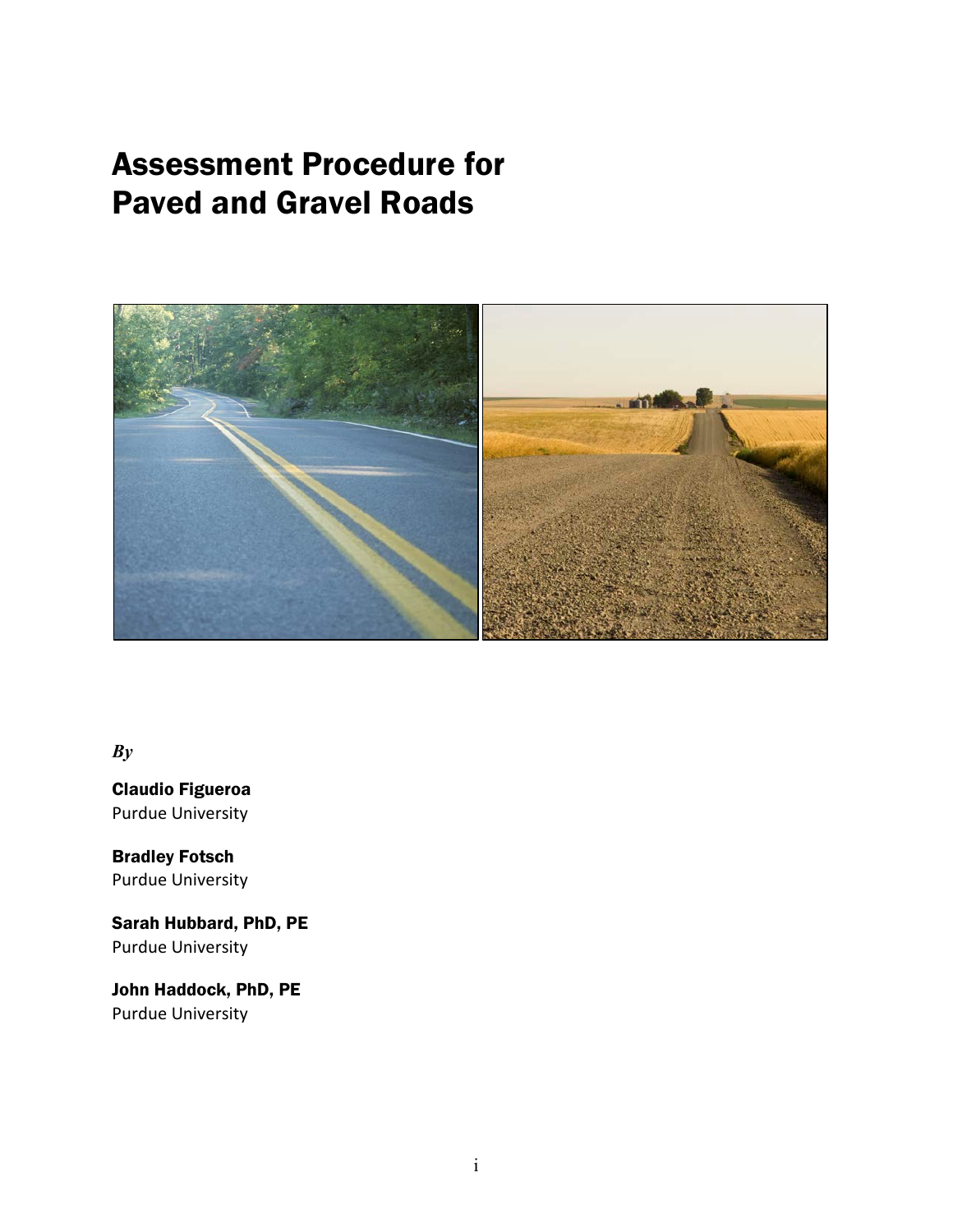# Assessment Procedure for Paved and Gravel Roads

*By*

**Claudio Figueroa**
Purdue University

**Bradley Fotsch**
Purdue University

**Sarah Hubbard, PhD, PE**
Purdue University

**John Haddock, PhD, PE**
Purdue University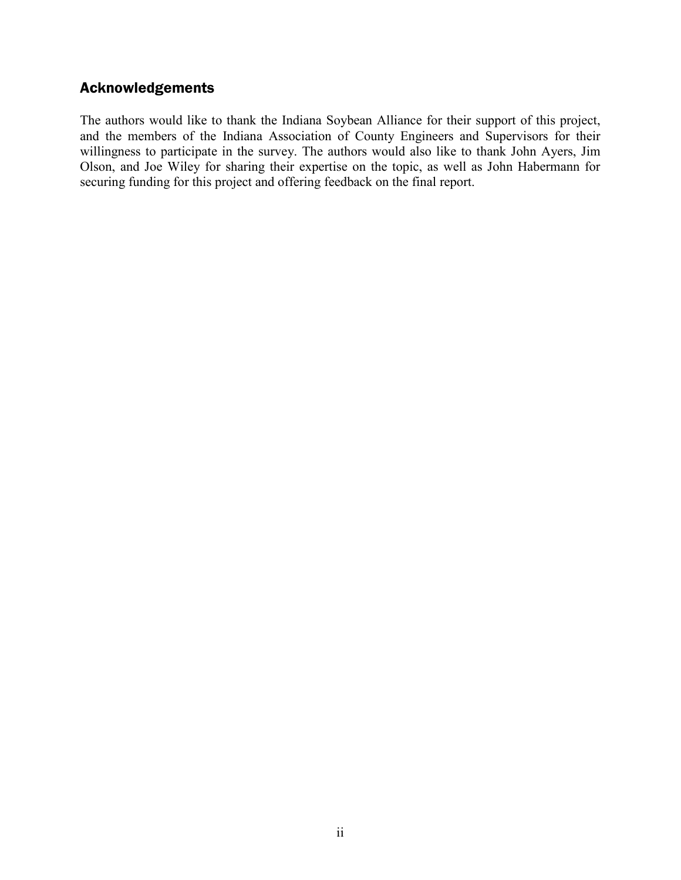## Acknowledgements

The authors would like to thank the Indiana Soybean Alliance for their support of this project, and the members of the Indiana Association of County Engineers and Supervisors for their willingness to participate in the survey. The authors would also like to thank John Ayers, Jim Olson, and Joe Wiley for sharing their expertise on the topic, as well as John Habermann for securing funding for this project and offering feedback on the final report.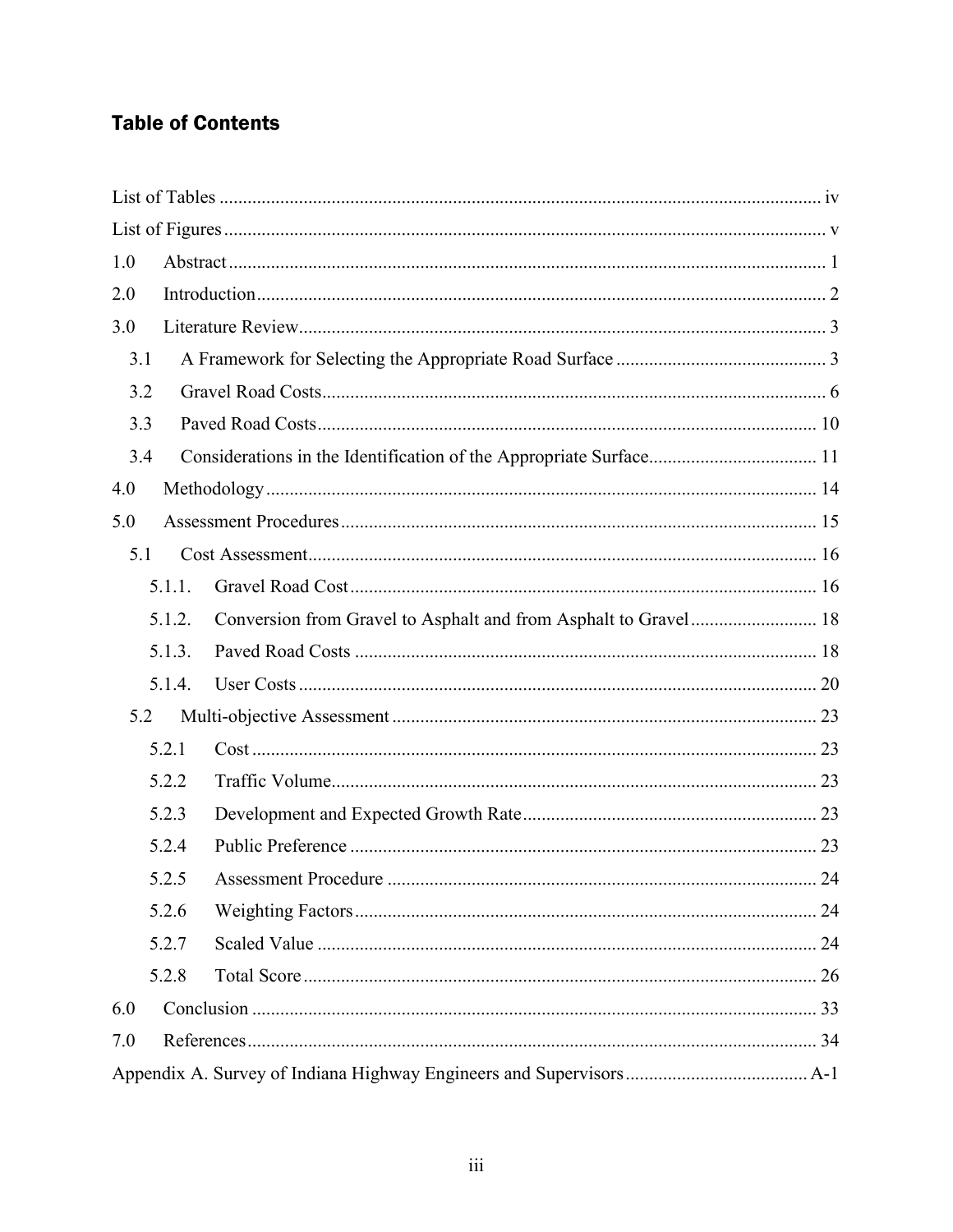## Table of Contents

List of Tables ..... iv

List of Figures ..... v

1.0 Abstract ..... 1

2.0 Introduction ..... 2

3.0 Literature Review ..... 3

3.1 A Framework for Selecting the Appropriate Road Surface ..... 3

3.2 Gravel Road Costs ..... 6

3.3 Paved Road Costs ..... 10

3.4 Considerations in the Identification of the Appropriate Surface ..... 11

4.0 Methodology ..... 14

5.0 Assessment Procedures ..... 15

5.1 Cost Assessment ..... 16

5.1.1. Gravel Road Cost ..... 16

5.1.2. Conversion from Gravel to Asphalt and from Asphalt to Gravel ..... 18

5.1.3. Paved Road Costs ..... 18

5.1.4. User Costs ..... 20

5.2 Multi-objective Assessment ..... 23

5.2.1 Cost ..... 23

5.2.2 Traffic Volume ..... 23

5.2.3 Development and Expected Growth Rate ..... 23

5.2.4 Public Preference ..... 23

5.2.5 Assessment Procedure ..... 24

5.2.6 Weighting Factors ..... 24

5.2.7 Scaled Value ..... 24

5.2.8 Total Score ..... 26

6.0 Conclusion ..... 33

7.0 References ..... 34

Appendix A. Survey of Indiana Highway Engineers and Supervisors ..... A-1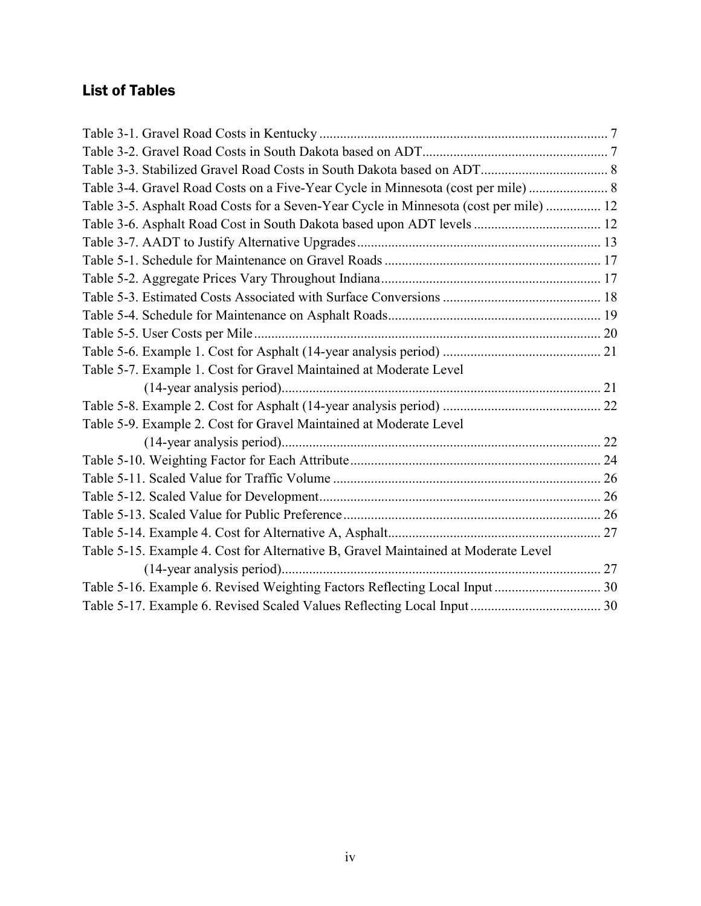## List of Tables

Table 3-1. Gravel Road Costs in Kentucky ... 7
Table 3-2. Gravel Road Costs in South Dakota based on ADT ... 7
Table 3-3. Stabilized Gravel Road Costs in South Dakota based on ADT ... 8
Table 3-4. Gravel Road Costs on a Five-Year Cycle in Minnesota (cost per mile) ... 8
Table 3-5. Asphalt Road Costs for a Seven-Year Cycle in Minnesota (cost per mile) ... 12
Table 3-6. Asphalt Road Cost in South Dakota based upon ADT levels ... 12
Table 3-7. AADT to Justify Alternative Upgrades ... 13
Table 5-1. Schedule for Maintenance on Gravel Roads ... 17
Table 5-2. Aggregate Prices Vary Throughout Indiana ... 17
Table 5-3. Estimated Costs Associated with Surface Conversions ... 18
Table 5-4. Schedule for Maintenance on Asphalt Roads ... 19
Table 5-5. User Costs per Mile ... 20
Table 5-6. Example 1. Cost for Asphalt (14-year analysis period) ... 21
Table 5-7. Example 1. Cost for Gravel Maintained at Moderate Level (14-year analysis period) ... 21
Table 5-8. Example 2. Cost for Asphalt (14-year analysis period) ... 22
Table 5-9. Example 2. Cost for Gravel Maintained at Moderate Level (14-year analysis period) ... 22
Table 5-10. Weighting Factor for Each Attribute ... 24
Table 5-11. Scaled Value for Traffic Volume ... 26
Table 5-12. Scaled Value for Development ... 26
Table 5-13. Scaled Value for Public Preference ... 26
Table 5-14. Example 4. Cost for Alternative A, Asphalt ... 27
Table 5-15. Example 4. Cost for Alternative B, Gravel Maintained at Moderate Level (14-year analysis period) ... 27
Table 5-16. Example 6. Revised Weighting Factors Reflecting Local Input ... 30
Table 5-17. Example 6. Revised Scaled Values Reflecting Local Input ... 30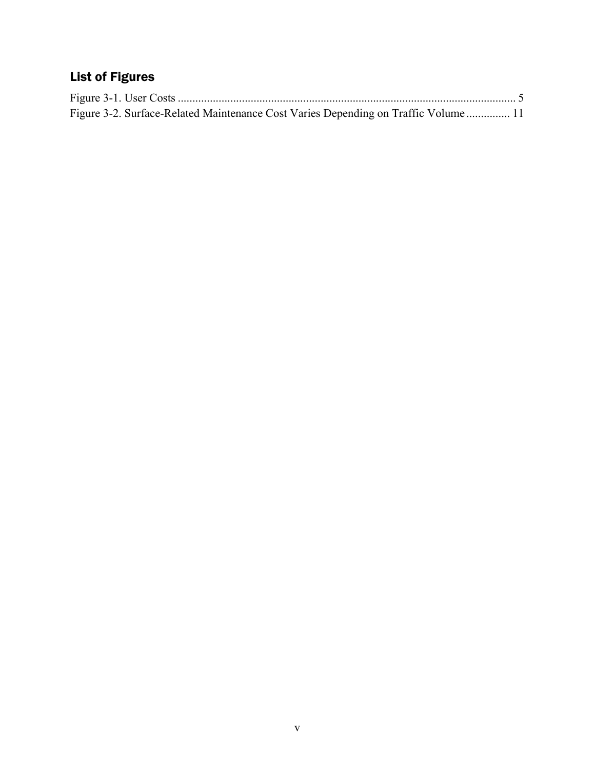## List of Figures

Figure 3-1. User Costs .................................................................................................................... 5
Figure 3-2. Surface-Related Maintenance Cost Varies Depending on Traffic Volume ............... 11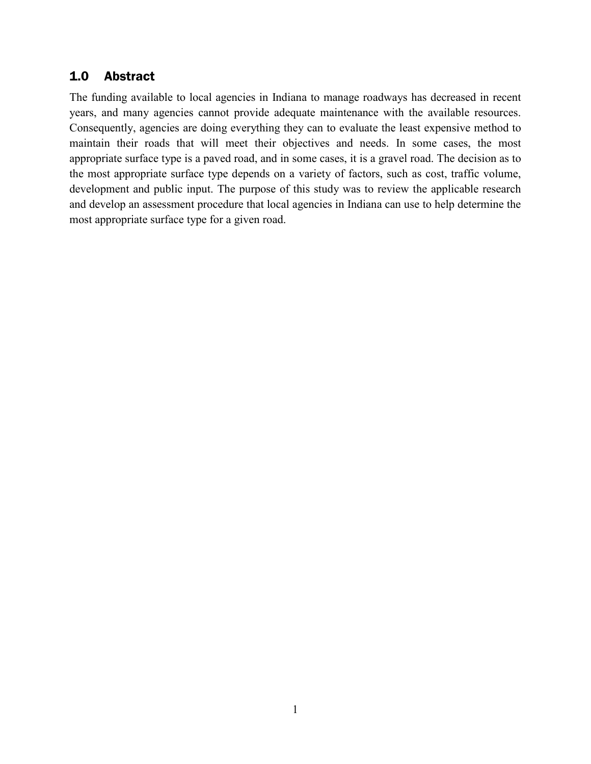## 1.0 Abstract

The funding available to local agencies in Indiana to manage roadways has decreased in recent years, and many agencies cannot provide adequate maintenance with the available resources. Consequently, agencies are doing everything they can to evaluate the least expensive method to maintain their roads that will meet their objectives and needs. In some cases, the most appropriate surface type is a paved road, and in some cases, it is a gravel road. The decision as to the most appropriate surface type depends on a variety of factors, such as cost, traffic volume, development and public input. The purpose of this study was to review the applicable research and develop an assessment procedure that local agencies in Indiana can use to help determine the most appropriate surface type for a given road.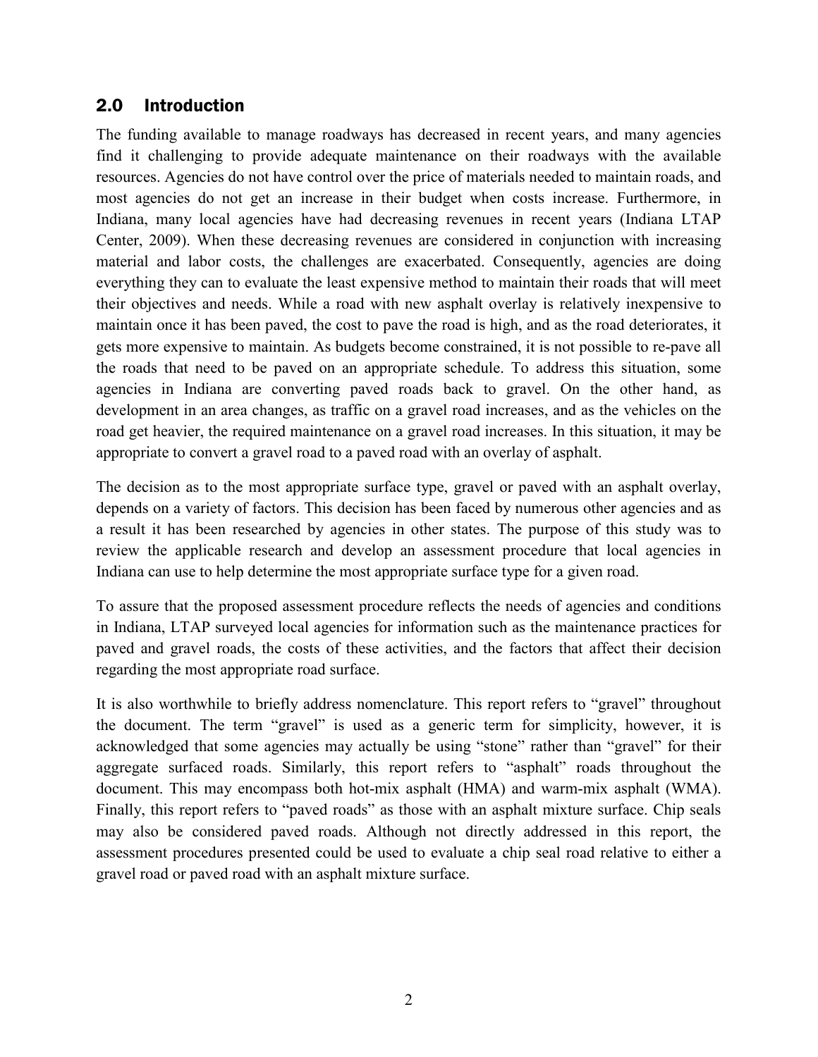## 2.0 Introduction

The funding available to manage roadways has decreased in recent years, and many agencies find it challenging to provide adequate maintenance on their roadways with the available resources. Agencies do not have control over the price of materials needed to maintain roads, and most agencies do not get an increase in their budget when costs increase. Furthermore, in Indiana, many local agencies have had decreasing revenues in recent years (Indiana LTAP Center, 2009). When these decreasing revenues are considered in conjunction with increasing material and labor costs, the challenges are exacerbated. Consequently, agencies are doing everything they can to evaluate the least expensive method to maintain their roads that will meet their objectives and needs. While a road with new asphalt overlay is relatively inexpensive to maintain once it has been paved, the cost to pave the road is high, and as the road deteriorates, it gets more expensive to maintain. As budgets become constrained, it is not possible to re-pave all the roads that need to be paved on an appropriate schedule. To address this situation, some agencies in Indiana are converting paved roads back to gravel. On the other hand, as development in an area changes, as traffic on a gravel road increases, and as the vehicles on the road get heavier, the required maintenance on a gravel road increases. In this situation, it may be appropriate to convert a gravel road to a paved road with an overlay of asphalt.

The decision as to the most appropriate surface type, gravel or paved with an asphalt overlay, depends on a variety of factors. This decision has been faced by numerous other agencies and as a result it has been researched by agencies in other states. The purpose of this study was to review the applicable research and develop an assessment procedure that local agencies in Indiana can use to help determine the most appropriate surface type for a given road.

To assure that the proposed assessment procedure reflects the needs of agencies and conditions in Indiana, LTAP surveyed local agencies for information such as the maintenance practices for paved and gravel roads, the costs of these activities, and the factors that affect their decision regarding the most appropriate road surface.

It is also worthwhile to briefly address nomenclature. This report refers to "gravel" throughout the document. The term "gravel" is used as a generic term for simplicity, however, it is acknowledged that some agencies may actually be using "stone" rather than "gravel" for their aggregate surfaced roads. Similarly, this report refers to "asphalt" roads throughout the document. This may encompass both hot-mix asphalt (HMA) and warm-mix asphalt (WMA). Finally, this report refers to "paved roads" as those with an asphalt mixture surface. Chip seals may also be considered paved roads. Although not directly addressed in this report, the assessment procedures presented could be used to evaluate a chip seal road relative to either a gravel road or paved road with an asphalt mixture surface.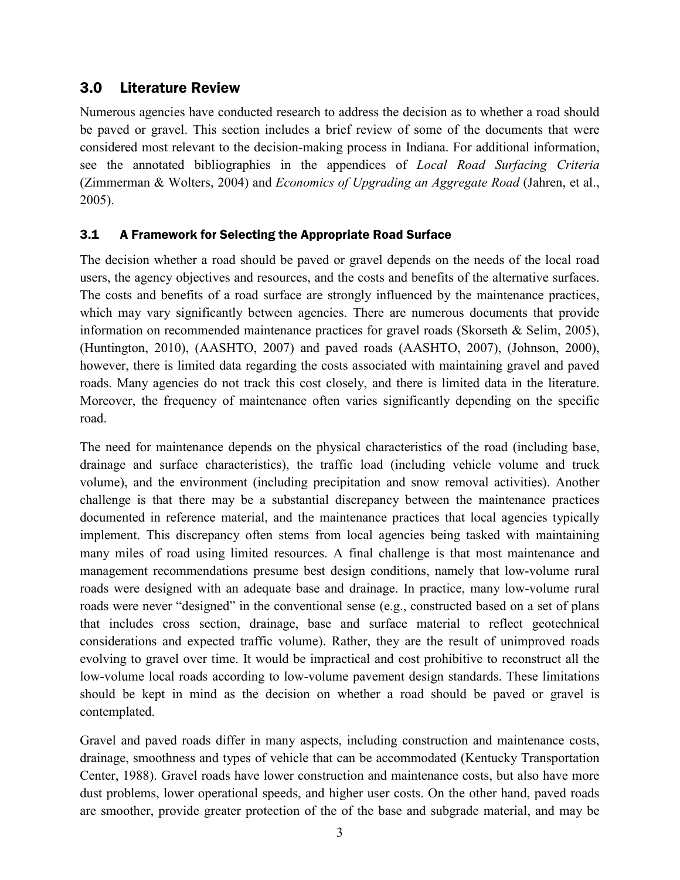## 3.0 Literature Review

Numerous agencies have conducted research to address the decision as to whether a road should be paved or gravel. This section includes a brief review of some of the documents that were considered most relevant to the decision-making process in Indiana. For additional information, see the annotated bibliographies in the appendices of *Local Road Surfacing Criteria* (Zimmerman & Wolters, 2004) and *Economics of Upgrading an Aggregate Road* (Jahren, et al., 2005).

### 3.1 A Framework for Selecting the Appropriate Road Surface

The decision whether a road should be paved or gravel depends on the needs of the local road users, the agency objectives and resources, and the costs and benefits of the alternative surfaces. The costs and benefits of a road surface are strongly influenced by the maintenance practices, which may vary significantly between agencies. There are numerous documents that provide information on recommended maintenance practices for gravel roads (Skorseth & Selim, 2005), (Huntington, 2010), (AASHTO, 2007) and paved roads (AASHTO, 2007), (Johnson, 2000), however, there is limited data regarding the costs associated with maintaining gravel and paved roads. Many agencies do not track this cost closely, and there is limited data in the literature. Moreover, the frequency of maintenance often varies significantly depending on the specific road.

The need for maintenance depends on the physical characteristics of the road (including base, drainage and surface characteristics), the traffic load (including vehicle volume and truck volume), and the environment (including precipitation and snow removal activities). Another challenge is that there may be a substantial discrepancy between the maintenance practices documented in reference material, and the maintenance practices that local agencies typically implement. This discrepancy often stems from local agencies being tasked with maintaining many miles of road using limited resources. A final challenge is that most maintenance and management recommendations presume best design conditions, namely that low-volume rural roads were designed with an adequate base and drainage. In practice, many low-volume rural roads were never "designed" in the conventional sense (e.g., constructed based on a set of plans that includes cross section, drainage, base and surface material to reflect geotechnical considerations and expected traffic volume). Rather, they are the result of unimproved roads evolving to gravel over time. It would be impractical and cost prohibitive to reconstruct all the low-volume local roads according to low-volume pavement design standards. These limitations should be kept in mind as the decision on whether a road should be paved or gravel is contemplated.

Gravel and paved roads differ in many aspects, including construction and maintenance costs, drainage, smoothness and types of vehicle that can be accommodated (Kentucky Transportation Center, 1988). Gravel roads have lower construction and maintenance costs, but also have more dust problems, lower operational speeds, and higher user costs. On the other hand, paved roads are smoother, provide greater protection of the of the base and subgrade material, and may be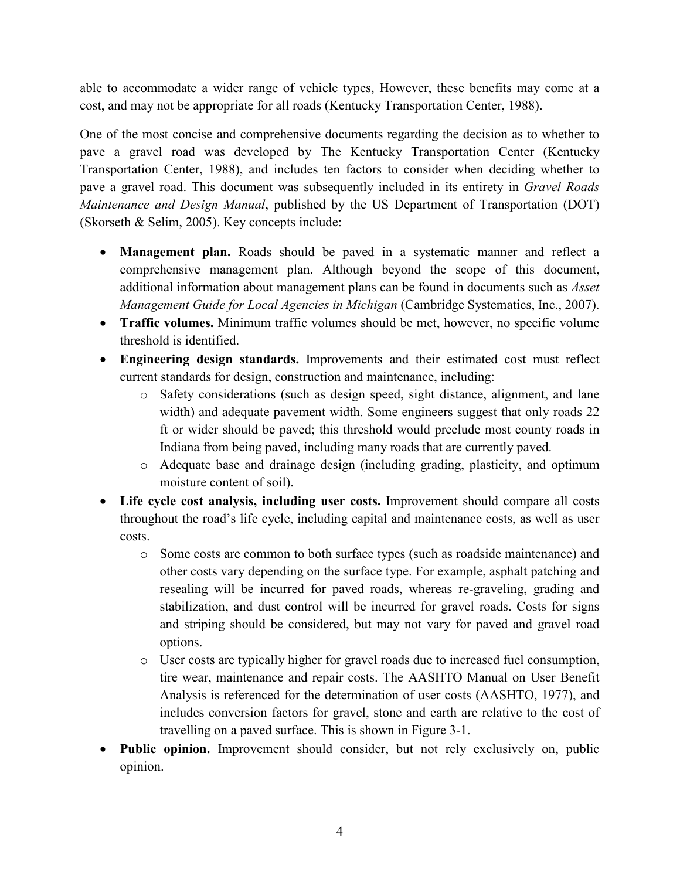able to accommodate a wider range of vehicle types, However, these benefits may come at a cost, and may not be appropriate for all roads (Kentucky Transportation Center, 1988).

One of the most concise and comprehensive documents regarding the decision as to whether to pave a gravel road was developed by The Kentucky Transportation Center (Kentucky Transportation Center, 1988), and includes ten factors to consider when deciding whether to pave a gravel road. This document was subsequently included in its entirety in *Gravel Roads Maintenance and Design Manual*, published by the US Department of Transportation (DOT) (Skorseth & Selim, 2005). Key concepts include:

- **Management plan.** Roads should be paved in a systematic manner and reflect a comprehensive management plan. Although beyond the scope of this document, additional information about management plans can be found in documents such as *Asset Management Guide for Local Agencies in Michigan* (Cambridge Systematics, Inc., 2007).
- **Traffic volumes.** Minimum traffic volumes should be met, however, no specific volume threshold is identified.
- **Engineering design standards.** Improvements and their estimated cost must reflect current standards for design, construction and maintenance, including:
  - Safety considerations (such as design speed, sight distance, alignment, and lane width) and adequate pavement width. Some engineers suggest that only roads 22 ft or wider should be paved; this threshold would preclude most county roads in Indiana from being paved, including many roads that are currently paved.
  - Adequate base and drainage design (including grading, plasticity, and optimum moisture content of soil).
- **Life cycle cost analysis, including user costs.** Improvement should compare all costs throughout the road's life cycle, including capital and maintenance costs, as well as user costs.
  - Some costs are common to both surface types (such as roadside maintenance) and other costs vary depending on the surface type. For example, asphalt patching and resealing will be incurred for paved roads, whereas re-graveling, grading and stabilization, and dust control will be incurred for gravel roads. Costs for signs and striping should be considered, but may not vary for paved and gravel road options.
  - User costs are typically higher for gravel roads due to increased fuel consumption, tire wear, maintenance and repair costs. The AASHTO Manual on User Benefit Analysis is referenced for the determination of user costs (AASHTO, 1977), and includes conversion factors for gravel, stone and earth are relative to the cost of travelling on a paved surface. This is shown in Figure 3-1.
- **Public opinion.** Improvement should consider, but not rely exclusively on, public opinion.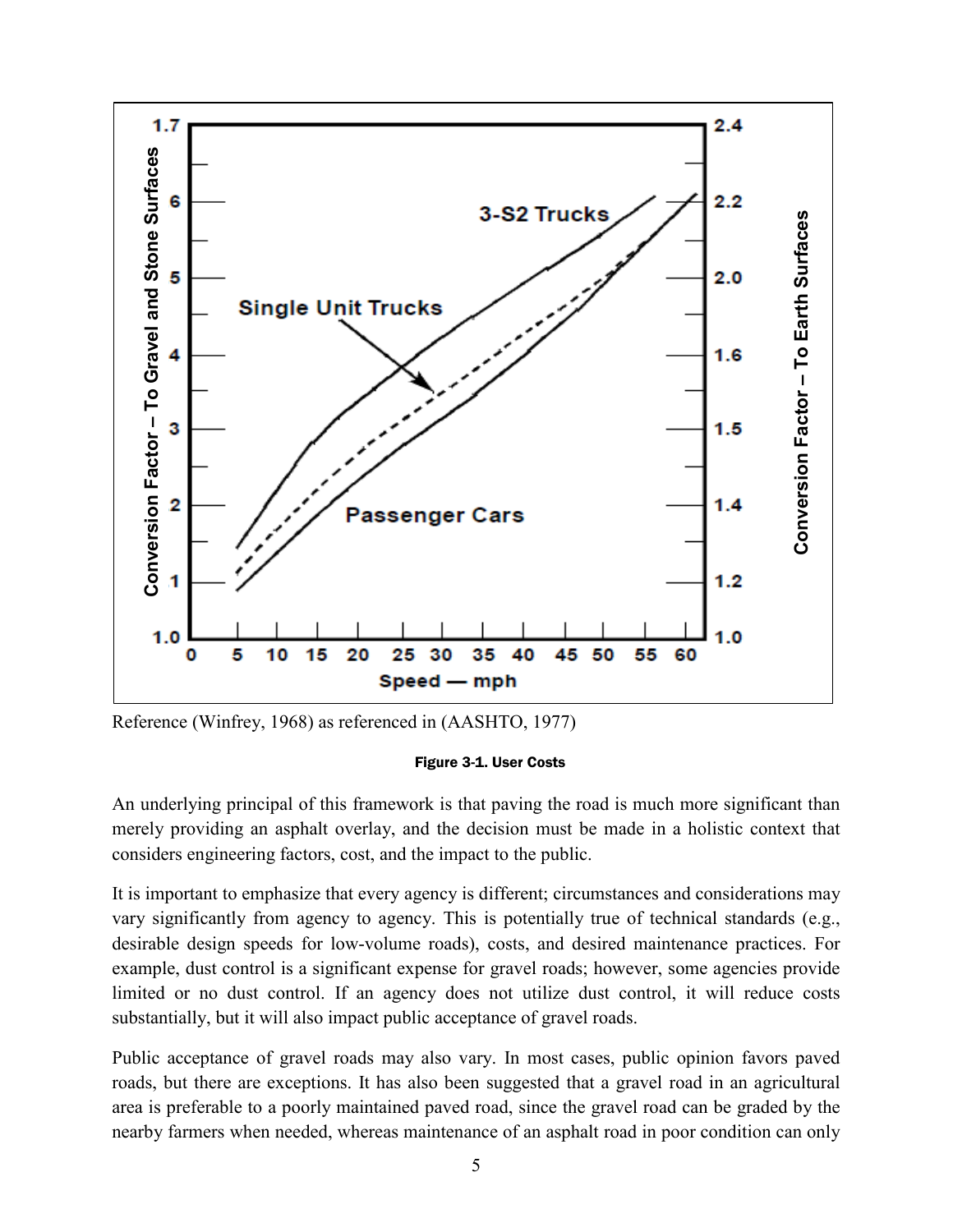Reference (Winfrey, 1968) as referenced in (AASHTO, 1977)

**Figure 3-1. User Costs**

An underlying principal of this framework is that paving the road is much more significant than merely providing an asphalt overlay, and the decision must be made in a holistic context that considers engineering factors, cost, and the impact to the public.

It is important to emphasize that every agency is different; circumstances and considerations may vary significantly from agency to agency. This is potentially true of technical standards (e.g., desirable design speeds for low-volume roads), costs, and desired maintenance practices. For example, dust control is a significant expense for gravel roads; however, some agencies provide limited or no dust control. If an agency does not utilize dust control, it will reduce costs substantially, but it will also impact public acceptance of gravel roads.

Public acceptance of gravel roads may also vary. In most cases, public opinion favors paved roads, but there are exceptions. It has also been suggested that a gravel road in an agricultural area is preferable to a poorly maintained paved road, since the gravel road can be graded by the nearby farmers when needed, whereas maintenance of an asphalt road in poor condition can only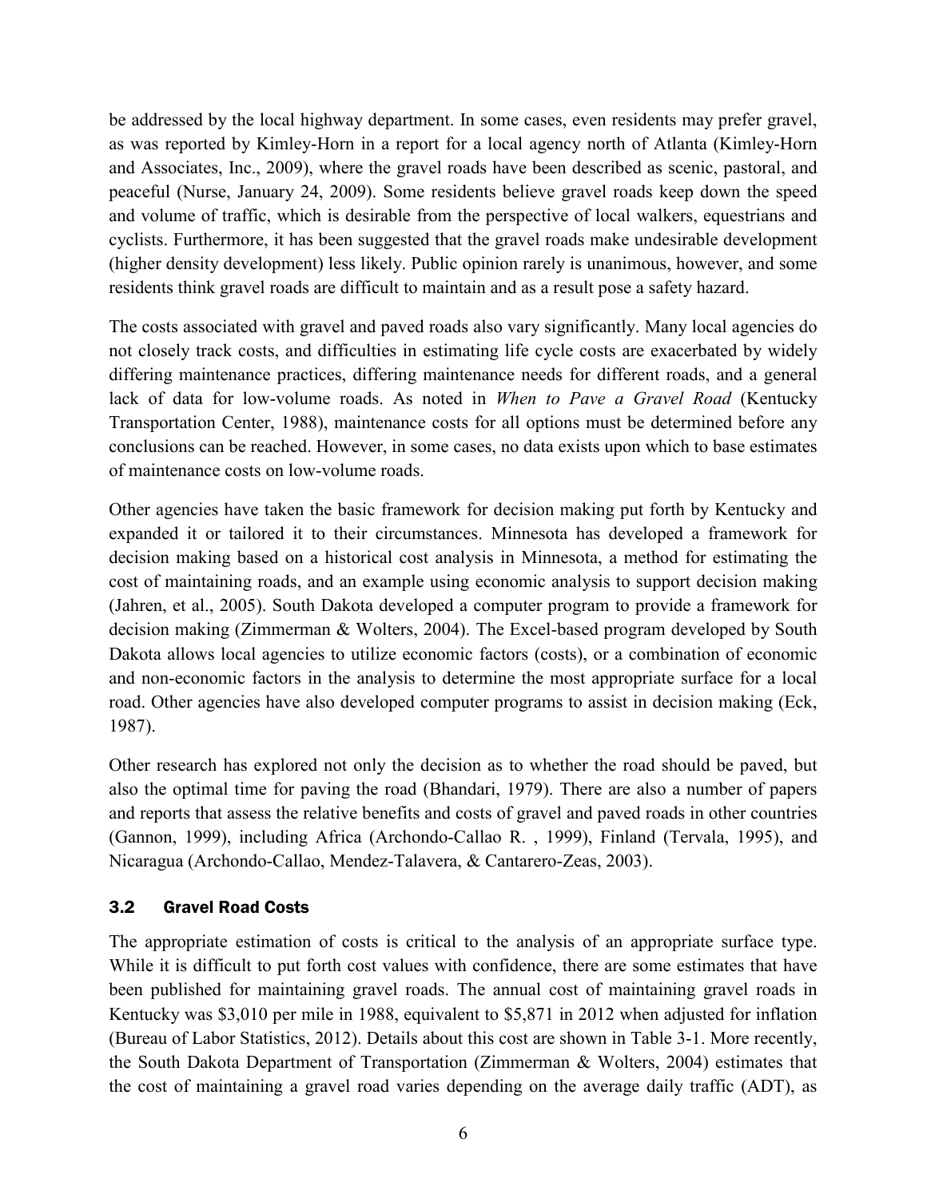be addressed by the local highway department. In some cases, even residents may prefer gravel, as was reported by Kimley-Horn in a report for a local agency north of Atlanta (Kimley-Horn and Associates, Inc., 2009), where the gravel roads have been described as scenic, pastoral, and peaceful (Nurse, January 24, 2009). Some residents believe gravel roads keep down the speed and volume of traffic, which is desirable from the perspective of local walkers, equestrians and cyclists. Furthermore, it has been suggested that the gravel roads make undesirable development (higher density development) less likely. Public opinion rarely is unanimous, however, and some residents think gravel roads are difficult to maintain and as a result pose a safety hazard.

The costs associated with gravel and paved roads also vary significantly. Many local agencies do not closely track costs, and difficulties in estimating life cycle costs are exacerbated by widely differing maintenance practices, differing maintenance needs for different roads, and a general lack of data for low-volume roads. As noted in *When to Pave a Gravel Road* (Kentucky Transportation Center, 1988), maintenance costs for all options must be determined before any conclusions can be reached. However, in some cases, no data exists upon which to base estimates of maintenance costs on low-volume roads.

Other agencies have taken the basic framework for decision making put forth by Kentucky and expanded it or tailored it to their circumstances. Minnesota has developed a framework for decision making based on a historical cost analysis in Minnesota, a method for estimating the cost of maintaining roads, and an example using economic analysis to support decision making (Jahren, et al., 2005). South Dakota developed a computer program to provide a framework for decision making (Zimmerman & Wolters, 2004). The Excel-based program developed by South Dakota allows local agencies to utilize economic factors (costs), or a combination of economic and non-economic factors in the analysis to determine the most appropriate surface for a local road. Other agencies have also developed computer programs to assist in decision making (Eck, 1987).

Other research has explored not only the decision as to whether the road should be paved, but also the optimal time for paving the road (Bhandari, 1979). There are also a number of papers and reports that assess the relative benefits and costs of gravel and paved roads in other countries (Gannon, 1999), including Africa (Archondo-Callao R. , 1999), Finland (Tervala, 1995), and Nicaragua (Archondo-Callao, Mendez-Talavera, & Cantarero-Zeas, 2003).

### 3.2 Gravel Road Costs

The appropriate estimation of costs is critical to the analysis of an appropriate surface type. While it is difficult to put forth cost values with confidence, there are some estimates that have been published for maintaining gravel roads. The annual cost of maintaining gravel roads in Kentucky was $3,010 per mile in 1988, equivalent to $5,871 in 2012 when adjusted for inflation (Bureau of Labor Statistics, 2012). Details about this cost are shown in Table 3-1. More recently, the South Dakota Department of Transportation (Zimmerman & Wolters, 2004) estimates that the cost of maintaining a gravel road varies depending on the average daily traffic (ADT), as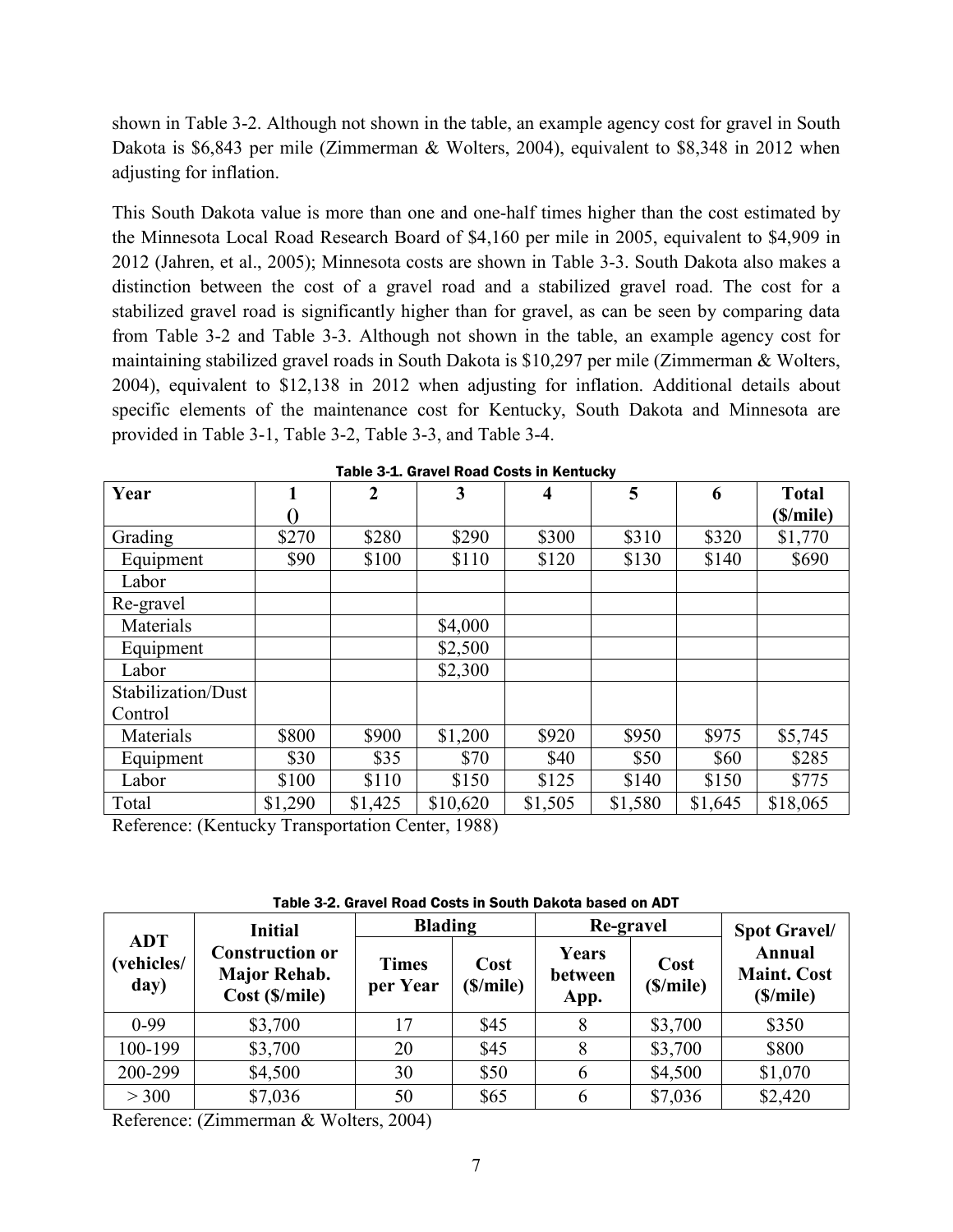shown in Table 3-2. Although not shown in the table, an example agency cost for gravel in South Dakota is $6,843 per mile (Zimmerman & Wolters, 2004), equivalent to $8,348 in 2012 when adjusting for inflation.

This South Dakota value is more than one and one-half times higher than the cost estimated by the Minnesota Local Road Research Board of $4,160 per mile in 2005, equivalent to $4,909 in 2012 (Jahren, et al., 2005); Minnesota costs are shown in Table 3-3. South Dakota also makes a distinction between the cost of a gravel road and a stabilized gravel road. The cost for a stabilized gravel road is significantly higher than for gravel, as can be seen by comparing data from Table 3-2 and Table 3-3. Although not shown in the table, an example agency cost for maintaining stabilized gravel roads in South Dakota is $10,297 per mile (Zimmerman & Wolters, 2004), equivalent to $12,138 in 2012 when adjusting for inflation. Additional details about specific elements of the maintenance cost for Kentucky, South Dakota and Minnesota are provided in Table 3-1, Table 3-2, Table 3-3, and Table 3-4.

**Table 3-1. Gravel Road Costs in Kentucky**

| Year | 1 () | 2 | 3 | 4 | 5 | 6 | Total ($/mile) |
|---|---|---|---|---|---|---|---|
| Grading | $270 | $280 | $290 | $300 | $310 | $320 | $1,770 |
| Equipment | $90 | $100 | $110 | $120 | $130 | $140 | $690 |
| Labor | | | | | | | |
| Re-gravel | | | | | | | |
| Materials | | | $4,000 | | | | |
| Equipment | | | $2,500 | | | | |
| Labor | | | $2,300 | | | | |
| Stabilization/Dust Control | | | | | | | |
| Materials | $800 | $900 | $1,200 | $920 | $950 | $975 | $5,745 |
| Equipment | $30 | $35 | $70 | $40 | $50 | $60 | $285 |
| Labor | $100 | $110 | $150 | $125 | $140 | $150 | $775 |
| Total | $1,290 | $1,425 | $10,620 | $1,505 | $1,580 | $1,645 | $18,065 |

Reference: (Kentucky Transportation Center, 1988)

**Table 3-2. Gravel Road Costs in South Dakota based on ADT**

| ADT (vehicles/day) | Initial Construction or Major Rehab. Cost ($/mile) | Blading | | Re-gravel | | Spot Gravel/ Annual Maint. Cost ($/mile) |
|---|---|---|---|---|---|---|
| | | Times per Year | Cost ($/mile) | Years between App. | Cost ($/mile) | |
| 0-99 | $3,700 | 17 | $45 | 8 | $3,700 | $350 |
| 100-199 | $3,700 | 20 | $45 | 8 | $3,700 | $800 |
| 200-299 | $4,500 | 30 | $50 | 6 | $4,500 | $1,070 |
| > 300 | $7,036 | 50 | $65 | 6 | $7,036 | $2,420 |

Reference: (Zimmerman & Wolters, 2004)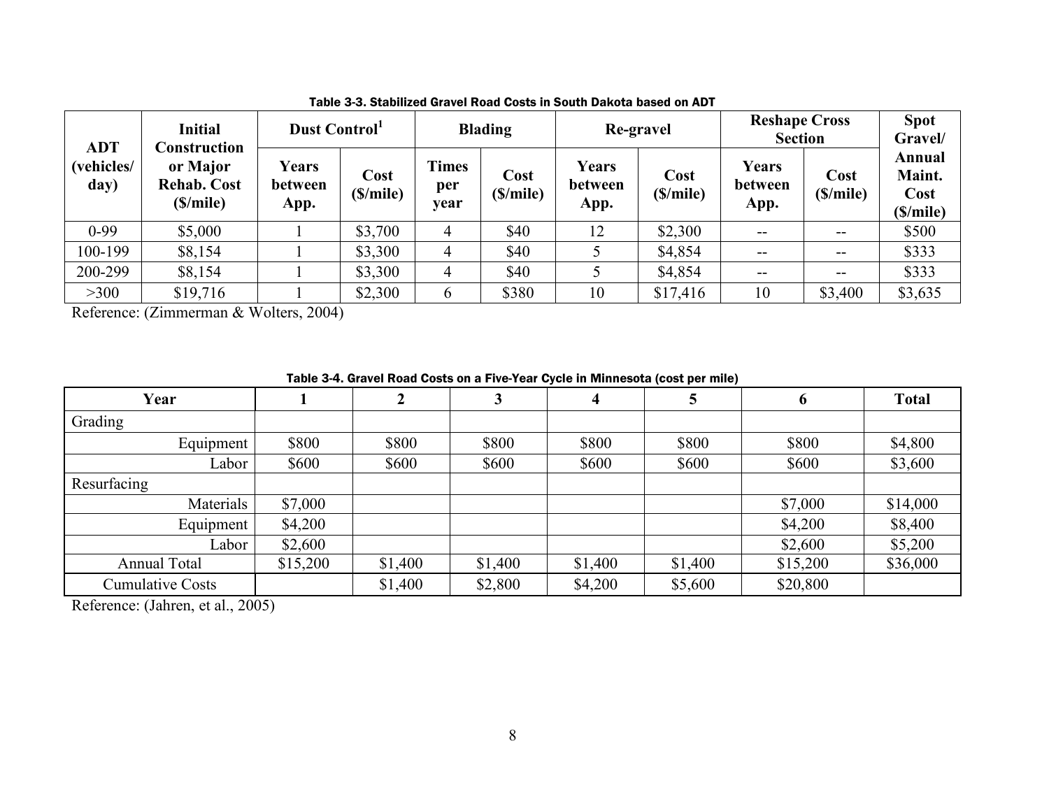Table 3-3. Stabilized Gravel Road Costs in South Dakota based on ADT

| ADT (vehicles/ day) | Initial Construction or Major Rehab. Cost ($/mile) | Dust Control[1] | | Blading | | Re-gravel | | Reshape Cross Section | | Spot Gravel/ Annual Maint. Cost ($/mile) |
|---|---|---|---|---|---|---|---|---|---|---|
| | | Years between App. | Cost ($/mile) | Times per year | Cost ($/mile) | Years between App. | Cost ($/mile) | Years between App. | Cost ($/mile) | |
| 0-99 | $5,000 | 1 | $3,700 | 4 | $40 | 12 | $2,300 | -- | -- | $500 |
| 100-199 | $8,154 | 1 | $3,300 | 4 | $40 | 5 | $4,854 | -- | -- | $333 |
| 200-299 | $8,154 | 1 | $3,300 | 4 | $40 | 5 | $4,854 | -- | -- | $333 |
| >300 | $19,716 | 1 | $2,300 | 6 | $380 | 10 | $17,416 | 10 | $3,400 | $3,635 |

Reference: (Zimmerman & Wolters, 2004)

Table 3-4. Gravel Road Costs on a Five-Year Cycle in Minnesota (cost per mile)

| Year | 1 | 2 | 3 | 4 | 5 | 6 | Total |
|---|---|---|---|---|---|---|---|
| Grading | | | | | | | |
| Equipment | $800 | $800 | $800 | $800 | $800 | $800 | $4,800 |
| Labor | $600 | $600 | $600 | $600 | $600 | $600 | $3,600 |
| Resurfacing | | | | | | | |
| Materials | $7,000 | | | | | $7,000 | $14,000 |
| Equipment | $4,200 | | | | | $4,200 | $8,400 |
| Labor | $2,600 | | | | | $2,600 | $5,200 |
| Annual Total | $15,200 | $1,400 | $1,400 | $1,400 | $1,400 | $15,200 | $36,000 |
| Cumulative Costs | | $1,400 | $2,800 | $4,200 | $5,600 | $20,800 | |

Reference: (Jahren, et al., 2005)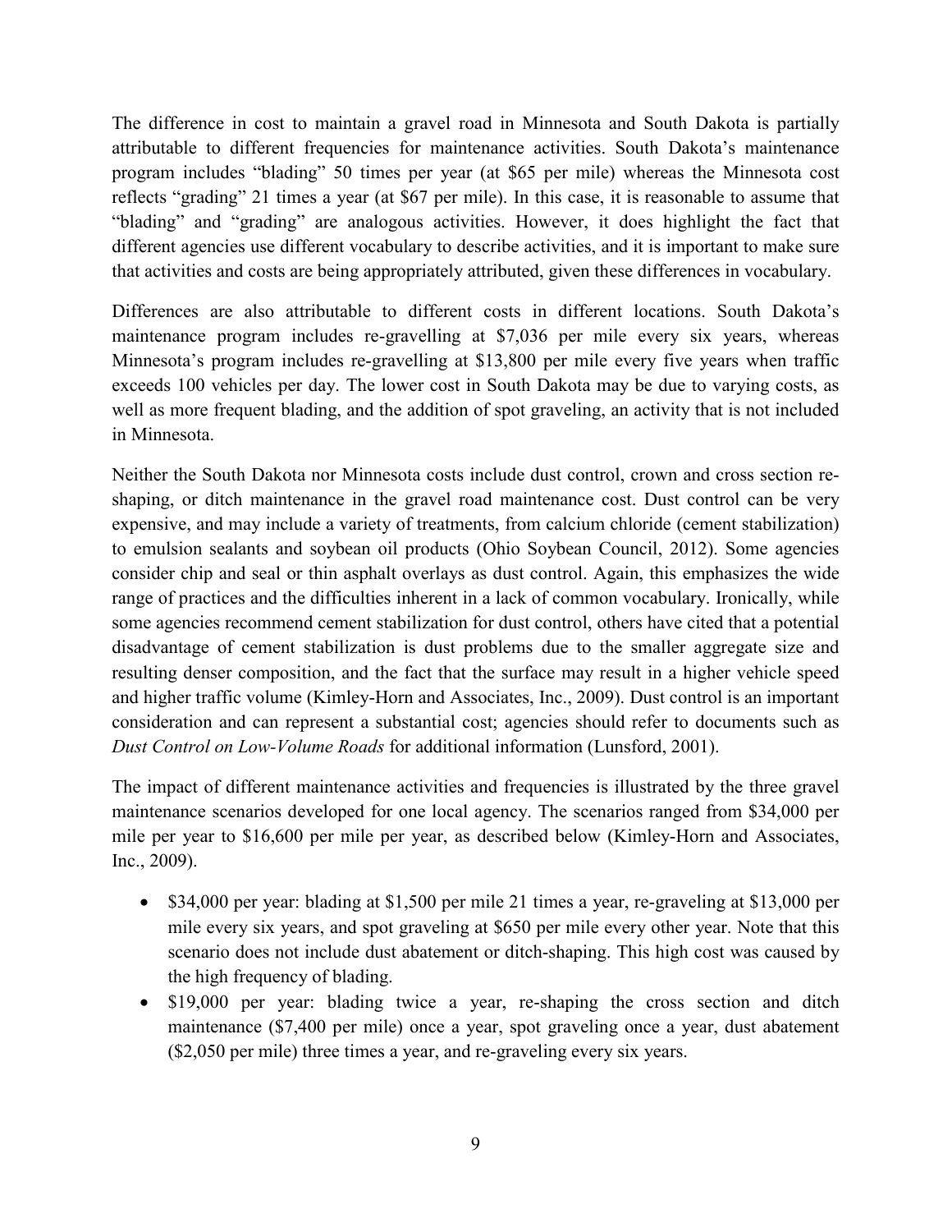The difference in cost to maintain a gravel road in Minnesota and South Dakota is partially attributable to different frequencies for maintenance activities. South Dakota's maintenance program includes "blading" 50 times per year (at $65 per mile) whereas the Minnesota cost reflects "grading" 21 times a year (at $67 per mile). In this case, it is reasonable to assume that "blading" and "grading" are analogous activities. However, it does highlight the fact that different agencies use different vocabulary to describe activities, and it is important to make sure that activities and costs are being appropriately attributed, given these differences in vocabulary.

Differences are also attributable to different costs in different locations. South Dakota's maintenance program includes re-gravelling at $7,036 per mile every six years, whereas Minnesota's program includes re-gravelling at $13,800 per mile every five years when traffic exceeds 100 vehicles per day. The lower cost in South Dakota may be due to varying costs, as well as more frequent blading, and the addition of spot graveling, an activity that is not included in Minnesota.

Neither the South Dakota nor Minnesota costs include dust control, crown and cross section re-shaping, or ditch maintenance in the gravel road maintenance cost. Dust control can be very expensive, and may include a variety of treatments, from calcium chloride (cement stabilization) to emulsion sealants and soybean oil products (Ohio Soybean Council, 2012). Some agencies consider chip and seal or thin asphalt overlays as dust control. Again, this emphasizes the wide range of practices and the difficulties inherent in a lack of common vocabulary. Ironically, while some agencies recommend cement stabilization for dust control, others have cited that a potential disadvantage of cement stabilization is dust problems due to the smaller aggregate size and resulting denser composition, and the fact that the surface may result in a higher vehicle speed and higher traffic volume (Kimley-Horn and Associates, Inc., 2009). Dust control is an important consideration and can represent a substantial cost; agencies should refer to documents such as *Dust Control on Low-Volume Roads* for additional information (Lunsford, 2001).

The impact of different maintenance activities and frequencies is illustrated by the three gravel maintenance scenarios developed for one local agency. The scenarios ranged from $34,000 per mile per year to $16,600 per mile per year, as described below (Kimley-Horn and Associates, Inc., 2009).

- $34,000 per year: blading at $1,500 per mile 21 times a year, re-graveling at $13,000 per mile every six years, and spot graveling at $650 per mile every other year. Note that this scenario does not include dust abatement or ditch-shaping. This high cost was caused by the high frequency of blading.
- $19,000 per year: blading twice a year, re-shaping the cross section and ditch maintenance ($7,400 per mile) once a year, spot graveling once a year, dust abatement ($2,050 per mile) three times a year, and re-graveling every six years.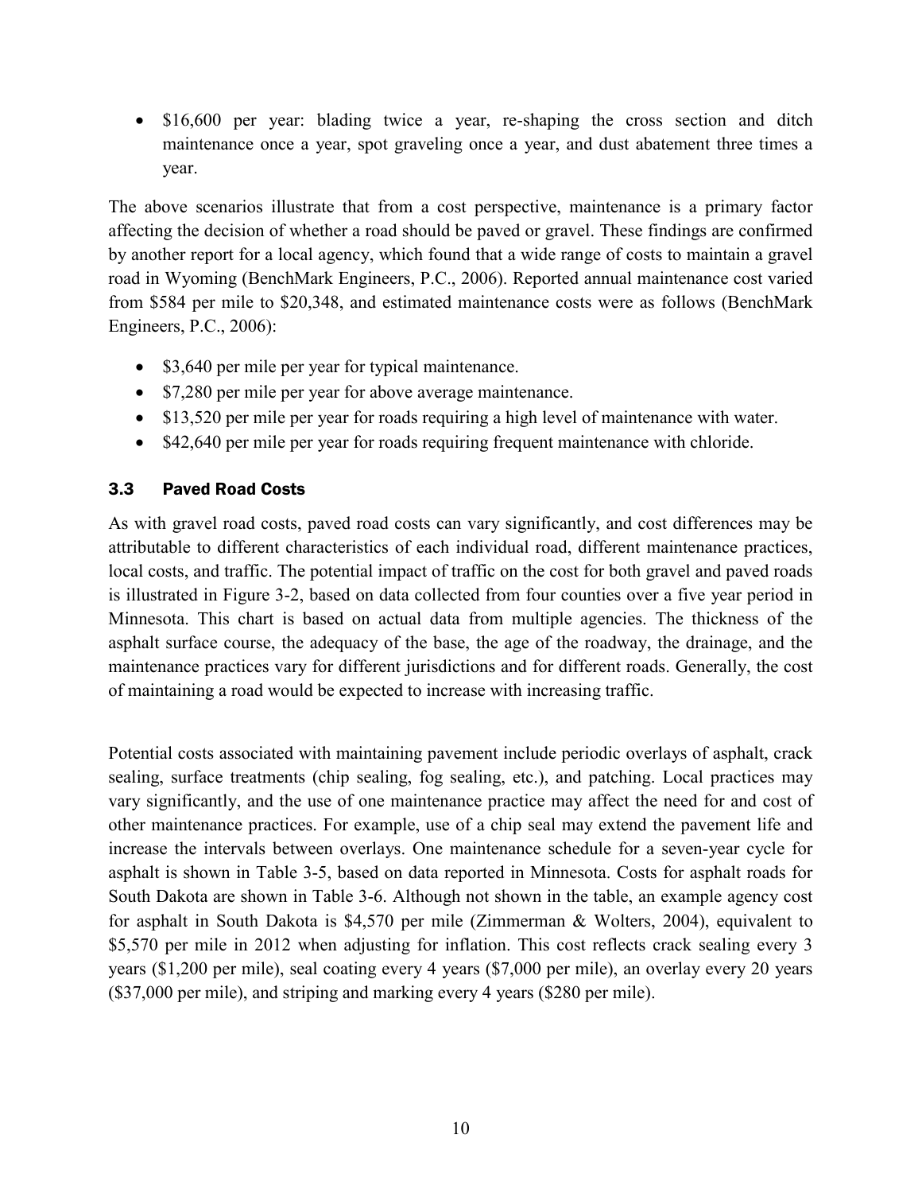- $16,600 per year: blading twice a year, re-shaping the cross section and ditch maintenance once a year, spot graveling once a year, and dust abatement three times a year.

The above scenarios illustrate that from a cost perspective, maintenance is a primary factor affecting the decision of whether a road should be paved or gravel. These findings are confirmed by another report for a local agency, which found that a wide range of costs to maintain a gravel road in Wyoming (BenchMark Engineers, P.C., 2006). Reported annual maintenance cost varied from $584 per mile to $20,348, and estimated maintenance costs were as follows (BenchMark Engineers, P.C., 2006):

- $3,640 per mile per year for typical maintenance.
- $7,280 per mile per year for above average maintenance.
- $13,520 per mile per year for roads requiring a high level of maintenance with water.
- $42,640 per mile per year for roads requiring frequent maintenance with chloride.

### 3.3 Paved Road Costs

As with gravel road costs, paved road costs can vary significantly, and cost differences may be attributable to different characteristics of each individual road, different maintenance practices, local costs, and traffic. The potential impact of traffic on the cost for both gravel and paved roads is illustrated in Figure 3-2, based on data collected from four counties over a five year period in Minnesota. This chart is based on actual data from multiple agencies. The thickness of the asphalt surface course, the adequacy of the base, the age of the roadway, the drainage, and the maintenance practices vary for different jurisdictions and for different roads. Generally, the cost of maintaining a road would be expected to increase with increasing traffic.

Potential costs associated with maintaining pavement include periodic overlays of asphalt, crack sealing, surface treatments (chip sealing, fog sealing, etc.), and patching. Local practices may vary significantly, and the use of one maintenance practice may affect the need for and cost of other maintenance practices. For example, use of a chip seal may extend the pavement life and increase the intervals between overlays. One maintenance schedule for a seven-year cycle for asphalt is shown in Table 3-5, based on data reported in Minnesota. Costs for asphalt roads for South Dakota are shown in Table 3-6. Although not shown in the table, an example agency cost for asphalt in South Dakota is $4,570 per mile (Zimmerman & Wolters, 2004), equivalent to $5,570 per mile in 2012 when adjusting for inflation. This cost reflects crack sealing every 3 years ($1,200 per mile), seal coating every 4 years ($7,000 per mile), an overlay every 20 years ($37,000 per mile), and striping and marking every 4 years ($280 per mile).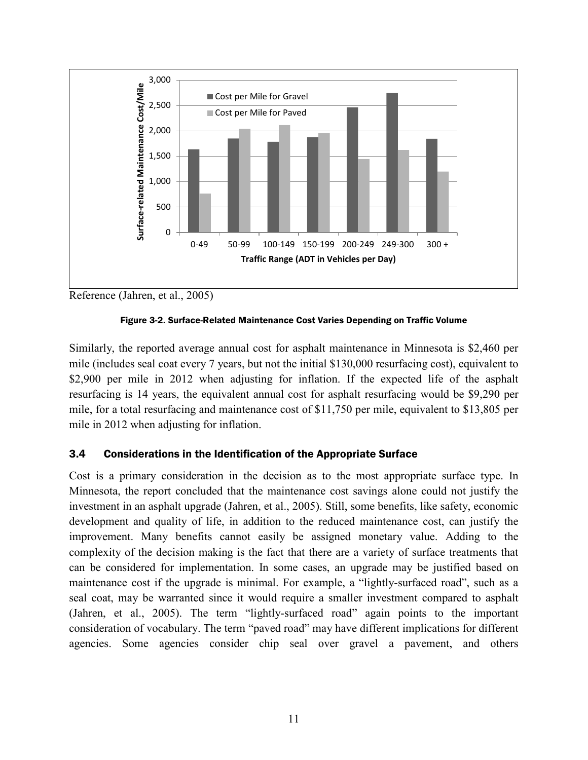Reference (Jahren, et al., 2005)

**Figure 3-2. Surface-Related Maintenance Cost Varies Depending on Traffic Volume**

Similarly, the reported average annual cost for asphalt maintenance in Minnesota is \$2,460 per mile (includes seal coat every 7 years, but not the initial \$130,000 resurfacing cost), equivalent to \$2,900 per mile in 2012 when adjusting for inflation. If the expected life of the asphalt resurfacing is 14 years, the equivalent annual cost for asphalt resurfacing would be \$9,290 per mile, for a total resurfacing and maintenance cost of \$11,750 per mile, equivalent to \$13,805 per mile in 2012 when adjusting for inflation.

### 3.4 Considerations in the Identification of the Appropriate Surface

Cost is a primary consideration in the decision as to the most appropriate surface type. In Minnesota, the report concluded that the maintenance cost savings alone could not justify the investment in an asphalt upgrade (Jahren, et al., 2005). Still, some benefits, like safety, economic development and quality of life, in addition to the reduced maintenance cost, can justify the improvement. Many benefits cannot easily be assigned monetary value. Adding to the complexity of the decision making is the fact that there are a variety of surface treatments that can be considered for implementation. In some cases, an upgrade may be justified based on maintenance cost if the upgrade is minimal. For example, a "lightly-surfaced road", such as a seal coat, may be warranted since it would require a smaller investment compared to asphalt (Jahren, et al., 2005). The term "lightly-surfaced road" again points to the important consideration of vocabulary. The term "paved road" may have different implications for different agencies. Some agencies consider chip seal over gravel a pavement, and others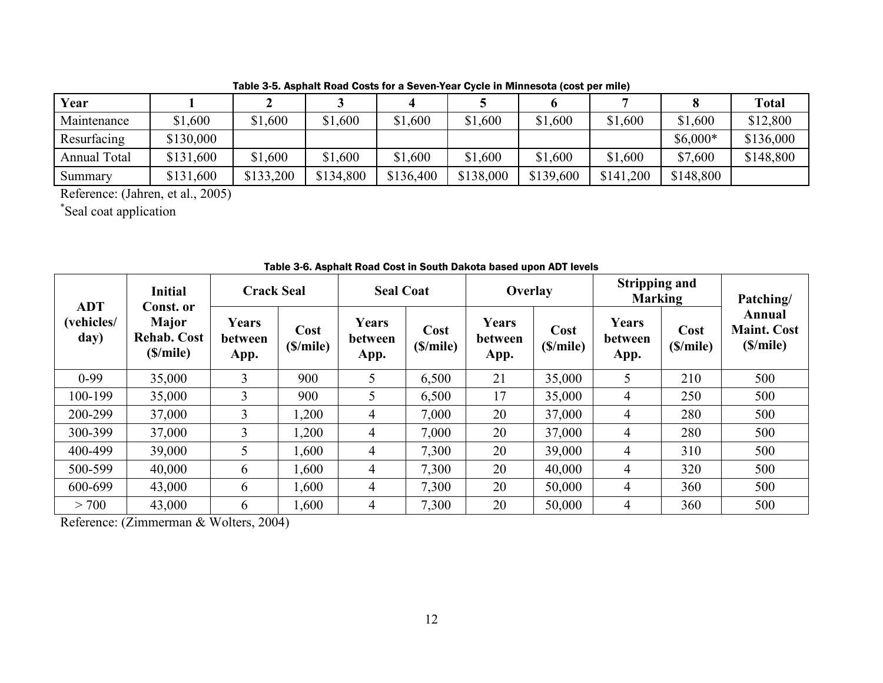Table 3-5. Asphalt Road Costs for a Seven-Year Cycle in Minnesota (cost per mile)

| Year | 1 | 2 | 3 | 4 | 5 | 6 | 7 | 8 | Total |
|---|---|---|---|---|---|---|---|---|---|
| Maintenance | $1,600 | $1,600 | $1,600 | $1,600 | $1,600 | $1,600 | $1,600 | $1,600 | $12,800 |
| Resurfacing | $130,000 | | | | | | | $6,000* | $136,000 |
| Annual Total | $131,600 | $1,600 | $1,600 | $1,600 | $1,600 | $1,600 | $1,600 | $7,600 | $148,800 |
| Summary | $131,600 | $133,200 | $134,800 | $136,400 | $138,000 | $139,600 | $141,200 | $148,800 | |

Reference: (Jahren, et al., 2005)

*Seal coat application

Table 3-6. Asphalt Road Cost in South Dakota based upon ADT levels

| ADT (vehicles/ day) | Initial Const. or Major Rehab. Cost ($/mile) | Crack Seal | | Seal Coat | | Overlay | | Stripping and Marking | | Patching/ Annual Maint. Cost ($/mile) |
|---|---|---|---|---|---|---|---|---|---|---|
| | | Years between App. | Cost ($/mile) | Years between App. | Cost ($/mile) | Years between App. | Cost ($/mile) | Years between App. | Cost ($/mile) | |
| 0-99 | 35,000 | 3 | 900 | 5 | 6,500 | 21 | 35,000 | 5 | 210 | 500 |
| 100-199 | 35,000 | 3 | 900 | 5 | 6,500 | 17 | 35,000 | 4 | 250 | 500 |
| 200-299 | 37,000 | 3 | 1,200 | 4 | 7,000 | 20 | 37,000 | 4 | 280 | 500 |
| 300-399 | 37,000 | 3 | 1,200 | 4 | 7,000 | 20 | 37,000 | 4 | 280 | 500 |
| 400-499 | 39,000 | 5 | 1,600 | 4 | 7,300 | 20 | 39,000 | 4 | 310 | 500 |
| 500-599 | 40,000 | 6 | 1,600 | 4 | 7,300 | 20 | 40,000 | 4 | 320 | 500 |
| 600-699 | 43,000 | 6 | 1,600 | 4 | 7,300 | 20 | 50,000 | 4 | 360 | 500 |
| > 700 | 43,000 | 6 | 1,600 | 4 | 7,300 | 20 | 50,000 | 4 | 360 | 500 |

Reference: (Zimmerman & Wolters, 2004)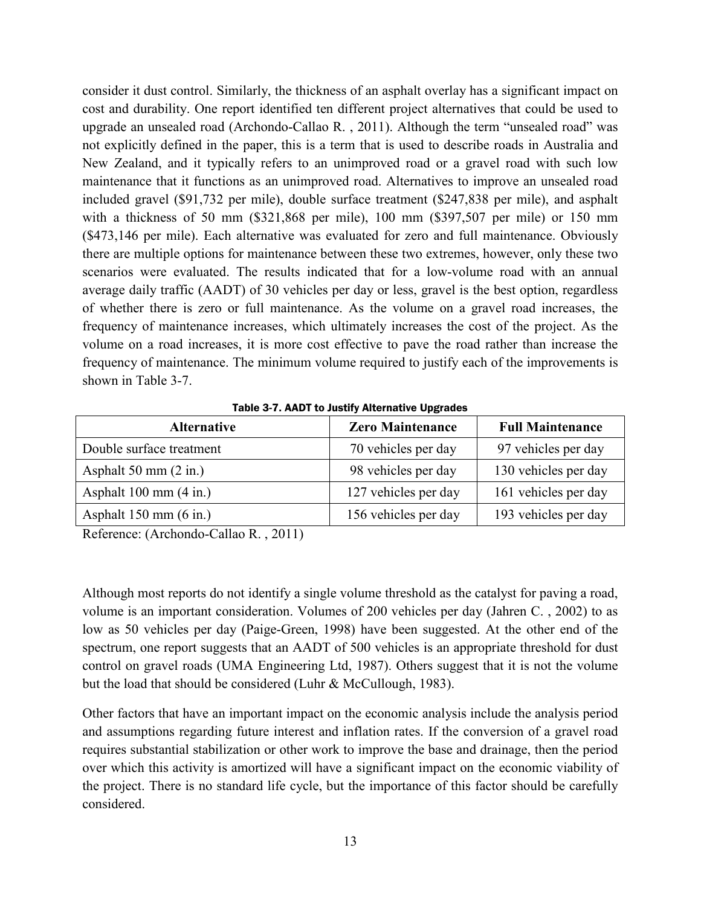consider it dust control. Similarly, the thickness of an asphalt overlay has a significant impact on cost and durability. One report identified ten different project alternatives that could be used to upgrade an unsealed road (Archondo-Callao R. , 2011). Although the term "unsealed road" was not explicitly defined in the paper, this is a term that is used to describe roads in Australia and New Zealand, and it typically refers to an unimproved road or a gravel road with such low maintenance that it functions as an unimproved road. Alternatives to improve an unsealed road included gravel ($91,732 per mile), double surface treatment ($247,838 per mile), and asphalt with a thickness of 50 mm ($321,868 per mile), 100 mm ($397,507 per mile) or 150 mm ($473,146 per mile). Each alternative was evaluated for zero and full maintenance. Obviously there are multiple options for maintenance between these two extremes, however, only these two scenarios were evaluated. The results indicated that for a low-volume road with an annual average daily traffic (AADT) of 30 vehicles per day or less, gravel is the best option, regardless of whether there is zero or full maintenance. As the volume on a gravel road increases, the frequency of maintenance increases, which ultimately increases the cost of the project. As the volume on a road increases, it is more cost effective to pave the road rather than increase the frequency of maintenance. The minimum volume required to justify each of the improvements is shown in Table 3-7.

**Table 3-7. AADT to Justify Alternative Upgrades**

| Alternative | Zero Maintenance | Full Maintenance |
|---|---|---|
| Double surface treatment | 70 vehicles per day | 97 vehicles per day |
| Asphalt 50 mm (2 in.) | 98 vehicles per day | 130 vehicles per day |
| Asphalt 100 mm (4 in.) | 127 vehicles per day | 161 vehicles per day |
| Asphalt 150 mm (6 in.) | 156 vehicles per day | 193 vehicles per day |

Reference: (Archondo-Callao R. , 2011)

Although most reports do not identify a single volume threshold as the catalyst for paving a road, volume is an important consideration. Volumes of 200 vehicles per day (Jahren C. , 2002) to as low as 50 vehicles per day (Paige-Green, 1998) have been suggested. At the other end of the spectrum, one report suggests that an AADT of 500 vehicles is an appropriate threshold for dust control on gravel roads (UMA Engineering Ltd, 1987). Others suggest that it is not the volume but the load that should be considered (Luhr & McCullough, 1983).

Other factors that have an important impact on the economic analysis include the analysis period and assumptions regarding future interest and inflation rates. If the conversion of a gravel road requires substantial stabilization or other work to improve the base and drainage, then the period over which this activity is amortized will have a significant impact on the economic viability of the project. There is no standard life cycle, but the importance of this factor should be carefully considered.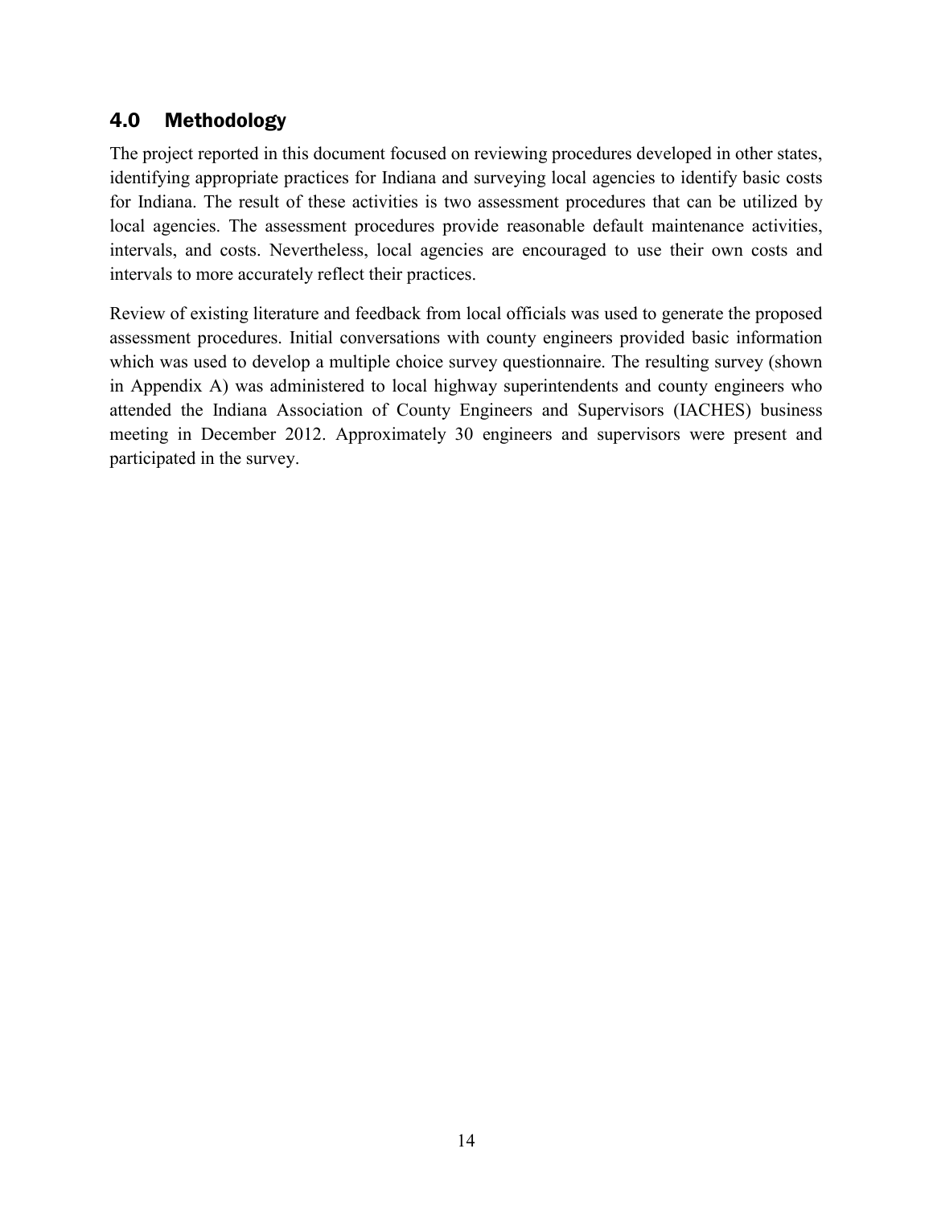## 4.0 Methodology

The project reported in this document focused on reviewing procedures developed in other states, identifying appropriate practices for Indiana and surveying local agencies to identify basic costs for Indiana. The result of these activities is two assessment procedures that can be utilized by local agencies. The assessment procedures provide reasonable default maintenance activities, intervals, and costs. Nevertheless, local agencies are encouraged to use their own costs and intervals to more accurately reflect their practices.

Review of existing literature and feedback from local officials was used to generate the proposed assessment procedures. Initial conversations with county engineers provided basic information which was used to develop a multiple choice survey questionnaire. The resulting survey (shown in Appendix A) was administered to local highway superintendents and county engineers who attended the Indiana Association of County Engineers and Supervisors (IACHES) business meeting in December 2012. Approximately 30 engineers and supervisors were present and participated in the survey.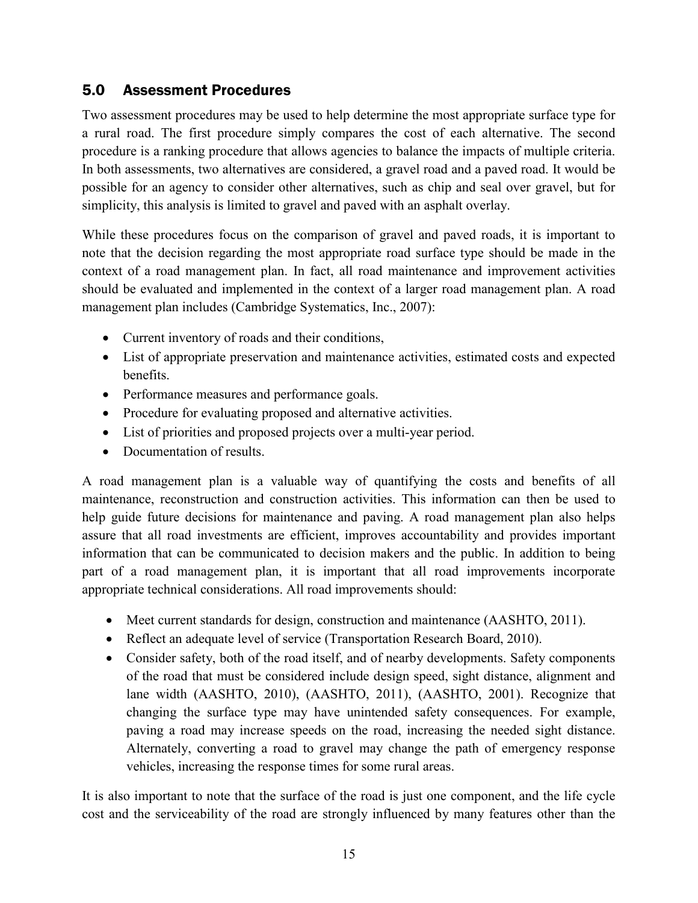## 5.0 Assessment Procedures

Two assessment procedures may be used to help determine the most appropriate surface type for a rural road. The first procedure simply compares the cost of each alternative. The second procedure is a ranking procedure that allows agencies to balance the impacts of multiple criteria. In both assessments, two alternatives are considered, a gravel road and a paved road. It would be possible for an agency to consider other alternatives, such as chip and seal over gravel, but for simplicity, this analysis is limited to gravel and paved with an asphalt overlay.

While these procedures focus on the comparison of gravel and paved roads, it is important to note that the decision regarding the most appropriate road surface type should be made in the context of a road management plan. In fact, all road maintenance and improvement activities should be evaluated and implemented in the context of a larger road management plan. A road management plan includes (Cambridge Systematics, Inc., 2007):

- Current inventory of roads and their conditions,
- List of appropriate preservation and maintenance activities, estimated costs and expected benefits.
- Performance measures and performance goals.
- Procedure for evaluating proposed and alternative activities.
- List of priorities and proposed projects over a multi-year period.
- Documentation of results.

A road management plan is a valuable way of quantifying the costs and benefits of all maintenance, reconstruction and construction activities. This information can then be used to help guide future decisions for maintenance and paving. A road management plan also helps assure that all road investments are efficient, improves accountability and provides important information that can be communicated to decision makers and the public. In addition to being part of a road management plan, it is important that all road improvements incorporate appropriate technical considerations. All road improvements should:

- Meet current standards for design, construction and maintenance (AASHTO, 2011).
- Reflect an adequate level of service (Transportation Research Board, 2010).
- Consider safety, both of the road itself, and of nearby developments. Safety components of the road that must be considered include design speed, sight distance, alignment and lane width (AASHTO, 2010), (AASHTO, 2011), (AASHTO, 2001). Recognize that changing the surface type may have unintended safety consequences. For example, paving a road may increase speeds on the road, increasing the needed sight distance. Alternately, converting a road to gravel may change the path of emergency response vehicles, increasing the response times for some rural areas.

It is also important to note that the surface of the road is just one component, and the life cycle cost and the serviceability of the road are strongly influenced by many features other than the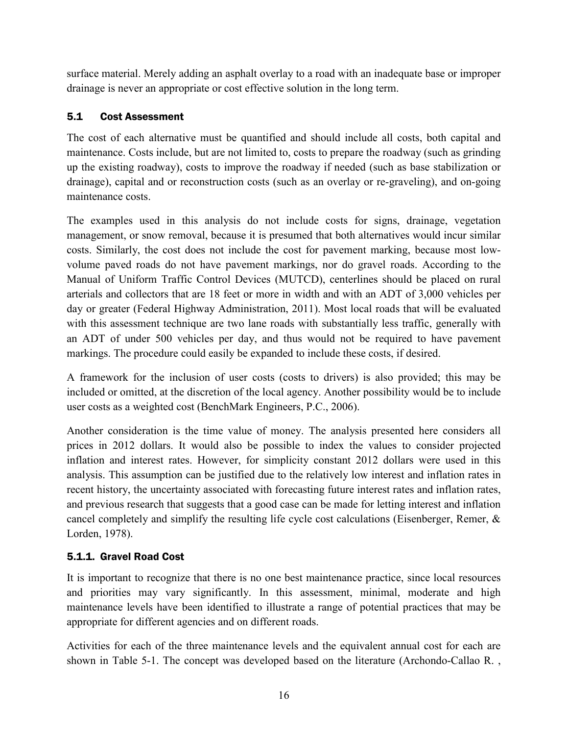surface material. Merely adding an asphalt overlay to a road with an inadequate base or improper drainage is never an appropriate or cost effective solution in the long term.

## 5.1 Cost Assessment

The cost of each alternative must be quantified and should include all costs, both capital and maintenance. Costs include, but are not limited to, costs to prepare the roadway (such as grinding up the existing roadway), costs to improve the roadway if needed (such as base stabilization or drainage), capital and or reconstruction costs (such as an overlay or re-graveling), and on-going maintenance costs.

The examples used in this analysis do not include costs for signs, drainage, vegetation management, or snow removal, because it is presumed that both alternatives would incur similar costs. Similarly, the cost does not include the cost for pavement marking, because most low-volume paved roads do not have pavement markings, nor do gravel roads. According to the Manual of Uniform Traffic Control Devices (MUTCD), centerlines should be placed on rural arterials and collectors that are 18 feet or more in width and with an ADT of 3,000 vehicles per day or greater (Federal Highway Administration, 2011). Most local roads that will be evaluated with this assessment technique are two lane roads with substantially less traffic, generally with an ADT of under 500 vehicles per day, and thus would not be required to have pavement markings. The procedure could easily be expanded to include these costs, if desired.

A framework for the inclusion of user costs (costs to drivers) is also provided; this may be included or omitted, at the discretion of the local agency. Another possibility would be to include user costs as a weighted cost (BenchMark Engineers, P.C., 2006).

Another consideration is the time value of money. The analysis presented here considers all prices in 2012 dollars. It would also be possible to index the values to consider projected inflation and interest rates. However, for simplicity constant 2012 dollars were used in this analysis. This assumption can be justified due to the relatively low interest and inflation rates in recent history, the uncertainty associated with forecasting future interest rates and inflation rates, and previous research that suggests that a good case can be made for letting interest and inflation cancel completely and simplify the resulting life cycle cost calculations (Eisenberger, Remer, & Lorden, 1978).

### 5.1.1. Gravel Road Cost

It is important to recognize that there is no one best maintenance practice, since local resources and priorities may vary significantly. In this assessment, minimal, moderate and high maintenance levels have been identified to illustrate a range of potential practices that may be appropriate for different agencies and on different roads.

Activities for each of the three maintenance levels and the equivalent annual cost for each are shown in Table 5-1. The concept was developed based on the literature (Archondo-Callao R. ,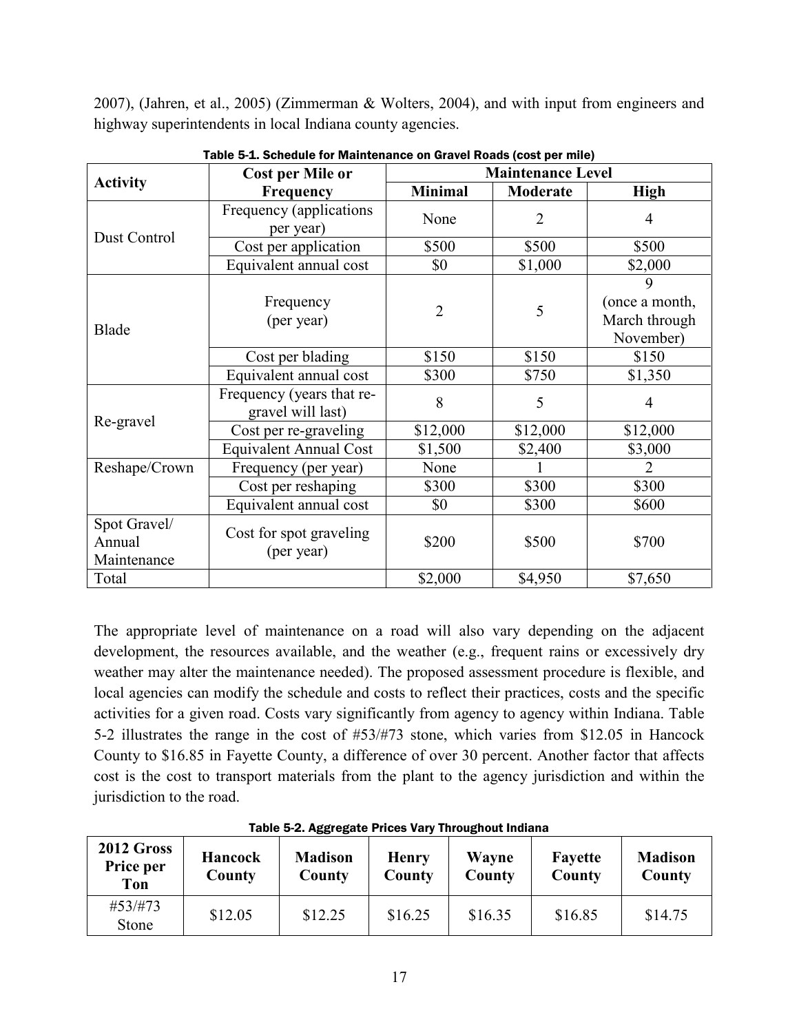2007), (Jahren, et al., 2005) (Zimmerman & Wolters, 2004), and with input from engineers and highway superintendents in local Indiana county agencies.

**Table 5-1. Schedule for Maintenance on Gravel Roads (cost per mile)**

| Activity | Cost per Mile or Frequency | Maintenance Level | | |
|---|---|---|---|---|
| | | **Minimal** | **Moderate** | **High** |
| Dust Control | Frequency (applications per year) | None | 2 | 4 |
| | Cost per application | $500 | $500 | $500 |
| | Equivalent annual cost | $0 | $1,000 | $2,000 |
| Blade | Frequency (per year) | 2 | 5 | 9 (once a month, March through November) |
| | Cost per blading | $150 | $150 | $150 |
| | Equivalent annual cost | $300 | $750 | $1,350 |
| Re-gravel | Frequency (years that re-gravel will last) | 8 | 5 | 4 |
| | Cost per re-graveling | $12,000 | $12,000 | $12,000 |
| | Equivalent Annual Cost | $1,500 | $2,400 | $3,000 |
| Reshape/Crown | Frequency (per year) | None | 1 | 2 |
| | Cost per reshaping | $300 | $300 | $300 |
| | Equivalent annual cost | $0 | $300 | $600 |
| Spot Gravel/ Annual Maintenance | Cost for spot graveling (per year) | $200 | $500 | $700 |
| Total | | $2,000 | $4,950 | $7,650 |

The appropriate level of maintenance on a road will also vary depending on the adjacent development, the resources available, and the weather (e.g., frequent rains or excessively dry weather may alter the maintenance needed). The proposed assessment procedure is flexible, and local agencies can modify the schedule and costs to reflect their practices, costs and the specific activities for a given road. Costs vary significantly from agency to agency within Indiana. Table 5-2 illustrates the range in the cost of #53/#73 stone, which varies from $12.05 in Hancock County to $16.85 in Fayette County, a difference of over 30 percent. Another factor that affects cost is the cost to transport materials from the plant to the agency jurisdiction and within the jurisdiction to the road.

**Table 5-2. Aggregate Prices Vary Throughout Indiana**

| 2012 Gross Price per Ton | Hancock County | Madison County | Henry County | Wayne County | Fayette County | Madison County |
|---|---|---|---|---|---|---|
| #53/#73 Stone | $12.05 | $12.25 | $16.25 | $16.35 | $16.85 | $14.75 |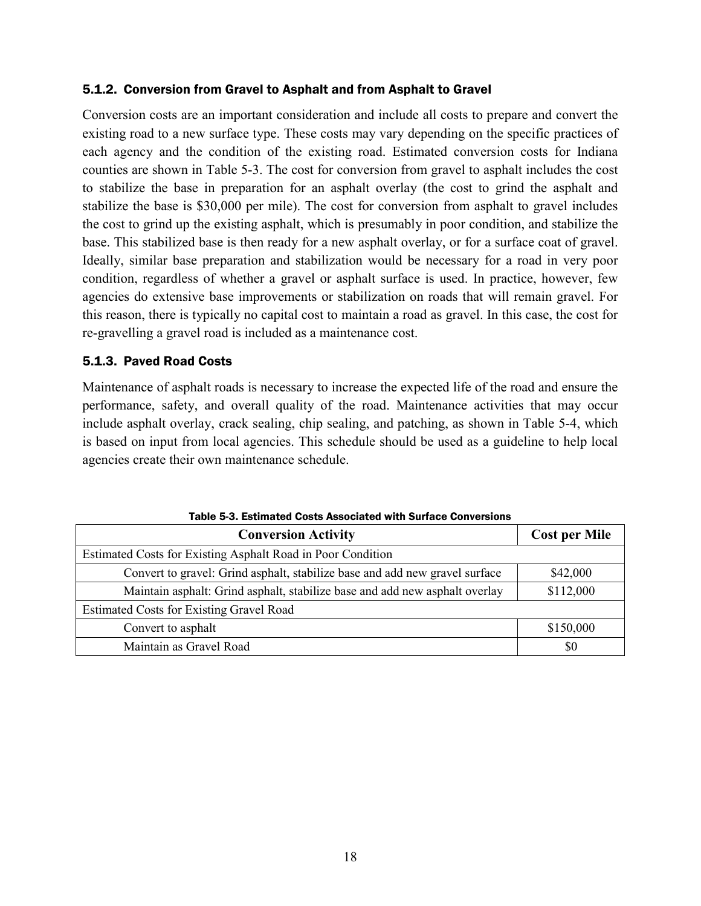### 5.1.2. Conversion from Gravel to Asphalt and from Asphalt to Gravel

Conversion costs are an important consideration and include all costs to prepare and convert the existing road to a new surface type. These costs may vary depending on the specific practices of each agency and the condition of the existing road. Estimated conversion costs for Indiana counties are shown in Table 5-3. The cost for conversion from gravel to asphalt includes the cost to stabilize the base in preparation for an asphalt overlay (the cost to grind the asphalt and stabilize the base is $30,000 per mile). The cost for conversion from asphalt to gravel includes the cost to grind up the existing asphalt, which is presumably in poor condition, and stabilize the base. This stabilized base is then ready for a new asphalt overlay, or for a surface coat of gravel. Ideally, similar base preparation and stabilization would be necessary for a road in very poor condition, regardless of whether a gravel or asphalt surface is used. In practice, however, few agencies do extensive base improvements or stabilization on roads that will remain gravel. For this reason, there is typically no capital cost to maintain a road as gravel. In this case, the cost for re-gravelling a gravel road is included as a maintenance cost.

### 5.1.3. Paved Road Costs

Maintenance of asphalt roads is necessary to increase the expected life of the road and ensure the performance, safety, and overall quality of the road. Maintenance activities that may occur include asphalt overlay, crack sealing, chip sealing, and patching, as shown in Table 5-4, which is based on input from local agencies. This schedule should be used as a guideline to help local agencies create their own maintenance schedule.

Table 5-3. Estimated Costs Associated with Surface Conversions

| Conversion Activity | Cost per Mile |
|---|---|
| Estimated Costs for Existing Asphalt Road in Poor Condition | |
| Convert to gravel: Grind asphalt, stabilize base and add new gravel surface | $42,000 |
| Maintain asphalt: Grind asphalt, stabilize base and add new asphalt overlay | $112,000 |
| Estimated Costs for Existing Gravel Road | |
| Convert to asphalt | $150,000 |
| Maintain as Gravel Road | $0 |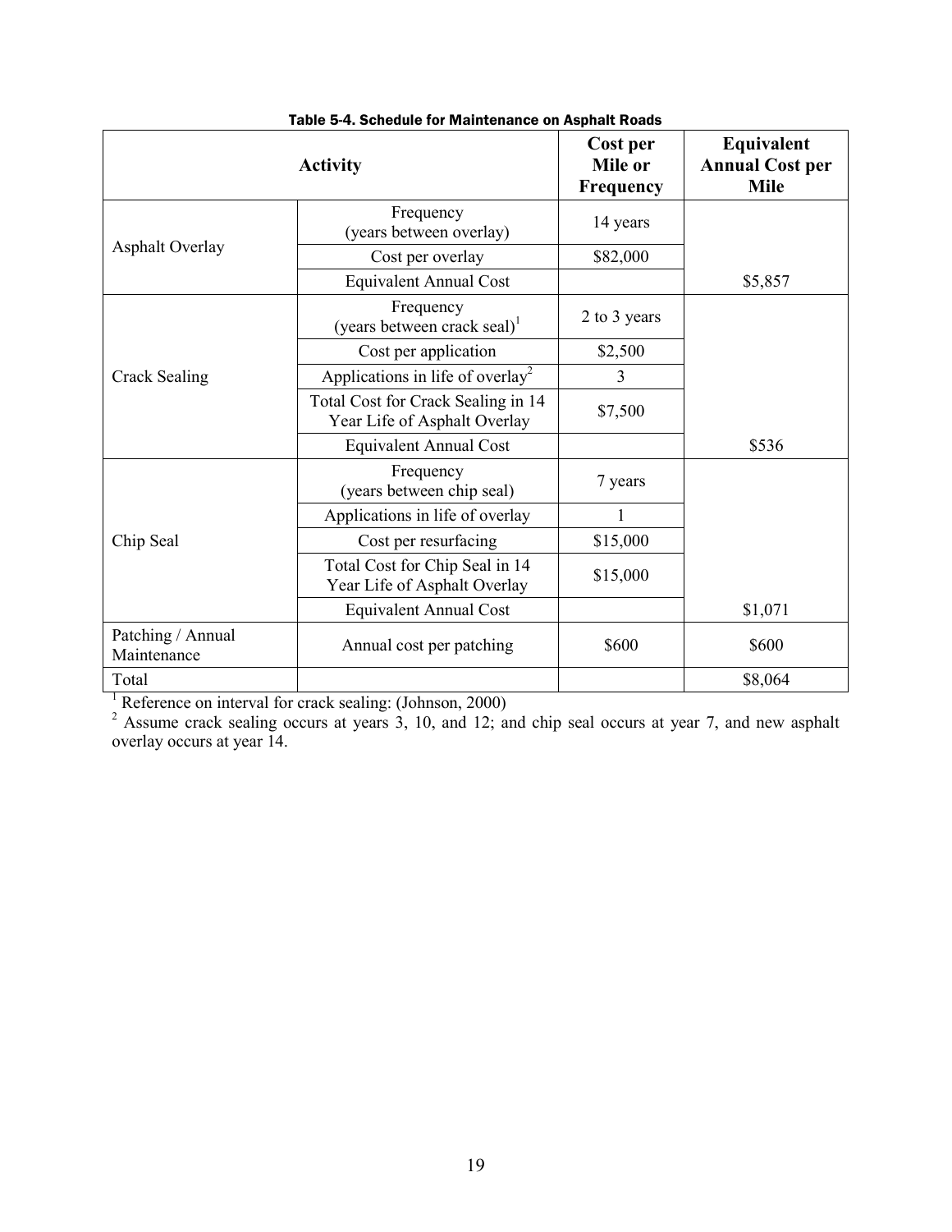Table 5-4. Schedule for Maintenance on Asphalt Roads

| Activity | | Cost per Mile or Frequency | Equivalent Annual Cost per Mile |
|---|---|---|---|
| Asphalt Overlay | Frequency (years between overlay) | 14 years | |
| | Cost per overlay | $82,000 | |
| | Equivalent Annual Cost | | $5,857 |
| Crack Sealing | Frequency (years between crack seal)[1] | 2 to 3 years | |
| | Cost per application | $2,500 | |
| | Applications in life of overlay[2] | 3 | |
| | Total Cost for Crack Sealing in 14 Year Life of Asphalt Overlay | $7,500 | |
| | Equivalent Annual Cost | | $536 |
| Chip Seal | Frequency (years between chip seal) | 7 years | |
| | Applications in life of overlay | 1 | |
| | Cost per resurfacing | $15,000 | |
| | Total Cost for Chip Seal in 14 Year Life of Asphalt Overlay | $15,000 | |
| | Equivalent Annual Cost | | $1,071 |
| Patching / Annual Maintenance | Annual cost per patching | $600 | $600 |
| Total | | | $8,064 |

[1] Reference on interval for crack sealing: (Johnson, 2000)

[2] Assume crack sealing occurs at years 3, 10, and 12; and chip seal occurs at year 7, and new asphalt overlay occurs at year 14.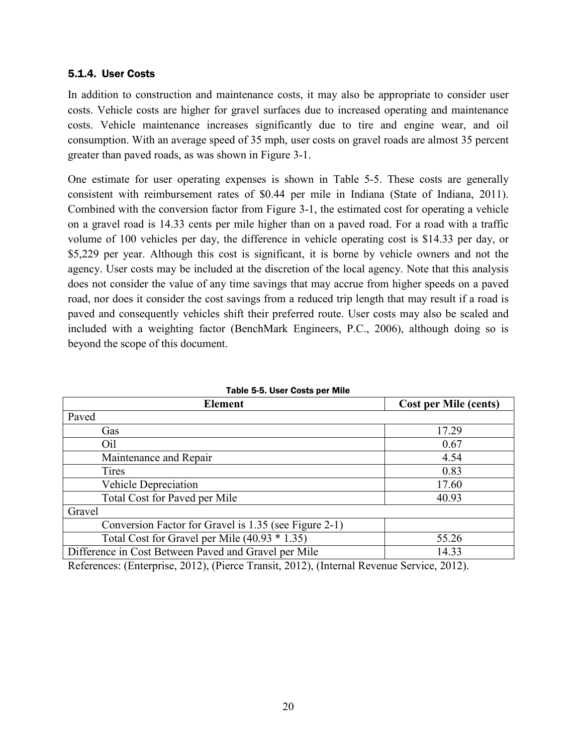### 5.1.4. User Costs

In addition to construction and maintenance costs, it may also be appropriate to consider user costs. Vehicle costs are higher for gravel surfaces due to increased operating and maintenance costs. Vehicle maintenance increases significantly due to tire and engine wear, and oil consumption. With an average speed of 35 mph, user costs on gravel roads are almost 35 percent greater than paved roads, as was shown in Figure 3-1.

One estimate for user operating expenses is shown in Table 5-5. These costs are generally consistent with reimbursement rates of $0.44 per mile in Indiana (State of Indiana, 2011). Combined with the conversion factor from Figure 3-1, the estimated cost for operating a vehicle on a gravel road is 14.33 cents per mile higher than on a paved road. For a road with a traffic volume of 100 vehicles per day, the difference in vehicle operating cost is $14.33 per day, or $5,229 per year. Although this cost is significant, it is borne by vehicle owners and not the agency. User costs may be included at the discretion of the local agency. Note that this analysis does not consider the value of any time savings that may accrue from higher speeds on a paved road, nor does it consider the cost savings from a reduced trip length that may result if a road is paved and consequently vehicles shift their preferred route. User costs may also be scaled and included with a weighting factor (BenchMark Engineers, P.C., 2006), although doing so is beyond the scope of this document.

Table 5-5. User Costs per Mile

| Element | Cost per Mile (cents) |
|---|---|
| Paved | |
| Gas | 17.29 |
| Oil | 0.67 |
| Maintenance and Repair | 4.54 |
| Tires | 0.83 |
| Vehicle Depreciation | 17.60 |
| Total Cost for Paved per Mile | 40.93 |
| Gravel | |
| Conversion Factor for Gravel is 1.35 (see Figure 2-1) | |
| Total Cost for Gravel per Mile (40.93 * 1.35) | 55.26 |
| Difference in Cost Between Paved and Gravel per Mile | 14.33 |

References: (Enterprise, 2012), (Pierce Transit, 2012), (Internal Revenue Service, 2012).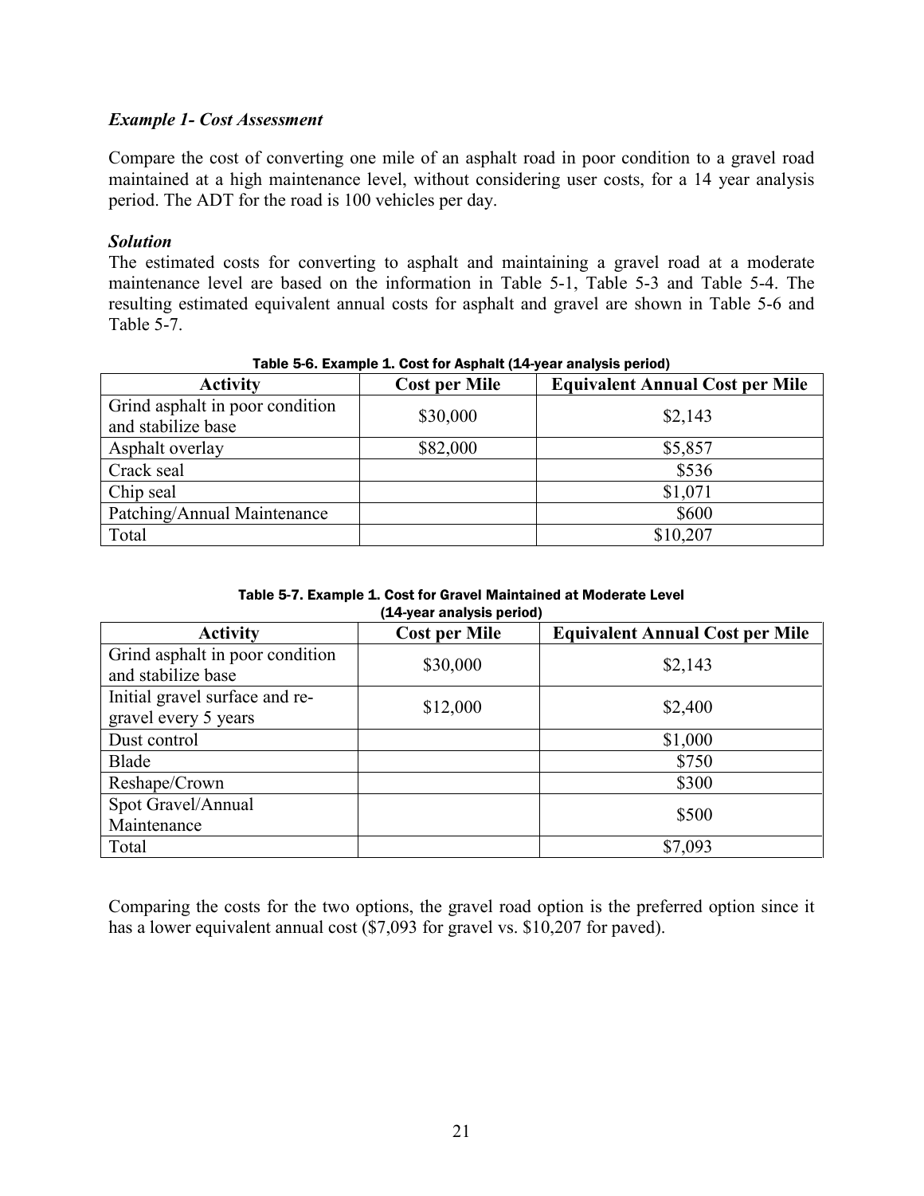### *Example 1- Cost Assessment*

Compare the cost of converting one mile of an asphalt road in poor condition to a gravel road maintained at a high maintenance level, without considering user costs, for a 14 year analysis period. The ADT for the road is 100 vehicles per day.

### *Solution*

The estimated costs for converting to asphalt and maintaining a gravel road at a moderate maintenance level are based on the information in Table 5-1, Table 5-3 and Table 5-4. The resulting estimated equivalent annual costs for asphalt and gravel are shown in Table 5-6 and Table 5-7.

**Table 5-6. Example 1. Cost for Asphalt (14-year analysis period)**

| Activity | Cost per Mile | Equivalent Annual Cost per Mile |
|---|---|---|
| Grind asphalt in poor condition and stabilize base | $30,000 | $2,143 |
| Asphalt overlay | $82,000 | $5,857 |
| Crack seal | | $536 |
| Chip seal | | $1,071 |
| Patching/Annual Maintenance | | $600 |
| Total | | $10,207 |

**Table 5-7. Example 1. Cost for Gravel Maintained at Moderate Level (14-year analysis period)**

| Activity | Cost per Mile | Equivalent Annual Cost per Mile |
|---|---|---|
| Grind asphalt in poor condition and stabilize base | $30,000 | $2,143 |
| Initial gravel surface and re-gravel every 5 years | $12,000 | $2,400 |
| Dust control | | $1,000 |
| Blade | | $750 |
| Reshape/Crown | | $300 |
| Spot Gravel/Annual Maintenance | | $500 |
| Total | | $7,093 |

Comparing the costs for the two options, the gravel road option is the preferred option since it has a lower equivalent annual cost ($7,093 for gravel vs. $10,207 for paved).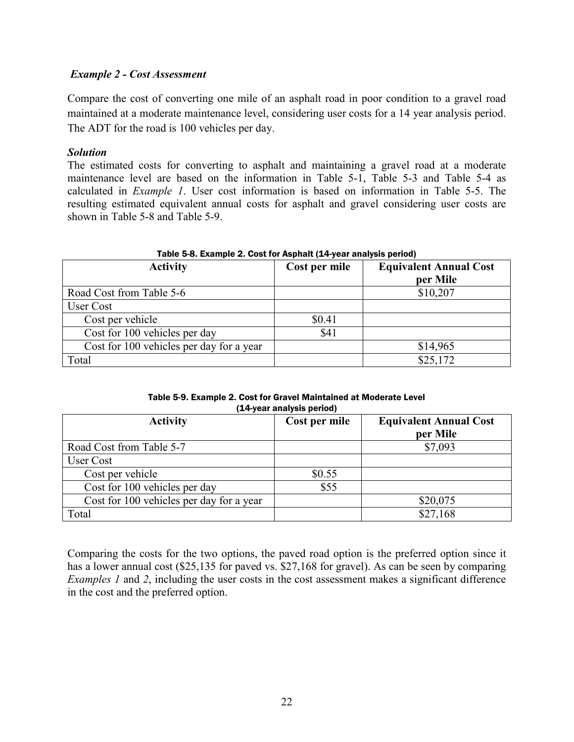***Example 2 - Cost Assessment***

Compare the cost of converting one mile of an asphalt road in poor condition to a gravel road maintained at a moderate maintenance level, considering user costs for a 14 year analysis period. The ADT for the road is 100 vehicles per day.

***Solution***

The estimated costs for converting to asphalt and maintaining a gravel road at a moderate maintenance level are based on the information in Table 5-1, Table 5-3 and Table 5-4 as calculated in *Example 1*. User cost information is based on information in Table 5-5. The resulting estimated equivalent annual costs for asphalt and gravel considering user costs are shown in Table 5-8 and Table 5-9.

**Table 5-8. Example 2. Cost for Asphalt (14-year analysis period)**

| Activity | Cost per mile | Equivalent Annual Cost per Mile |
|---|---|---|
| Road Cost from Table 5-6 | | $10,207 |
| User Cost | | |
| Cost per vehicle | $0.41 | |
| Cost for 100 vehicles per day | $41 | |
| Cost for 100 vehicles per day for a year | | $14,965 |
| Total | | $25,172 |

**Table 5-9. Example 2. Cost for Gravel Maintained at Moderate Level (14-year analysis period)**

| Activity | Cost per mile | Equivalent Annual Cost per Mile |
|---|---|---|
| Road Cost from Table 5-7 | | $7,093 |
| User Cost | | |
| Cost per vehicle | $0.55 | |
| Cost for 100 vehicles per day | $55 | |
| Cost for 100 vehicles per day for a year | | $20,075 |
| Total | | $27,168 |

Comparing the costs for the two options, the paved road option is the preferred option since it has a lower annual cost ($25,135 for paved vs. $27,168 for gravel). As can be seen by comparing *Examples 1* and *2*, including the user costs in the cost assessment makes a significant difference in the cost and the preferred option.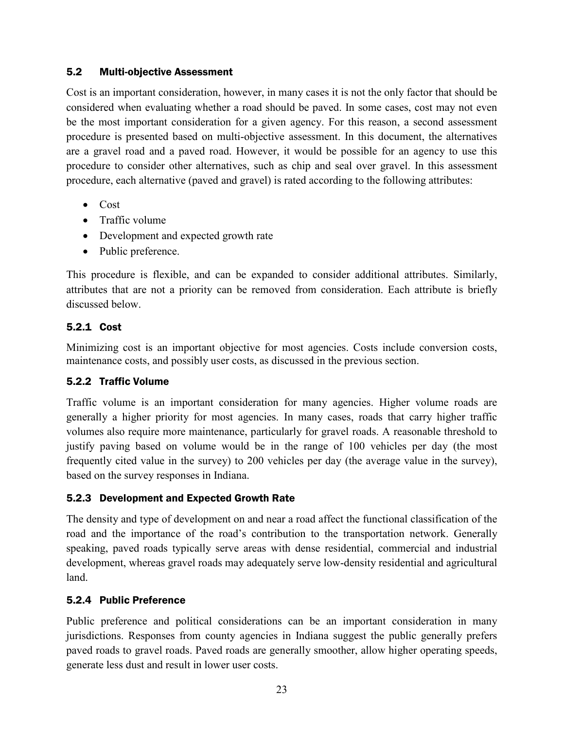## 5.2 Multi-objective Assessment

Cost is an important consideration, however, in many cases it is not the only factor that should be considered when evaluating whether a road should be paved. In some cases, cost may not even be the most important consideration for a given agency. For this reason, a second assessment procedure is presented based on multi-objective assessment. In this document, the alternatives are a gravel road and a paved road. However, it would be possible for an agency to use this procedure to consider other alternatives, such as chip and seal over gravel. In this assessment procedure, each alternative (paved and gravel) is rated according to the following attributes:

- Cost
- Traffic volume
- Development and expected growth rate
- Public preference.

This procedure is flexible, and can be expanded to consider additional attributes. Similarly, attributes that are not a priority can be removed from consideration. Each attribute is briefly discussed below.

### 5.2.1 Cost

Minimizing cost is an important objective for most agencies. Costs include conversion costs, maintenance costs, and possibly user costs, as discussed in the previous section.

### 5.2.2 Traffic Volume

Traffic volume is an important consideration for many agencies. Higher volume roads are generally a higher priority for most agencies. In many cases, roads that carry higher traffic volumes also require more maintenance, particularly for gravel roads. A reasonable threshold to justify paving based on volume would be in the range of 100 vehicles per day (the most frequently cited value in the survey) to 200 vehicles per day (the average value in the survey), based on the survey responses in Indiana.

### 5.2.3 Development and Expected Growth Rate

The density and type of development on and near a road affect the functional classification of the road and the importance of the road's contribution to the transportation network. Generally speaking, paved roads typically serve areas with dense residential, commercial and industrial development, whereas gravel roads may adequately serve low-density residential and agricultural land.

### 5.2.4 Public Preference

Public preference and political considerations can be an important consideration in many jurisdictions. Responses from county agencies in Indiana suggest the public generally prefers paved roads to gravel roads. Paved roads are generally smoother, allow higher operating speeds, generate less dust and result in lower user costs.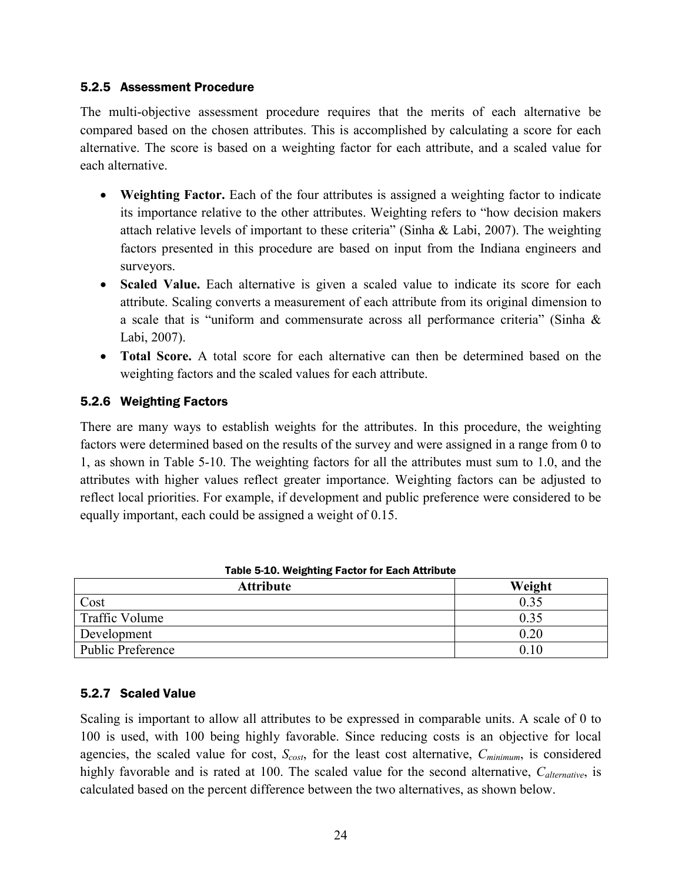### 5.2.5 Assessment Procedure

The multi-objective assessment procedure requires that the merits of each alternative be compared based on the chosen attributes. This is accomplished by calculating a score for each alternative. The score is based on a weighting factor for each attribute, and a scaled value for each alternative.

- **Weighting Factor.** Each of the four attributes is assigned a weighting factor to indicate its importance relative to the other attributes. Weighting refers to "how decision makers attach relative levels of important to these criteria" (Sinha & Labi, 2007). The weighting factors presented in this procedure are based on input from the Indiana engineers and surveyors.
- **Scaled Value.** Each alternative is given a scaled value to indicate its score for each attribute. Scaling converts a measurement of each attribute from its original dimension to a scale that is "uniform and commensurate across all performance criteria" (Sinha & Labi, 2007).
- **Total Score.** A total score for each alternative can then be determined based on the weighting factors and the scaled values for each attribute.

### 5.2.6 Weighting Factors

There are many ways to establish weights for the attributes. In this procedure, the weighting factors were determined based on the results of the survey and were assigned in a range from 0 to 1, as shown in Table 5-10. The weighting factors for all the attributes must sum to 1.0, and the attributes with higher values reflect greater importance. Weighting factors can be adjusted to reflect local priorities. For example, if development and public preference were considered to be equally important, each could be assigned a weight of 0.15.

**Table 5-10. Weighting Factor for Each Attribute**

| Attribute | Weight |
|---|---|
| Cost | 0.35 |
| Traffic Volume | 0.35 |
| Development | 0.20 |
| Public Preference | 0.10 |

### 5.2.7 Scaled Value

Scaling is important to allow all attributes to be expressed in comparable units. A scale of 0 to 100 is used, with 100 being highly favorable. Since reducing costs is an objective for local agencies, the scaled value for cost, $S_{cost}$, for the least cost alternative, $C_{minimum}$, is considered highly favorable and is rated at 100. The scaled value for the second alternative, $C_{alternative}$, is calculated based on the percent difference between the two alternatives, as shown below.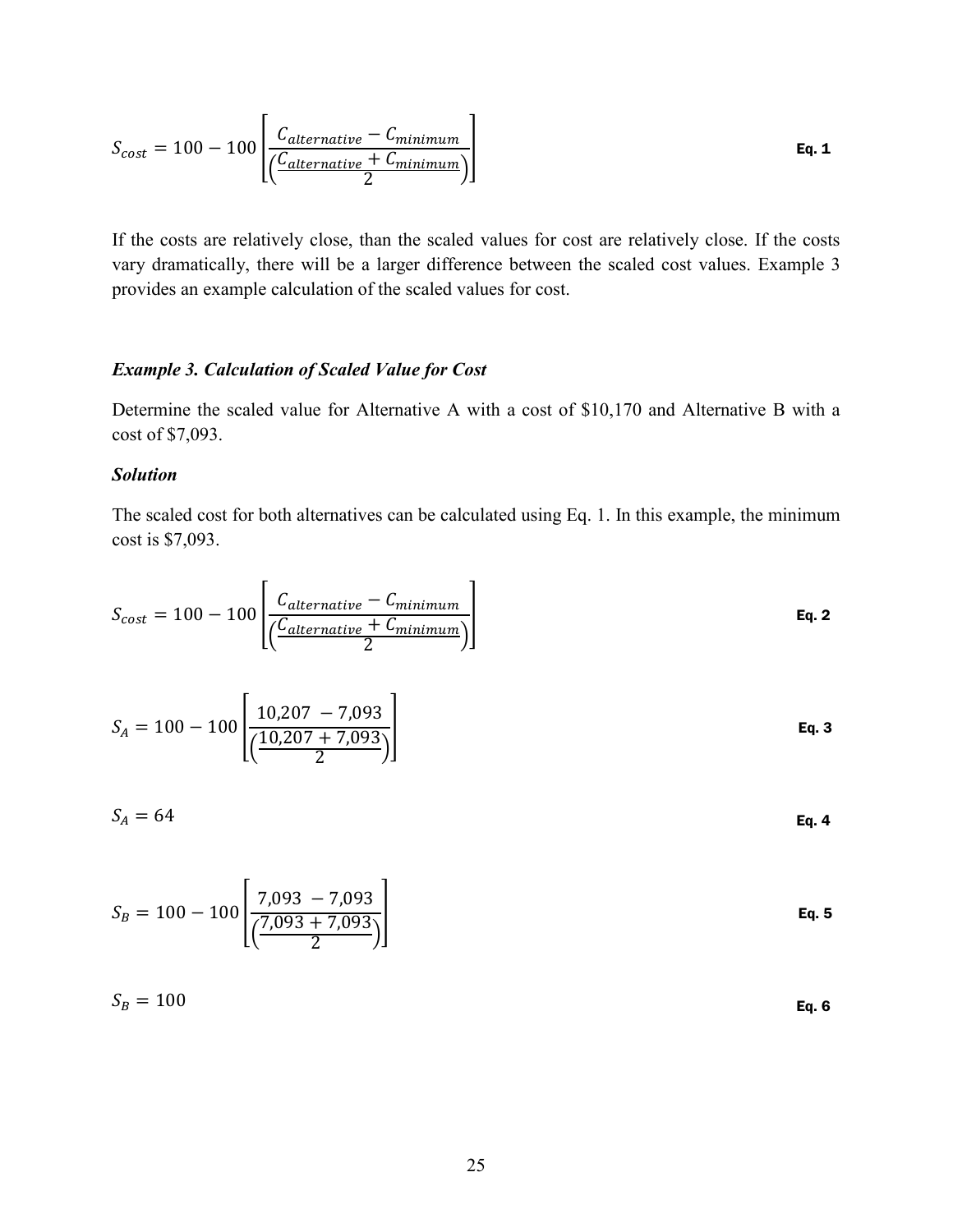$$S_{cost} = 100 - 100\left[\frac{C_{alternative} - C_{minimum}}{\left(\frac{C_{alternative} + C_{minimum}}{2}\right)}\right] \quad \textbf{Eq. 1}$$

If the costs are relatively close, than the scaled values for cost are relatively close. If the costs vary dramatically, there will be a larger difference between the scaled cost values. Example 3 provides an example calculation of the scaled values for cost.

### *Example 3. Calculation of Scaled Value for Cost*

Determine the scaled value for Alternative A with a cost of \$10,170 and Alternative B with a cost of \$7,093.

***Solution***

The scaled cost for both alternatives can be calculated using Eq. 1. In this example, the minimum cost is \$7,093.

$$S_{cost} = 100 - 100\left[\frac{C_{alternative} - C_{minimum}}{\left(\frac{C_{alternative} + C_{minimum}}{2}\right)}\right] \quad \textbf{Eq. 2}$$

$$S_A = 100 - 100\left[\frac{10{,}207 - 7{,}093}{\left(\frac{10{,}207 + 7{,}093}{2}\right)}\right] \quad \textbf{Eq. 3}$$

$$S_A = 64 \quad \textbf{Eq. 4}$$

$$S_B = 100 - 100\left[\frac{7{,}093 - 7{,}093}{\left(\frac{7{,}093 + 7{,}093}{2}\right)}\right] \quad \textbf{Eq. 5}$$

$$S_B = 100 \quad \textbf{Eq. 6}$$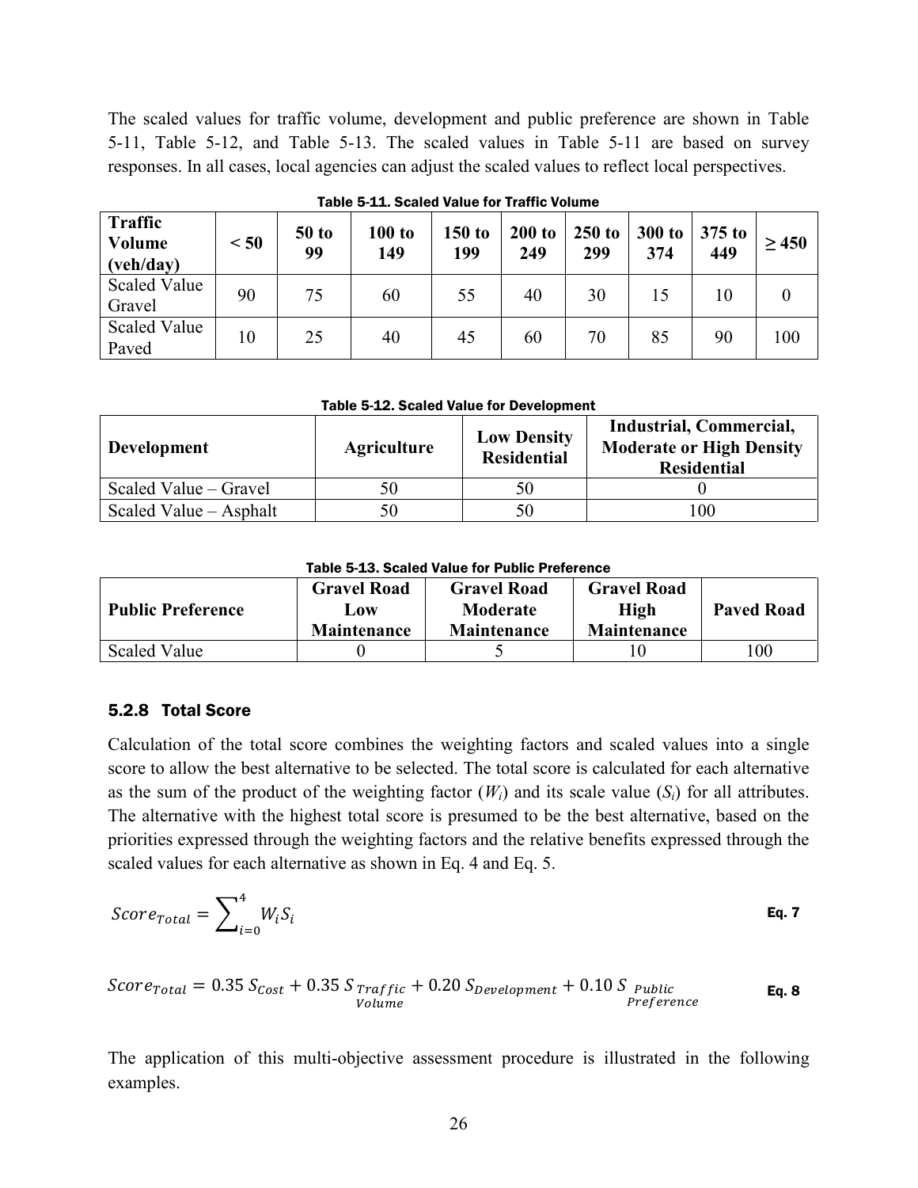The scaled values for traffic volume, development and public preference are shown in Table 5-11, Table 5-12, and Table 5-13. The scaled values in Table 5-11 are based on survey responses. In all cases, local agencies can adjust the scaled values to reflect local perspectives.

Table 5-11. Scaled Value for Traffic Volume

| Traffic Volume (veh/day) | < 50 | 50 to 99 | 100 to 149 | 150 to 199 | 200 to 249 | 250 to 299 | 300 to 374 | 375 to 449 | ≥ 450 |
|---|---|---|---|---|---|---|---|---|---|
| Scaled Value Gravel | 90 | 75 | 60 | 55 | 40 | 30 | 15 | 10 | 0 |
| Scaled Value Paved | 10 | 25 | 40 | 45 | 60 | 70 | 85 | 90 | 100 |

Table 5-12. Scaled Value for Development

| Development | Agriculture | Low Density Residential | Industrial, Commercial, Moderate or High Density Residential |
|---|---|---|---|
| Scaled Value – Gravel | 50 | 50 | 0 |
| Scaled Value – Asphalt | 50 | 50 | 100 |

Table 5-13. Scaled Value for Public Preference

| Public Preference | Gravel Road Low Maintenance | Gravel Road Moderate Maintenance | Gravel Road High Maintenance | Paved Road |
|---|---|---|---|---|
| Scaled Value | 0 | 5 | 10 | 100 |

### 5.2.8 Total Score

Calculation of the total score combines the weighting factors and scaled values into a single score to allow the best alternative to be selected. The total score is calculated for each alternative as the sum of the product of the weighting factor ($W_i$) and its scale value ($S_i$) for all attributes. The alternative with the highest total score is presumed to be the best alternative, based on the priorities expressed through the weighting factors and the relative benefits expressed through the scaled values for each alternative as shown in Eq. 4 and Eq. 5.

$$Score_{Total} = \sum_{i=0}^{4} W_i S_i \qquad \text{Eq. 7}$$

$$Score_{Total} = 0.35\ S_{Cost} + 0.35\ S_{\substack{Traffic \\ Volume}} + 0.20\ S_{Development} + 0.10\ S_{\substack{Public \\ Preference}} \qquad \text{Eq. 8}$$

The application of this multi-objective assessment procedure is illustrated in the following examples.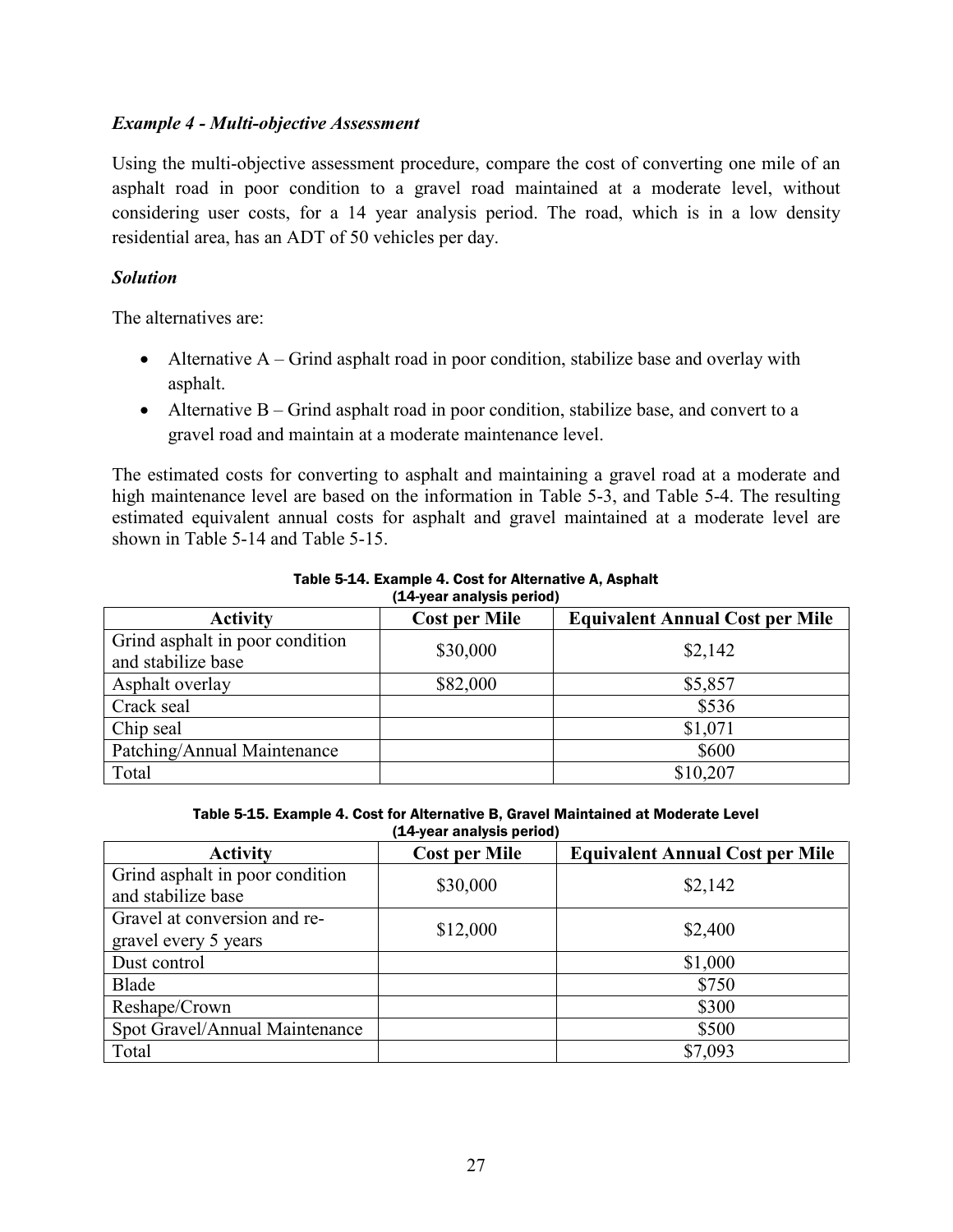***Example 4 - Multi-objective Assessment***

Using the multi-objective assessment procedure, compare the cost of converting one mile of an asphalt road in poor condition to a gravel road maintained at a moderate level, without considering user costs, for a 14 year analysis period. The road, which is in a low density residential area, has an ADT of 50 vehicles per day.

***Solution***

The alternatives are:

- Alternative A – Grind asphalt road in poor condition, stabilize base and overlay with asphalt.
- Alternative B – Grind asphalt road in poor condition, stabilize base, and convert to a gravel road and maintain at a moderate maintenance level.

The estimated costs for converting to asphalt and maintaining a gravel road at a moderate and high maintenance level are based on the information in Table 5-3, and Table 5-4. The resulting estimated equivalent annual costs for asphalt and gravel maintained at a moderate level are shown in Table 5-14 and Table 5-15.

**Table 5-14. Example 4. Cost for Alternative A, Asphalt (14-year analysis period)**

| Activity | Cost per Mile | Equivalent Annual Cost per Mile |
|---|---|---|
| Grind asphalt in poor condition and stabilize base | $30,000 | $2,142 |
| Asphalt overlay | $82,000 | $5,857 |
| Crack seal | | $536 |
| Chip seal | | $1,071 |
| Patching/Annual Maintenance | | $600 |
| Total | | $10,207 |

**Table 5-15. Example 4. Cost for Alternative B, Gravel Maintained at Moderate Level (14-year analysis period)**

| Activity | Cost per Mile | Equivalent Annual Cost per Mile |
|---|---|---|
| Grind asphalt in poor condition and stabilize base | $30,000 | $2,142 |
| Gravel at conversion and re-gravel every 5 years | $12,000 | $2,400 |
| Dust control | | $1,000 |
| Blade | | $750 |
| Reshape/Crown | | $300 |
| Spot Gravel/Annual Maintenance | | $500 |
| Total | | $7,093 |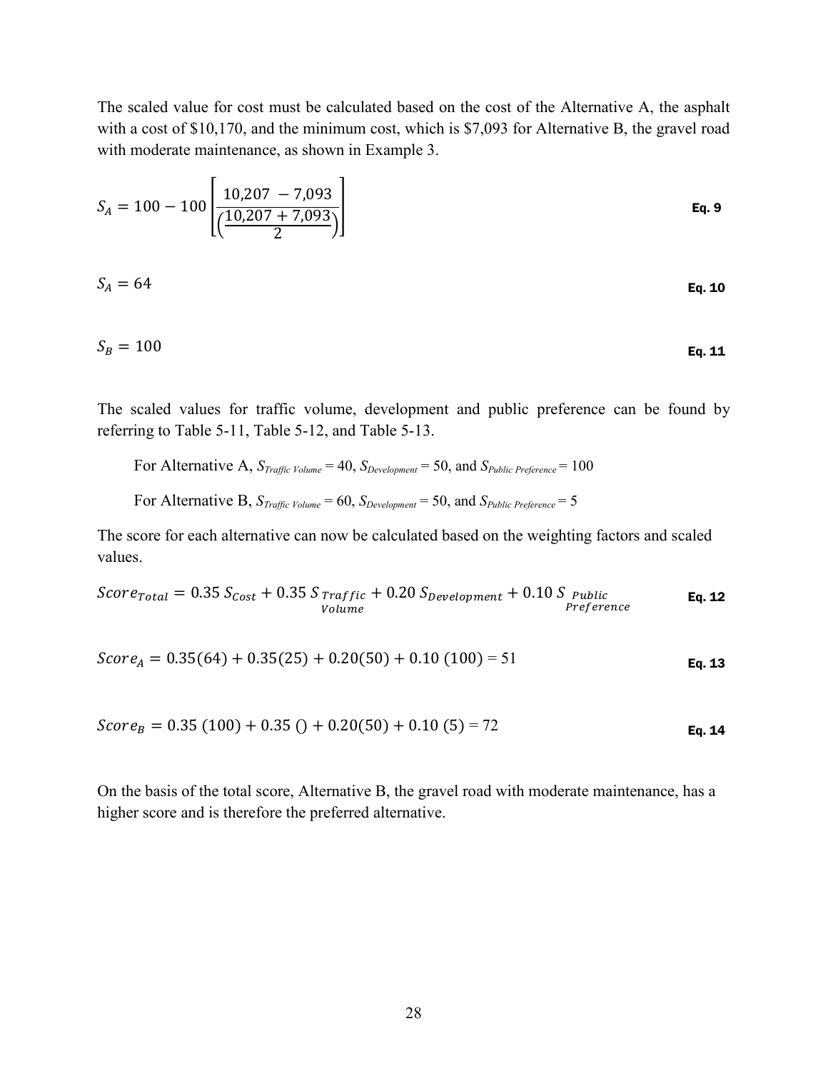The scaled value for cost must be calculated based on the cost of the Alternative A, the asphalt with a cost of $10,170, and the minimum cost, which is $7,093 for Alternative B, the gravel road with moderate maintenance, as shown in Example 3.

$$S_A = 100 - 100\left[\frac{10{,}207\ - 7{,}093}{\left(\frac{10{,}207 + 7{,}093}{2}\right)}\right] \tag{Eq. 9}$$

$$S_A = 64 \tag{Eq. 10}$$

$$S_B = 100 \tag{Eq. 11}$$

The scaled values for traffic volume, development and public preference can be found by referring to Table 5-11, Table 5-12, and Table 5-13.

For Alternative A, $S_{Traffic\ Volume} = 40$, $S_{Development} = 50$, and $S_{Public\ Preference} = 100$

For Alternative B, $S_{Traffic\ Volume} = 60$, $S_{Development} = 50$, and $S_{Public\ Preference} = 5$

The score for each alternative can now be calculated based on the weighting factors and scaled values.

$$Score_{Total} = 0.35\ S_{Cost} + 0.35\ S_{\substack{Traffic \\ Volume}} + 0.20\ S_{Development} + 0.10\ S_{\substack{Public \\ Preference}} \tag{Eq. 12}$$

$$Score_A = 0.35(64) + 0.35(25) + 0.20(50) + 0.10\ (100) = 51 \tag{Eq. 13}$$

$$Score_B = 0.35\ (100) + 0.35\ () + 0.20(50) + 0.10\ (5) = 72 \tag{Eq. 14}$$

On the basis of the total score, Alternative B, the gravel road with moderate maintenance, has a higher score and is therefore the preferred alternative.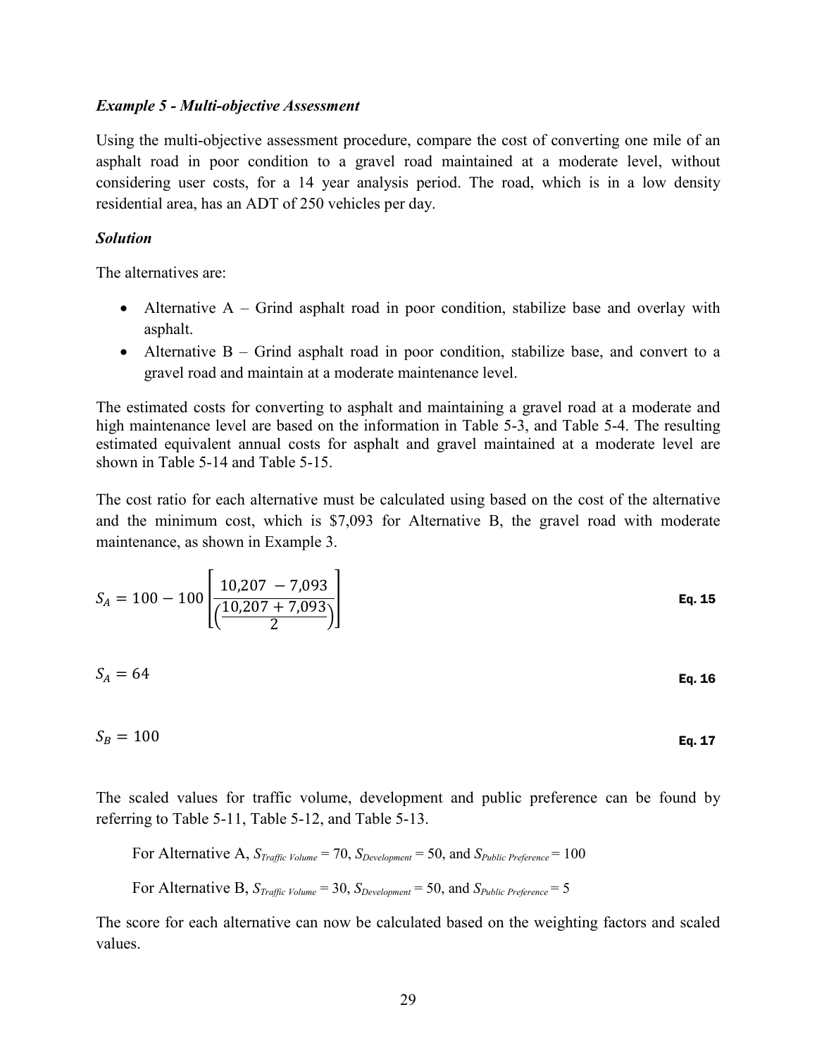***Example 5 - Multi-objective Assessment***

Using the multi-objective assessment procedure, compare the cost of converting one mile of an asphalt road in poor condition to a gravel road maintained at a moderate level, without considering user costs, for a 14 year analysis period. The road, which is in a low density residential area, has an ADT of 250 vehicles per day.

***Solution***

The alternatives are:

- Alternative A – Grind asphalt road in poor condition, stabilize base and overlay with asphalt.
- Alternative B – Grind asphalt road in poor condition, stabilize base, and convert to a gravel road and maintain at a moderate maintenance level.

The estimated costs for converting to asphalt and maintaining a gravel road at a moderate and high maintenance level are based on the information in Table 5-3, and Table 5-4. The resulting estimated equivalent annual costs for asphalt and gravel maintained at a moderate level are shown in Table 5-14 and Table 5-15.

The cost ratio for each alternative must be calculated using based on the cost of the alternative and the minimum cost, which is \$7,093 for Alternative B, the gravel road with moderate maintenance, as shown in Example 3.

$$S_A = 100 - 100\left[\frac{10{,}207 - 7{,}093}{\left(\frac{10{,}207 + 7{,}093}{2}\right)}\right] \quad \textbf{Eq. 15}$$

$$S_A = 64 \quad \textbf{Eq. 16}$$

$$S_B = 100 \quad \textbf{Eq. 17}$$

The scaled values for traffic volume, development and public preference can be found by referring to Table 5-11, Table 5-12, and Table 5-13.

For Alternative A, $S_{Traffic\ Volume} = 70$, $S_{Development} = 50$, and $S_{Public\ Preference} = 100$

For Alternative B, $S_{Traffic\ Volume} = 30$, $S_{Development} = 50$, and $S_{Public\ Preference} = 5$

The score for each alternative can now be calculated based on the weighting factors and scaled values.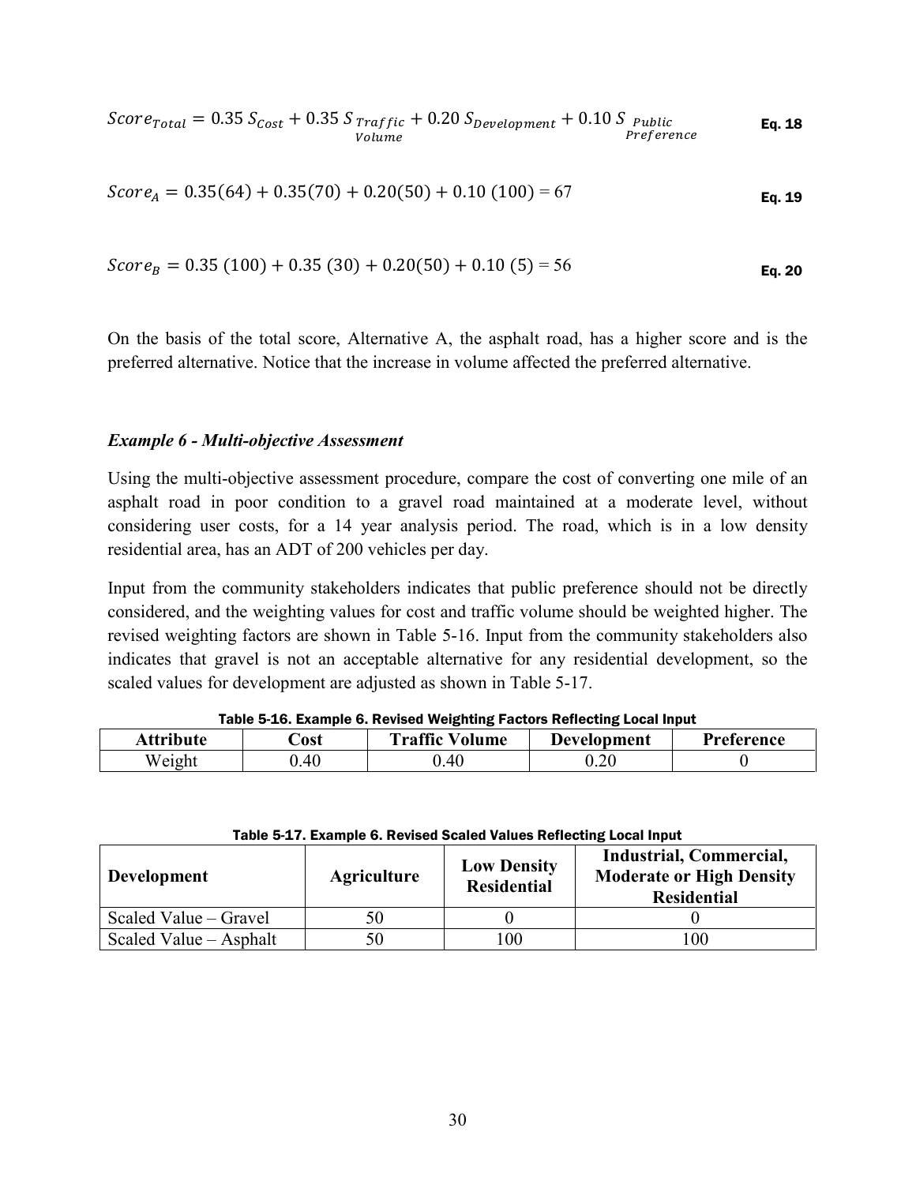$$Score_{Total} = 0.35\ S_{Cost} + 0.35\ S_{\substack{Traffic \\ Volume}} + 0.20\ S_{Development} + 0.10\ S_{\substack{Public \\ Preference}} \quad \textbf{Eq. 18}$$

$$Score_{A} = 0.35(64) + 0.35(70) + 0.20(50) + 0.10\ (100) = 67 \quad \textbf{Eq. 19}$$

$$Score_{B} = 0.35\ (100) + 0.35\ (30) + 0.20(50) + 0.10\ (5) = 56 \quad \textbf{Eq. 20}$$

On the basis of the total score, Alternative A, the asphalt road, has a higher score and is the preferred alternative. Notice that the increase in volume affected the preferred alternative.

### *Example 6 - Multi-objective Assessment*

Using the multi-objective assessment procedure, compare the cost of converting one mile of an asphalt road in poor condition to a gravel road maintained at a moderate level, without considering user costs, for a 14 year analysis period. The road, which is in a low density residential area, has an ADT of 200 vehicles per day.

Input from the community stakeholders indicates that public preference should not be directly considered, and the weighting values for cost and traffic volume should be weighted higher. The revised weighting factors are shown in Table 5-16. Input from the community stakeholders also indicates that gravel is not an acceptable alternative for any residential development, so the scaled values for development are adjusted as shown in Table 5-17.

**Table 5-16. Example 6. Revised Weighting Factors Reflecting Local Input**

| Attribute | Cost | Traffic Volume | Development | Preference |
|---|---|---|---|---|
| Weight | 0.40 | 0.40 | 0.20 | 0 |

**Table 5-17. Example 6. Revised Scaled Values Reflecting Local Input**

| Development | Agriculture | Low Density Residential | Industrial, Commercial, Moderate or High Density Residential |
|---|---|---|---|
| Scaled Value – Gravel | 50 | 0 | 0 |
| Scaled Value – Asphalt | 50 | 100 | 100 |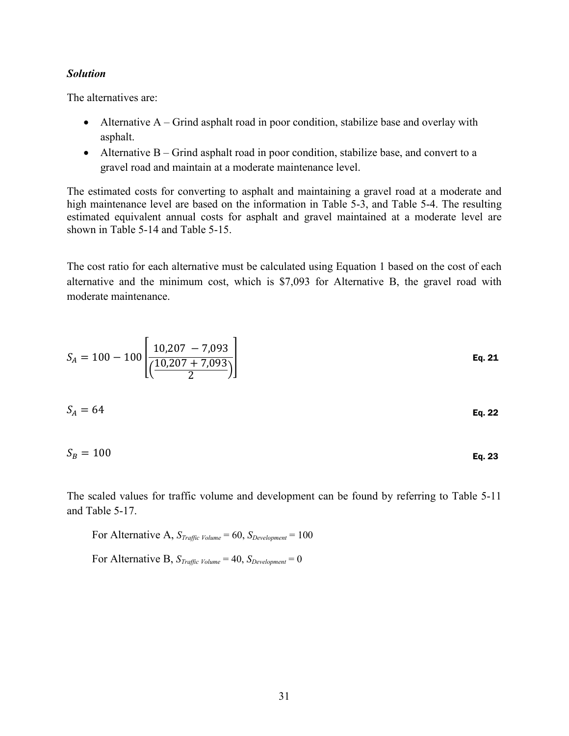***Solution***

The alternatives are:

- Alternative A – Grind asphalt road in poor condition, stabilize base and overlay with asphalt.
- Alternative B – Grind asphalt road in poor condition, stabilize base, and convert to a gravel road and maintain at a moderate maintenance level.

The estimated costs for converting to asphalt and maintaining a gravel road at a moderate and high maintenance level are based on the information in Table 5-3, and Table 5-4. The resulting estimated equivalent annual costs for asphalt and gravel maintained at a moderate level are shown in Table 5-14 and Table 5-15.

The cost ratio for each alternative must be calculated using Equation 1 based on the cost of each alternative and the minimum cost, which is $7,093 for Alternative B, the gravel road with moderate maintenance.

$$S_A = 100 - 100\left[\frac{10{,}207 - 7{,}093}{\left(\frac{10{,}207 + 7{,}093}{2}\right)}\right] \qquad \textbf{Eq. 21}$$

$$S_A = 64 \qquad \textbf{Eq. 22}$$

$$S_B = 100 \qquad \textbf{Eq. 23}$$

The scaled values for traffic volume and development can be found by referring to Table 5-11 and Table 5-17.

For Alternative A, $S_{Traffic\ Volume} = 60$, $S_{Development} = 100$

For Alternative B, $S_{Traffic\ Volume} = 40$, $S_{Development} = 0$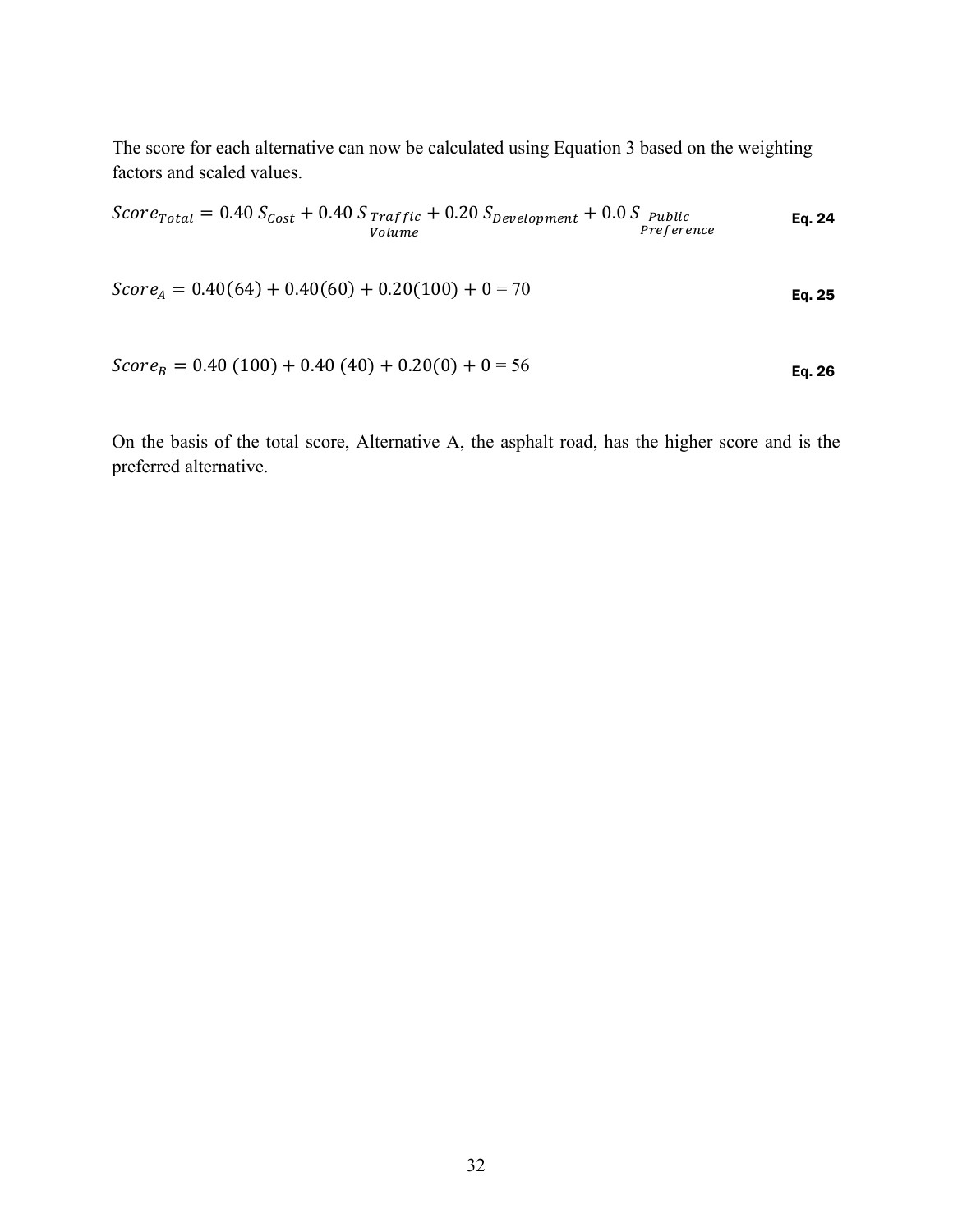The score for each alternative can now be calculated using Equation 3 based on the weighting factors and scaled values.

$$Score_{Total} = 0.40\ S_{Cost} + 0.40\ S_{\substack{Traffic \\ Volume}} + 0.20\ S_{Development} + 0.0\ S_{\substack{Public \\ Preference}} \quad \text{Eq. 24}$$

$$Score_A = 0.40(64) + 0.40(60) + 0.20(100) + 0 = 70 \quad \text{Eq. 25}$$

$$Score_B = 0.40\ (100) + 0.40\ (40) + 0.20(0) + 0 = 56 \quad \text{Eq. 26}$$

On the basis of the total score, Alternative A, the asphalt road, has the higher score and is the preferred alternative.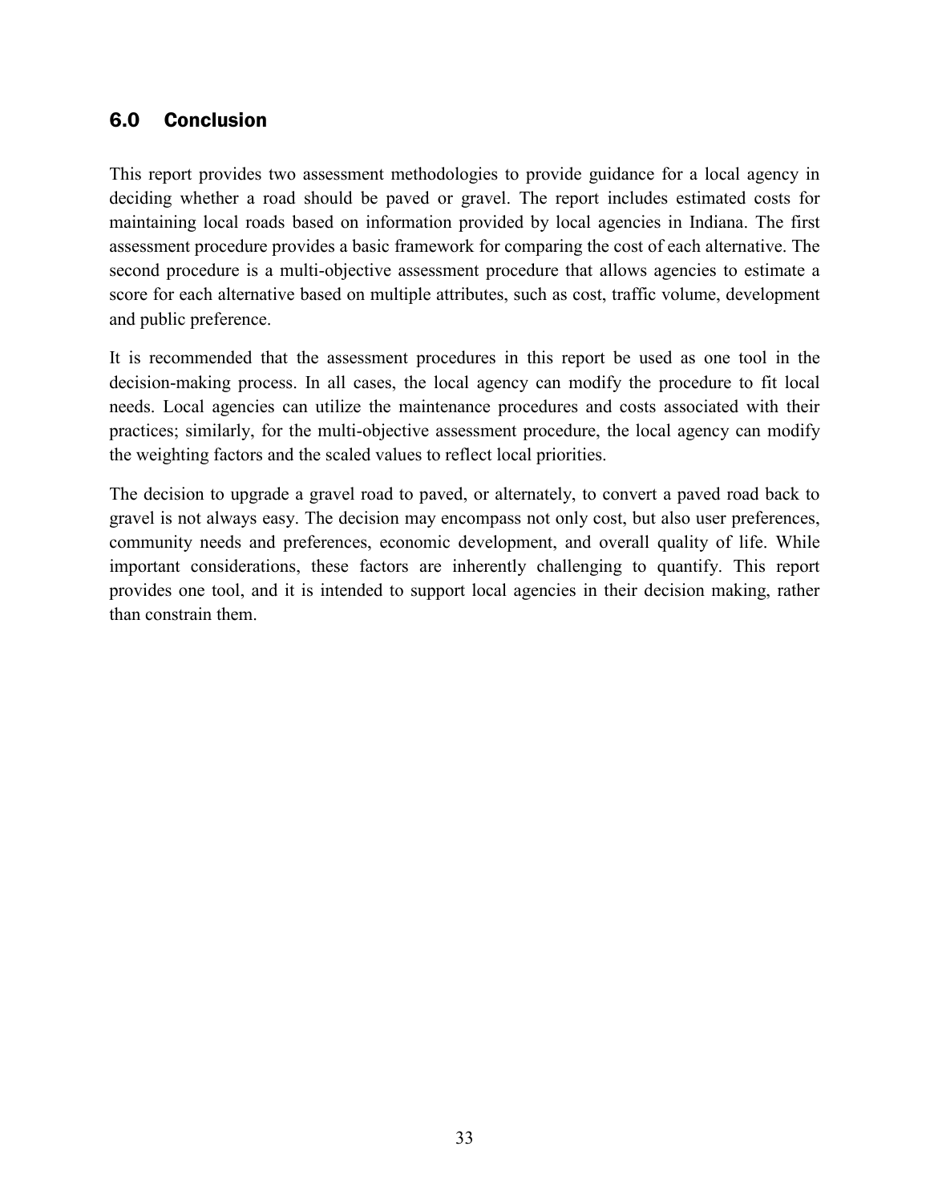## 6.0 Conclusion

This report provides two assessment methodologies to provide guidance for a local agency in deciding whether a road should be paved or gravel. The report includes estimated costs for maintaining local roads based on information provided by local agencies in Indiana. The first assessment procedure provides a basic framework for comparing the cost of each alternative. The second procedure is a multi-objective assessment procedure that allows agencies to estimate a score for each alternative based on multiple attributes, such as cost, traffic volume, development and public preference.

It is recommended that the assessment procedures in this report be used as one tool in the decision-making process. In all cases, the local agency can modify the procedure to fit local needs. Local agencies can utilize the maintenance procedures and costs associated with their practices; similarly, for the multi-objective assessment procedure, the local agency can modify the weighting factors and the scaled values to reflect local priorities.

The decision to upgrade a gravel road to paved, or alternately, to convert a paved road back to gravel is not always easy. The decision may encompass not only cost, but also user preferences, community needs and preferences, economic development, and overall quality of life. While important considerations, these factors are inherently challenging to quantify. This report provides one tool, and it is intended to support local agencies in their decision making, rather than constrain them.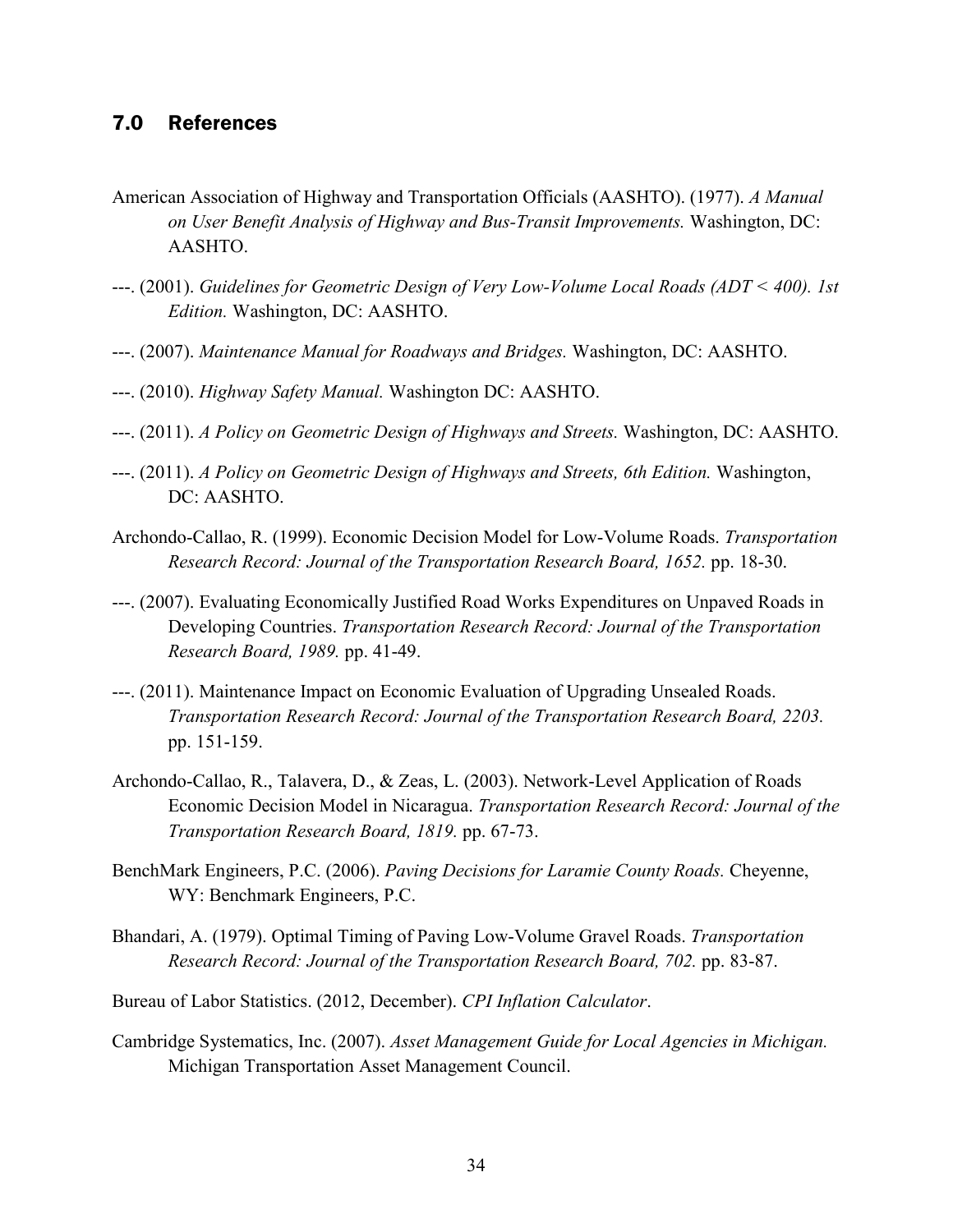## 7.0 References

American Association of Highway and Transportation Officials (AASHTO). (1977). *A Manual on User Benefit Analysis of Highway and Bus-Transit Improvements.* Washington, DC: AASHTO.

---. (2001). *Guidelines for Geometric Design of Very Low-Volume Local Roads (ADT < 400). 1st Edition.* Washington, DC: AASHTO.

---. (2007). *Maintenance Manual for Roadways and Bridges.* Washington, DC: AASHTO.

---. (2010). *Highway Safety Manual.* Washington DC: AASHTO.

---. (2011). *A Policy on Geometric Design of Highways and Streets.* Washington, DC: AASHTO.

---. (2011). *A Policy on Geometric Design of Highways and Streets, 6th Edition.* Washington, DC: AASHTO.

Archondo-Callao, R. (1999). Economic Decision Model for Low-Volume Roads. *Transportation Research Record: Journal of the Transportation Research Board, 1652.* pp. 18-30.

---. (2007). Evaluating Economically Justified Road Works Expenditures on Unpaved Roads in Developing Countries. *Transportation Research Record: Journal of the Transportation Research Board, 1989.* pp. 41-49.

---. (2011). Maintenance Impact on Economic Evaluation of Upgrading Unsealed Roads. *Transportation Research Record: Journal of the Transportation Research Board, 2203.* pp. 151-159.

Archondo-Callao, R., Talavera, D., & Zeas, L. (2003). Network-Level Application of Roads Economic Decision Model in Nicaragua. *Transportation Research Record: Journal of the Transportation Research Board, 1819.* pp. 67-73.

BenchMark Engineers, P.C. (2006). *Paving Decisions for Laramie County Roads.* Cheyenne, WY: Benchmark Engineers, P.C.

Bhandari, A. (1979). Optimal Timing of Paving Low-Volume Gravel Roads. *Transportation Research Record: Journal of the Transportation Research Board, 702.* pp. 83-87.

Bureau of Labor Statistics. (2012, December). *CPI Inflation Calculator*.

Cambridge Systematics, Inc. (2007). *Asset Management Guide for Local Agencies in Michigan.* Michigan Transportation Asset Management Council.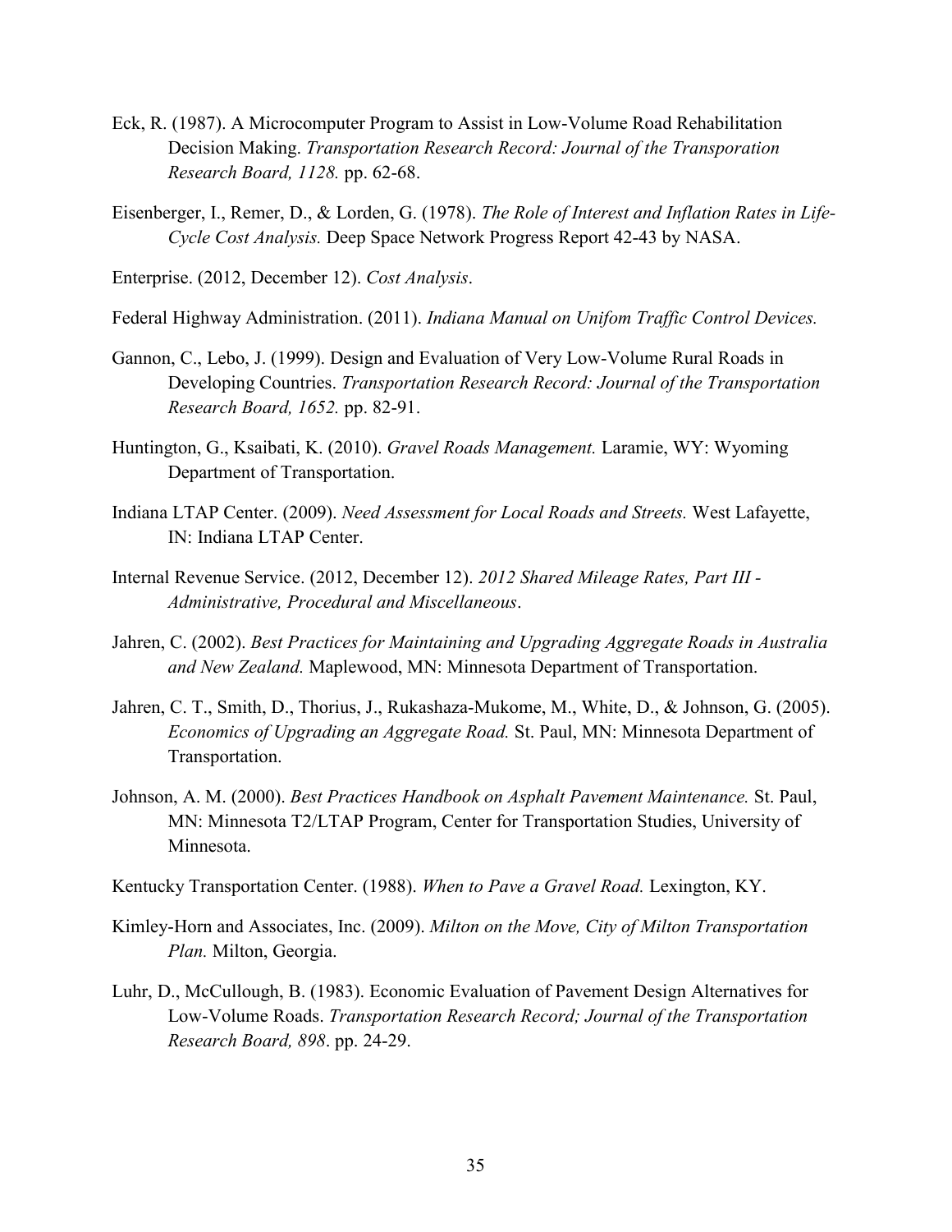Eck, R. (1987). A Microcomputer Program to Assist in Low-Volume Road Rehabilitation Decision Making. *Transportation Research Record: Journal of the Transporation Research Board, 1128.* pp. 62-68.

Eisenberger, I., Remer, D., & Lorden, G. (1978). *The Role of Interest and Inflation Rates in Life-Cycle Cost Analysis.* Deep Space Network Progress Report 42-43 by NASA.

Enterprise. (2012, December 12). *Cost Analysis*.

Federal Highway Administration. (2011). *Indiana Manual on Unifom Traffic Control Devices.*

Gannon, C., Lebo, J. (1999). Design and Evaluation of Very Low-Volume Rural Roads in Developing Countries. *Transportation Research Record: Journal of the Transportation Research Board, 1652.* pp. 82-91.

Huntington, G., Ksaibati, K. (2010). *Gravel Roads Management.* Laramie, WY: Wyoming Department of Transportation.

Indiana LTAP Center. (2009). *Need Assessment for Local Roads and Streets.* West Lafayette, IN: Indiana LTAP Center.

Internal Revenue Service. (2012, December 12). *2012 Shared Mileage Rates, Part III - Administrative, Procedural and Miscellaneous*.

Jahren, C. (2002). *Best Practices for Maintaining and Upgrading Aggregate Roads in Australia and New Zealand.* Maplewood, MN: Minnesota Department of Transportation.

Jahren, C. T., Smith, D., Thorius, J., Rukashaza-Mukome, M., White, D., & Johnson, G. (2005). *Economics of Upgrading an Aggregate Road.* St. Paul, MN: Minnesota Department of Transportation.

Johnson, A. M. (2000). *Best Practices Handbook on Asphalt Pavement Maintenance.* St. Paul, MN: Minnesota T2/LTAP Program, Center for Transportation Studies, University of Minnesota.

Kentucky Transportation Center. (1988). *When to Pave a Gravel Road.* Lexington, KY.

Kimley-Horn and Associates, Inc. (2009). *Milton on the Move, City of Milton Transportation Plan.* Milton, Georgia.

Luhr, D., McCullough, B. (1983). Economic Evaluation of Pavement Design Alternatives for Low-Volume Roads. *Transportation Research Record; Journal of the Transportation Research Board, 898*. pp. 24-29.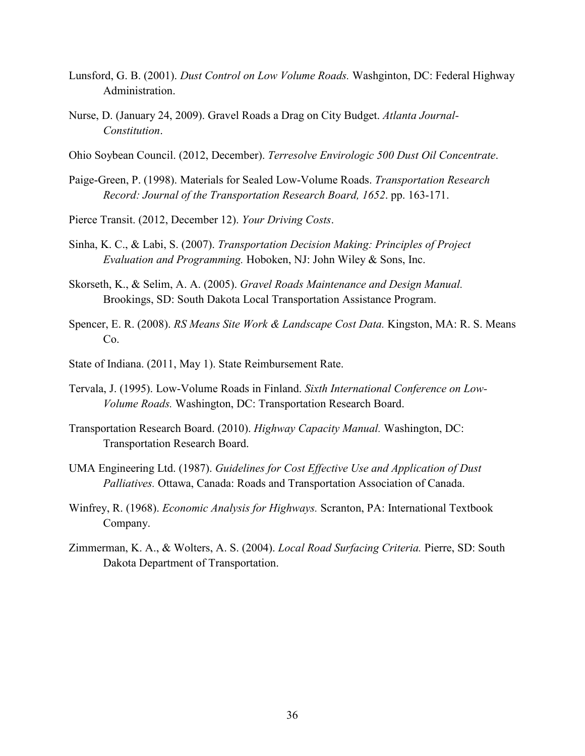Lunsford, G. B. (2001). *Dust Control on Low Volume Roads.* Washginton, DC: Federal Highway Administration.

Nurse, D. (January 24, 2009). Gravel Roads a Drag on City Budget. *Atlanta Journal-Constitution*.

Ohio Soybean Council. (2012, December). *Terresolve Envirologic 500 Dust Oil Concentrate*.

Paige-Green, P. (1998). Materials for Sealed Low-Volume Roads. *Transportation Research Record: Journal of the Transportation Research Board, 1652*. pp. 163-171.

Pierce Transit. (2012, December 12). *Your Driving Costs*.

Sinha, K. C., & Labi, S. (2007). *Transportation Decision Making: Principles of Project Evaluation and Programming.* Hoboken, NJ: John Wiley & Sons, Inc.

Skorseth, K., & Selim, A. A. (2005). *Gravel Roads Maintenance and Design Manual.* Brookings, SD: South Dakota Local Transportation Assistance Program.

Spencer, E. R. (2008). *RS Means Site Work & Landscape Cost Data.* Kingston, MA: R. S. Means Co.

State of Indiana. (2011, May 1). State Reimbursement Rate.

Tervala, J. (1995). Low-Volume Roads in Finland. *Sixth International Conference on Low-Volume Roads.* Washington, DC: Transportation Research Board.

Transportation Research Board. (2010). *Highway Capacity Manual.* Washington, DC: Transportation Research Board.

UMA Engineering Ltd. (1987). *Guidelines for Cost Effective Use and Application of Dust Palliatives.* Ottawa, Canada: Roads and Transportation Association of Canada.

Winfrey, R. (1968). *Economic Analysis for Highways.* Scranton, PA: International Textbook Company.

Zimmerman, K. A., & Wolters, A. S. (2004). *Local Road Surfacing Criteria.* Pierre, SD: South Dakota Department of Transportation.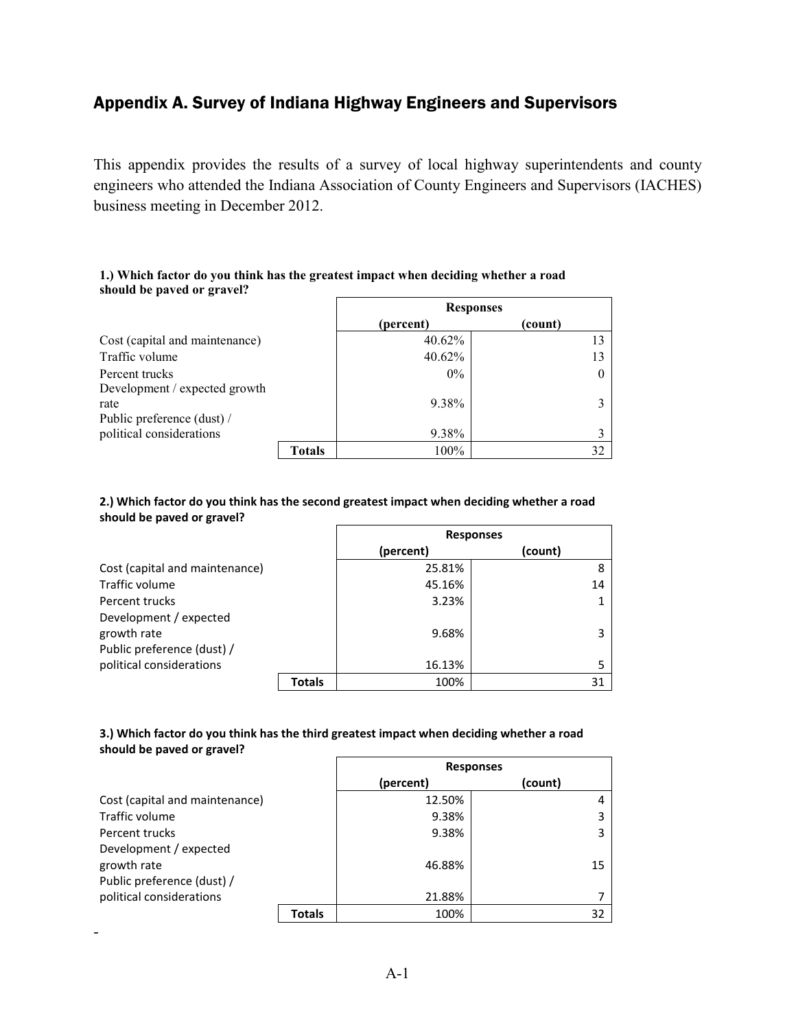## Appendix A. Survey of Indiana Highway Engineers and Supervisors

This appendix provides the results of a survey of local highway superintendents and county engineers who attended the Indiana Association of County Engineers and Supervisors (IACHES) business meeting in December 2012.

**1.) Which factor do you think has the greatest impact when deciding whether a road should be paved or gravel?**

| | Responses (percent) | Responses (count) |
|---|---|---|
| Cost (capital and maintenance) | 40.62% | 13 |
| Traffic volume | 40.62% | 13 |
| Percent trucks | 0% | 0 |
| Development / expected growth rate | 9.38% | 3 |
| Public preference (dust) / political considerations | 9.38% | 3 |
| **Totals** | 100% | 32 |

**2.) Which factor do you think has the second greatest impact when deciding whether a road should be paved or gravel?**

| | Responses (percent) | Responses (count) |
|---|---|---|
| Cost (capital and maintenance) | 25.81% | 8 |
| Traffic volume | 45.16% | 14 |
| Percent trucks | 3.23% | 1 |
| Development / expected growth rate | 9.68% | 3 |
| Public preference (dust) / political considerations | 16.13% | 5 |
| **Totals** | 100% | 31 |

**3.) Which factor do you think has the third greatest impact when deciding whether a road should be paved or gravel?**

| | Responses (percent) | Responses (count) |
|---|---|---|
| Cost (capital and maintenance) | 12.50% | 4 |
| Traffic volume | 9.38% | 3 |
| Percent trucks | 9.38% | 3 |
| Development / expected growth rate | 46.88% | 15 |
| Public preference (dust) / political considerations | 21.88% | 7 |
| **Totals** | 100% | 32 |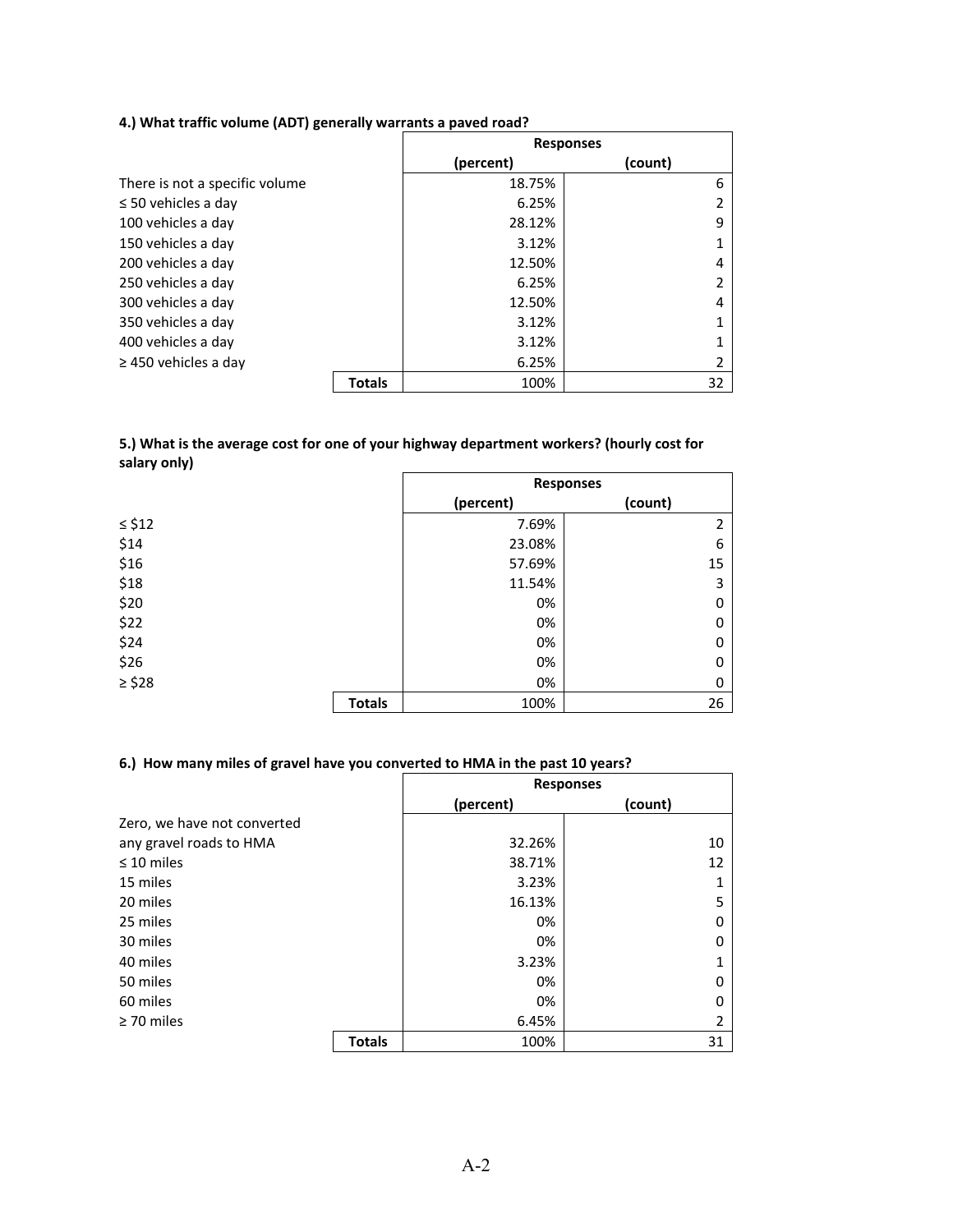**4.) What traffic volume (ADT) generally warrants a paved road?**

| | | Responses | |
|---|---|---|---|
| | | (percent) | (count) |
| There is not a specific volume | | 18.75% | 6 |
| ≤ 50 vehicles a day | | 6.25% | 2 |
| 100 vehicles a day | | 28.12% | 9 |
| 150 vehicles a day | | 3.12% | 1 |
| 200 vehicles a day | | 12.50% | 4 |
| 250 vehicles a day | | 6.25% | 2 |
| 300 vehicles a day | | 12.50% | 4 |
| 350 vehicles a day | | 3.12% | 1 |
| 400 vehicles a day | | 3.12% | 1 |
| ≥ 450 vehicles a day | | 6.25% | 2 |
| | **Totals** | 100% | 32 |

**5.) What is the average cost for one of your highway department workers? (hourly cost for salary only)**

| | | Responses | |
|---|---|---|---|
| | | (percent) | (count) |
| ≤ $12 | | 7.69% | 2 |
| $14 | | 23.08% | 6 |
| $16 | | 57.69% | 15 |
| $18 | | 11.54% | 3 |
| $20 | | 0% | 0 |
| $22 | | 0% | 0 |
| $24 | | 0% | 0 |
| $26 | | 0% | 0 |
| ≥ $28 | | 0% | 0 |
| | **Totals** | 100% | 26 |

**6.) How many miles of gravel have you converted to HMA in the past 10 years?**

| | | Responses | |
|---|---|---|---|
| | | (percent) | (count) |
| Zero, we have not converted any gravel roads to HMA | | 32.26% | 10 |
| ≤ 10 miles | | 38.71% | 12 |
| 15 miles | | 3.23% | 1 |
| 20 miles | | 16.13% | 5 |
| 25 miles | | 0% | 0 |
| 30 miles | | 0% | 0 |
| 40 miles | | 3.23% | 1 |
| 50 miles | | 0% | 0 |
| 60 miles | | 0% | 0 |
| ≥ 70 miles | | 6.45% | 2 |
| | **Totals** | 100% | 31 |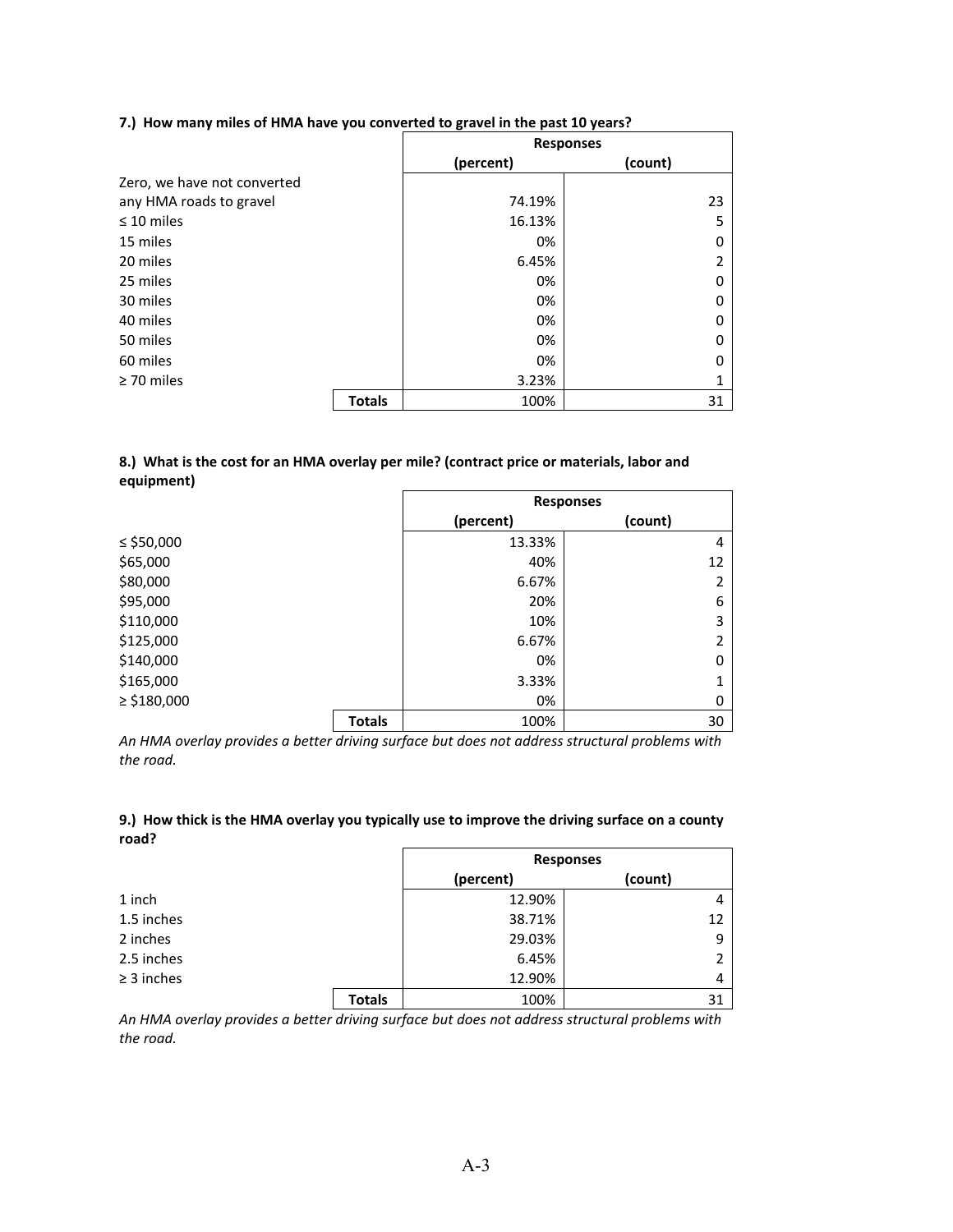**7.) How many miles of HMA have you converted to gravel in the past 10 years?**

| | | Responses | |
|---|---|---|---|
| | | (percent) | (count) |
| Zero, we have not converted any HMA roads to gravel | | 74.19% | 23 |
| ≤ 10 miles | | 16.13% | 5 |
| 15 miles | | 0% | 0 |
| 20 miles | | 6.45% | 2 |
| 25 miles | | 0% | 0 |
| 30 miles | | 0% | 0 |
| 40 miles | | 0% | 0 |
| 50 miles | | 0% | 0 |
| 60 miles | | 0% | 0 |
| ≥ 70 miles | | 3.23% | 1 |
| | **Totals** | 100% | 31 |

**8.) What is the cost for an HMA overlay per mile? (contract price or materials, labor and equipment)**

| | | Responses | |
|---|---|---|---|
| | | (percent) | (count) |
| ≤ $50,000 | | 13.33% | 4 |
| $65,000 | | 40% | 12 |
| $80,000 | | 6.67% | 2 |
| $95,000 | | 20% | 6 |
| $110,000 | | 10% | 3 |
| $125,000 | | 6.67% | 2 |
| $140,000 | | 0% | 0 |
| $165,000 | | 3.33% | 1 |
| ≥ $180,000 | | 0% | 0 |
| | **Totals** | 100% | 30 |

*An HMA overlay provides a better driving surface but does not address structural problems with the road.*

**9.) How thick is the HMA overlay you typically use to improve the driving surface on a county road?**

| | | Responses | |
|---|---|---|---|
| | | (percent) | (count) |
| 1 inch | | 12.90% | 4 |
| 1.5 inches | | 38.71% | 12 |
| 2 inches | | 29.03% | 9 |
| 2.5 inches | | 6.45% | 2 |
| ≥ 3 inches | | 12.90% | 4 |
| | **Totals** | 100% | 31 |

*An HMA overlay provides a better driving surface but does not address structural problems with the road.*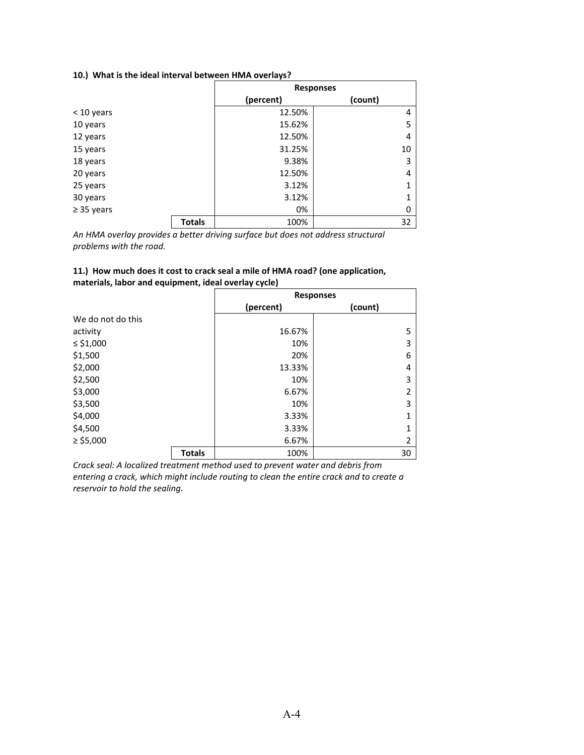**10.) What is the ideal interval between HMA overlays?**

| | Responses | |
|---|---|---|
| | (percent) | (count) |
| < 10 years | 12.50% | 4 |
| 10 years | 15.62% | 5 |
| 12 years | 12.50% | 4 |
| 15 years | 31.25% | 10 |
| 18 years | 9.38% | 3 |
| 20 years | 12.50% | 4 |
| 25 years | 3.12% | 1 |
| 30 years | 3.12% | 1 |
| ≥ 35 years | 0% | 0 |
| **Totals** | 100% | 32 |

*An HMA overlay provides a better driving surface but does not address structural problems with the road.*

**11.) How much does it cost to crack seal a mile of HMA road? (one application, materials, labor and equipment, ideal overlay cycle)**

| | Responses | |
|---|---|---|
| | (percent) | (count) |
| We do not do this activity | 16.67% | 5 |
| ≤ $1,000 | 10% | 3 |
| $1,500 | 20% | 6 |
| $2,000 | 13.33% | 4 |
| $2,500 | 10% | 3 |
| $3,000 | 6.67% | 2 |
| $3,500 | 10% | 3 |
| $4,000 | 3.33% | 1 |
| $4,500 | 3.33% | 1 |
| ≥ $5,000 | 6.67% | 2 |
| **Totals** | 100% | 30 |

*Crack seal: A localized treatment method used to prevent water and debris from entering a crack, which might include routing to clean the entire crack and to create a reservoir to hold the sealing.*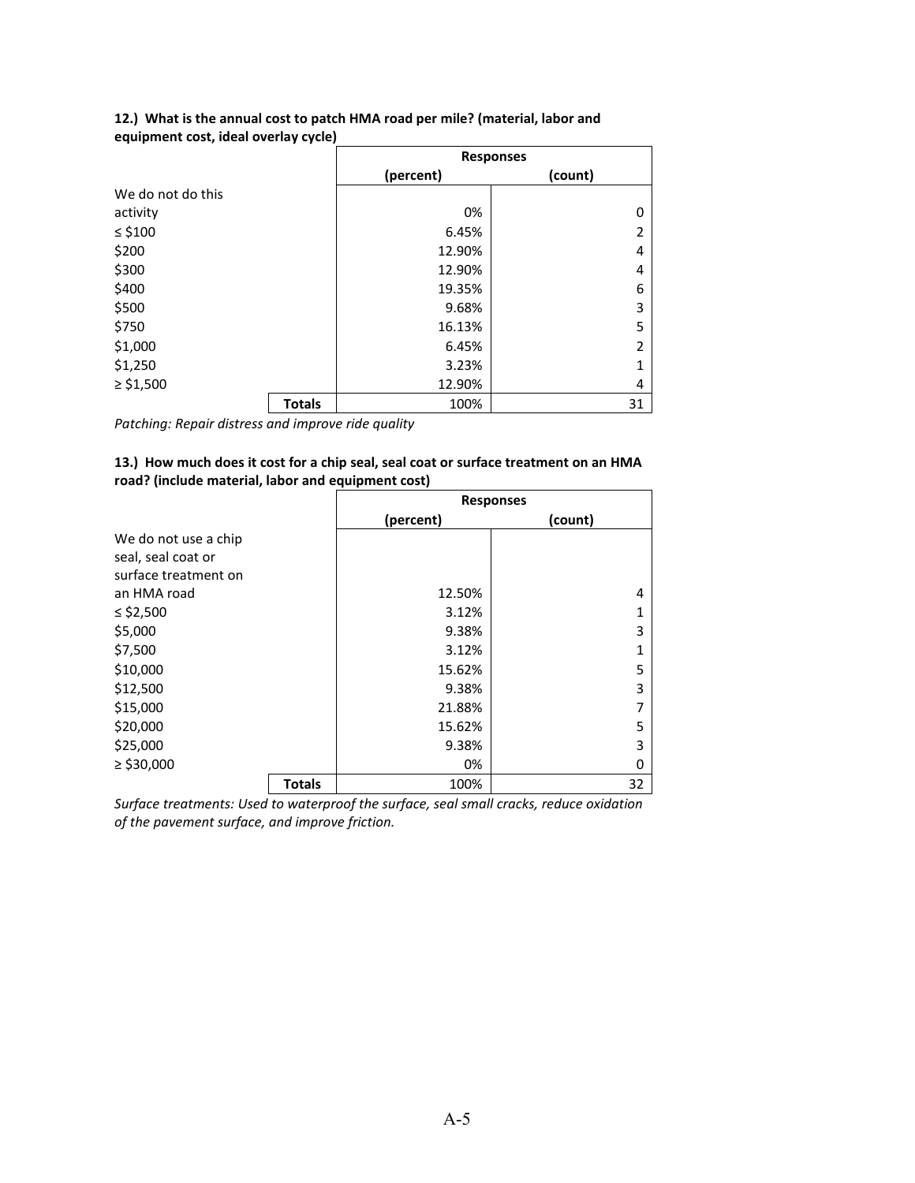**12.) What is the annual cost to patch HMA road per mile? (material, labor and equipment cost, ideal overlay cycle)**

| | Responses | |
|---|---|---|
| | (percent) | (count) |
| We do not do this activity | 0% | 0 |
| ≤ $100 | 6.45% | 2 |
| $200 | 12.90% | 4 |
| $300 | 12.90% | 4 |
| $400 | 19.35% | 6 |
| $500 | 9.68% | 3 |
| $750 | 16.13% | 5 |
| $1,000 | 6.45% | 2 |
| $1,250 | 3.23% | 1 |
| ≥ $1,500 | 12.90% | 4 |
| **Totals** | 100% | 31 |

*Patching: Repair distress and improve ride quality*

**13.) How much does it cost for a chip seal, seal coat or surface treatment on an HMA road? (include material, labor and equipment cost)**

| | Responses | |
|---|---|---|
| | (percent) | (count) |
| We do not use a chip seal, seal coat or surface treatment on an HMA road | 12.50% | 4 |
| ≤ $2,500 | 3.12% | 1 |
| $5,000 | 9.38% | 3 |
| $7,500 | 3.12% | 1 |
| $10,000 | 15.62% | 5 |
| $12,500 | 9.38% | 3 |
| $15,000 | 21.88% | 7 |
| $20,000 | 15.62% | 5 |
| $25,000 | 9.38% | 3 |
| ≥ $30,000 | 0% | 0 |
| **Totals** | 100% | 32 |

*Surface treatments: Used to waterproof the surface, seal small cracks, reduce oxidation of the pavement surface, and improve friction.*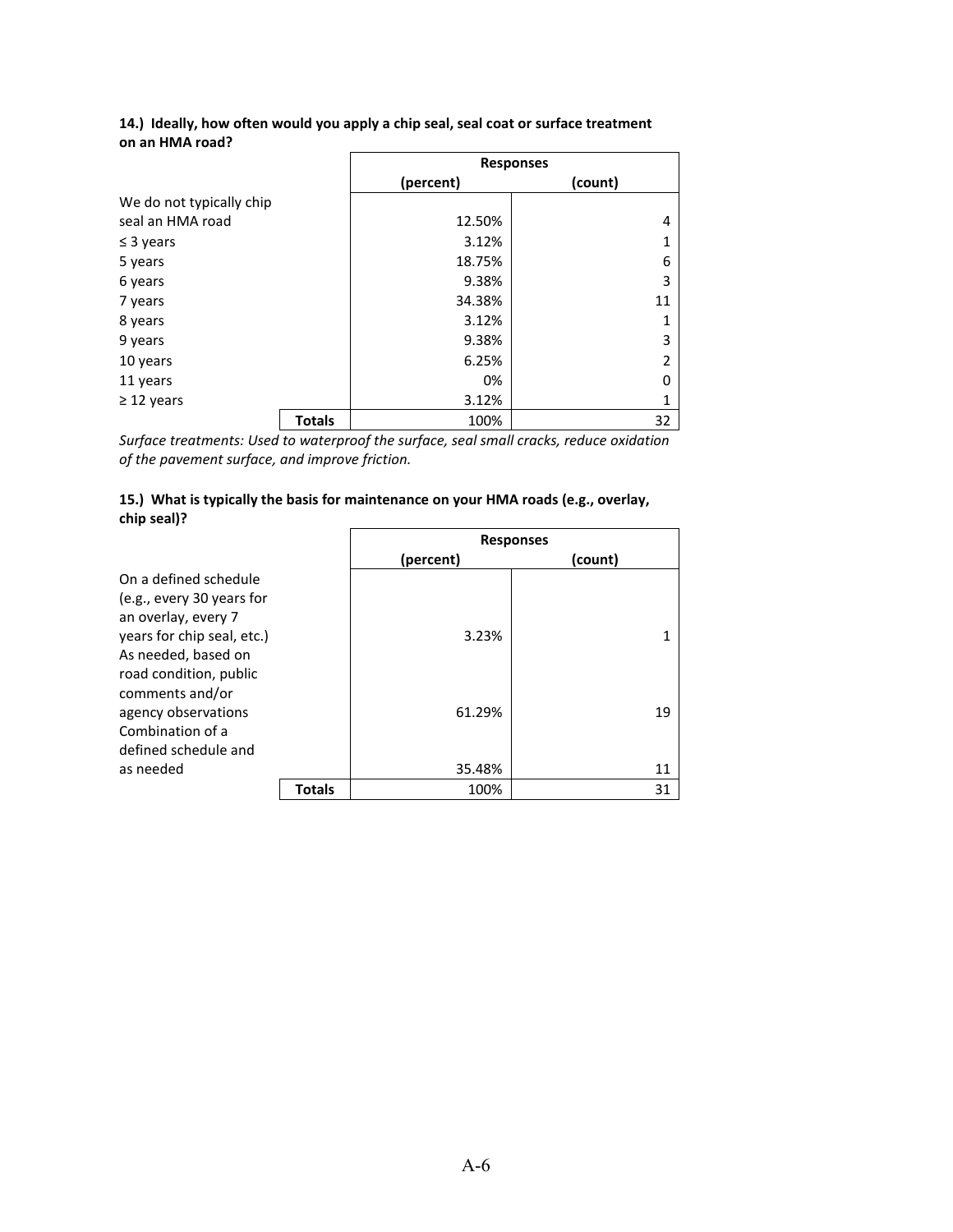**14.) Ideally, how often would you apply a chip seal, seal coat or surface treatment on an HMA road?**

| | Responses (percent) | Responses (count) |
|---|---|---|
| We do not typically chip seal an HMA road | 12.50% | 4 |
| ≤ 3 years | 3.12% | 1 |
| 5 years | 18.75% | 6 |
| 6 years | 9.38% | 3 |
| 7 years | 34.38% | 11 |
| 8 years | 3.12% | 1 |
| 9 years | 9.38% | 3 |
| 10 years | 6.25% | 2 |
| 11 years | 0% | 0 |
| ≥ 12 years | 3.12% | 1 |
| **Totals** | 100% | 32 |

*Surface treatments: Used to waterproof the surface, seal small cracks, reduce oxidation of the pavement surface, and improve friction.*

**15.) What is typically the basis for maintenance on your HMA roads (e.g., overlay, chip seal)?**

| | Responses (percent) | Responses (count) |
|---|---|---|
| On a defined schedule (e.g., every 30 years for an overlay, every 7 years for chip seal, etc.) | 3.23% | 1 |
| As needed, based on road condition, public comments and/or agency observations | 61.29% | 19 |
| Combination of a defined schedule and as needed | 35.48% | 11 |
| **Totals** | 100% | 31 |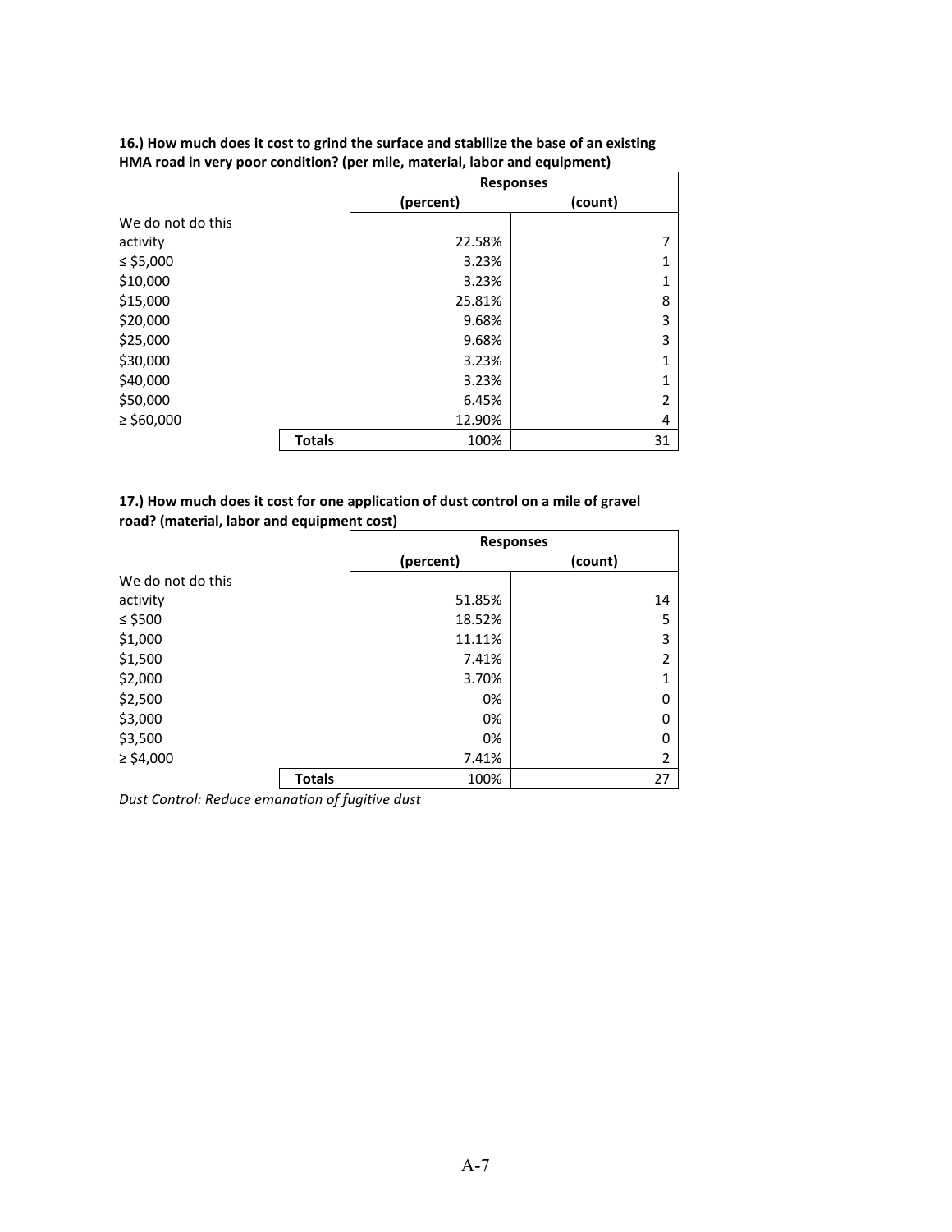**16.) How much does it cost to grind the surface and stabilize the base of an existing HMA road in very poor condition? (per mile, material, labor and equipment)**

| | | Responses | |
|---|---|---|---|
| | | (percent) | (count) |
| We do not do this activity | | 22.58% | 7 |
| ≤ $5,000 | | 3.23% | 1 |
| $10,000 | | 3.23% | 1 |
| $15,000 | | 25.81% | 8 |
| $20,000 | | 9.68% | 3 |
| $25,000 | | 9.68% | 3 |
| $30,000 | | 3.23% | 1 |
| $40,000 | | 3.23% | 1 |
| $50,000 | | 6.45% | 2 |
| ≥ $60,000 | | 12.90% | 4 |
| | **Totals** | 100% | 31 |

**17.) How much does it cost for one application of dust control on a mile of gravel road? (material, labor and equipment cost)**

| | | Responses | |
|---|---|---|---|
| | | (percent) | (count) |
| We do not do this activity | | 51.85% | 14 |
| ≤ $500 | | 18.52% | 5 |
| $1,000 | | 11.11% | 3 |
| $1,500 | | 7.41% | 2 |
| $2,000 | | 3.70% | 1 |
| $2,500 | | 0% | 0 |
| $3,000 | | 0% | 0 |
| $3,500 | | 0% | 0 |
| ≥ $4,000 | | 7.41% | 2 |
| | **Totals** | 100% | 27 |

*Dust Control: Reduce emanation of fugitive dust*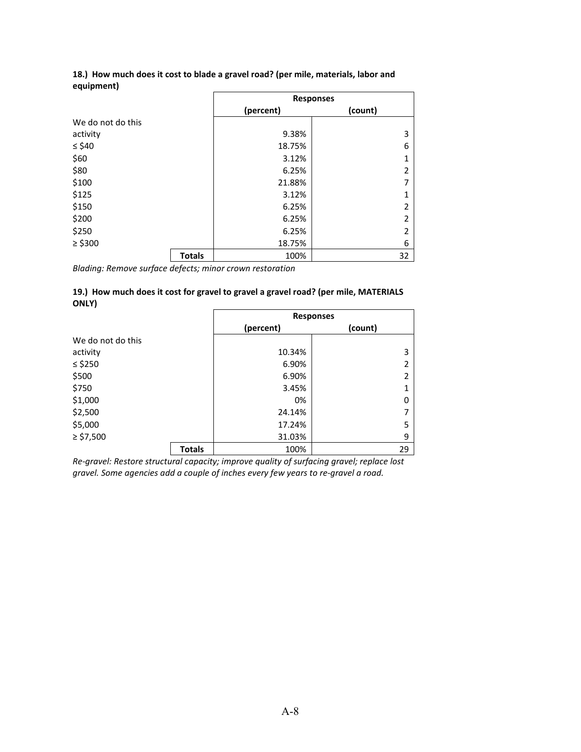**18.) How much does it cost to blade a gravel road? (per mile, materials, labor and equipment)**

| | Responses | |
|---|---|---|
| | (percent) | (count) |
| We do not do this activity | 9.38% | 3 |
| ≤ $40 | 18.75% | 6 |
| $60 | 3.12% | 1 |
| $80 | 6.25% | 2 |
| $100 | 21.88% | 7 |
| $125 | 3.12% | 1 |
| $150 | 6.25% | 2 |
| $200 | 6.25% | 2 |
| $250 | 6.25% | 2 |
| ≥ $300 | 18.75% | 6 |
| **Totals** | 100% | 32 |

*Blading: Remove surface defects; minor crown restoration*

**19.) How much does it cost for gravel to gravel a gravel road? (per mile, MATERIALS ONLY)**

| | Responses | |
|---|---|---|
| | (percent) | (count) |
| We do not do this activity | 10.34% | 3 |
| ≤ $250 | 6.90% | 2 |
| $500 | 6.90% | 2 |
| $750 | 3.45% | 1 |
| $1,000 | 0% | 0 |
| $2,500 | 24.14% | 7 |
| $5,000 | 17.24% | 5 |
| ≥ $7,500 | 31.03% | 9 |
| **Totals** | 100% | 29 |

*Re-gravel: Restore structural capacity; improve quality of surfacing gravel; replace lost gravel. Some agencies add a couple of inches every few years to re-gravel a road.*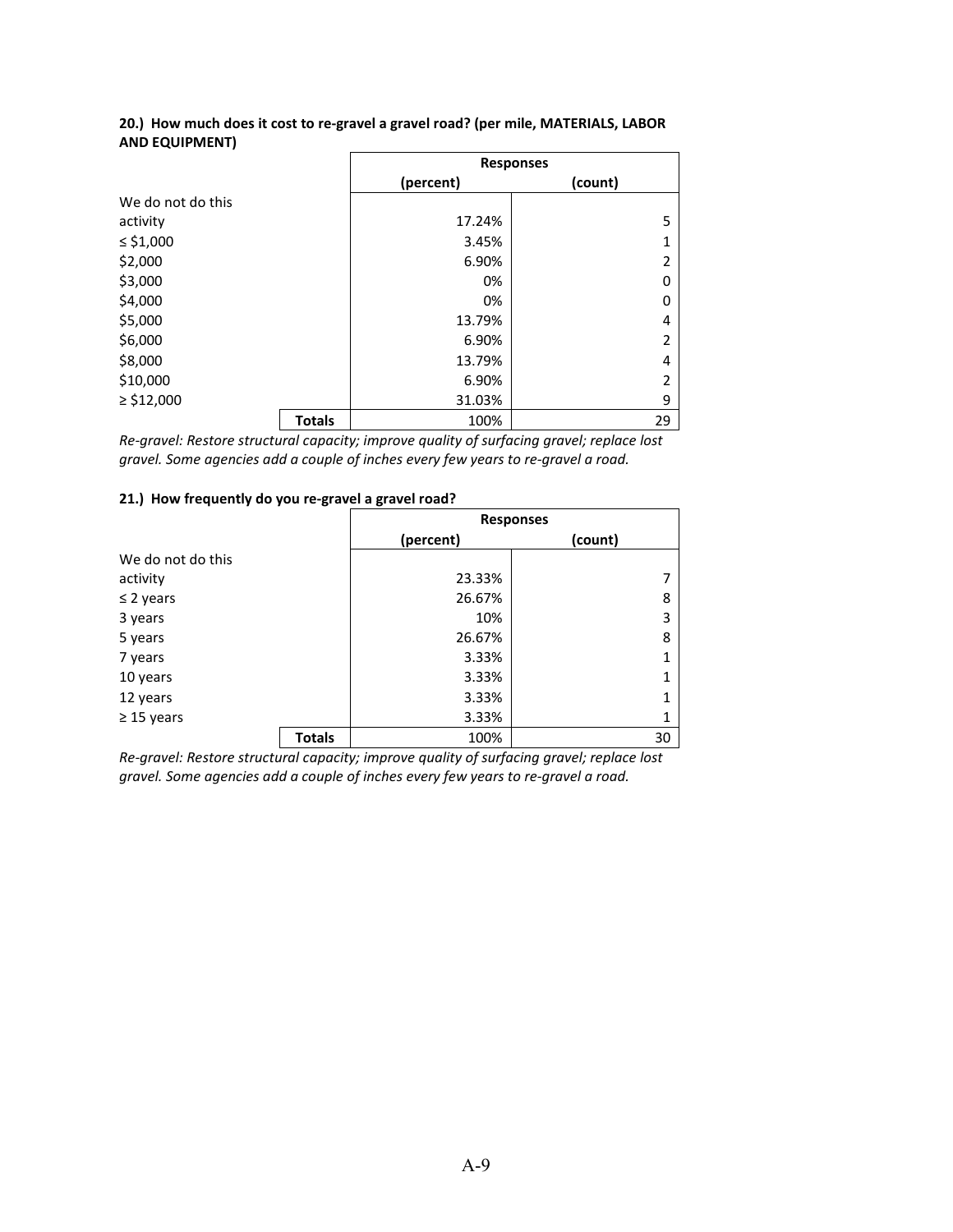**20.) How much does it cost to re-gravel a gravel road? (per mile, MATERIALS, LABOR AND EQUIPMENT)**

| | Responses | |
|---|---|---|
| | (percent) | (count) |
| We do not do this activity | 17.24% | 5 |
| ≤ $1,000 | 3.45% | 1 |
| $2,000 | 6.90% | 2 |
| $3,000 | 0% | 0 |
| $4,000 | 0% | 0 |
| $5,000 | 13.79% | 4 |
| $6,000 | 6.90% | 2 |
| $8,000 | 13.79% | 4 |
| $10,000 | 6.90% | 2 |
| ≥ $12,000 | 31.03% | 9 |
| **Totals** | 100% | 29 |

*Re-gravel: Restore structural capacity; improve quality of surfacing gravel; replace lost gravel. Some agencies add a couple of inches every few years to re-gravel a road.*

**21.) How frequently do you re-gravel a gravel road?**

| | Responses | |
|---|---|---|
| | (percent) | (count) |
| We do not do this activity | 23.33% | 7 |
| ≤ 2 years | 26.67% | 8 |
| 3 years | 10% | 3 |
| 5 years | 26.67% | 8 |
| 7 years | 3.33% | 1 |
| 10 years | 3.33% | 1 |
| 12 years | 3.33% | 1 |
| ≥ 15 years | 3.33% | 1 |
| **Totals** | 100% | 30 |

*Re-gravel: Restore structural capacity; improve quality of surfacing gravel; replace lost gravel. Some agencies add a couple of inches every few years to re-gravel a road.*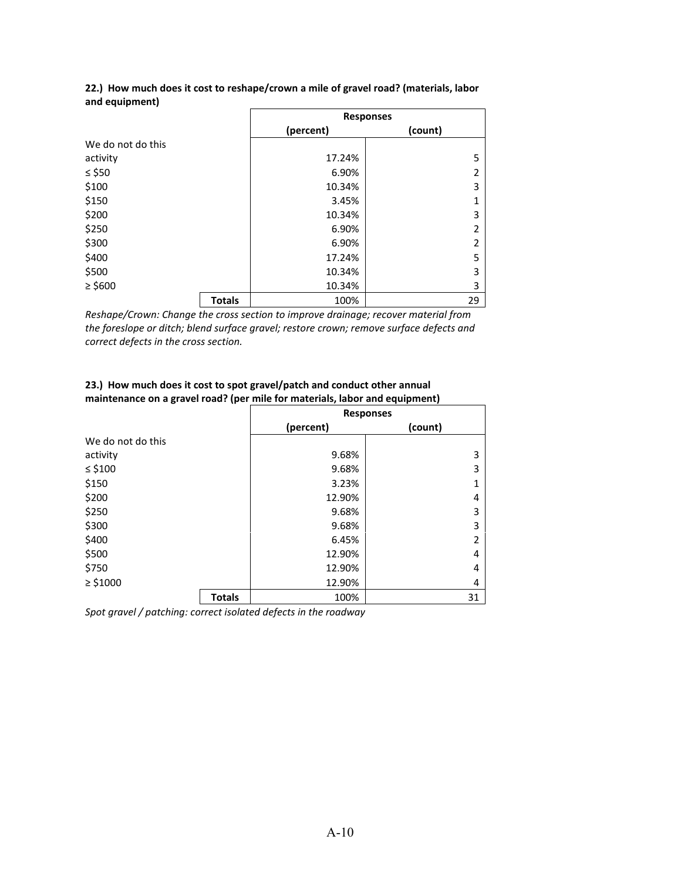**22.) How much does it cost to reshape/crown a mile of gravel road? (materials, labor and equipment)**

| | | Responses | |
|---|---|---|---|
| | | (percent) | (count) |
| We do not do this activity | | 17.24% | 5 |
| ≤ $50 | | 6.90% | 2 |
| $100 | | 10.34% | 3 |
| $150 | | 3.45% | 1 |
| $200 | | 10.34% | 3 |
| $250 | | 6.90% | 2 |
| $300 | | 6.90% | 2 |
| $400 | | 17.24% | 5 |
| $500 | | 10.34% | 3 |
| ≥ $600 | | 10.34% | 3 |
| | **Totals** | 100% | 29 |

*Reshape/Crown: Change the cross section to improve drainage; recover material from the foreslope or ditch; blend surface gravel; restore crown; remove surface defects and correct defects in the cross section.*

**23.) How much does it cost to spot gravel/patch and conduct other annual maintenance on a gravel road? (per mile for materials, labor and equipment)**

| | | Responses | |
|---|---|---|---|
| | | (percent) | (count) |
| We do not do this activity | | 9.68% | 3 |
| ≤ $100 | | 9.68% | 3 |
| $150 | | 3.23% | 1 |
| $200 | | 12.90% | 4 |
| $250 | | 9.68% | 3 |
| $300 | | 9.68% | 3 |
| $400 | | 6.45% | 2 |
| $500 | | 12.90% | 4 |
| $750 | | 12.90% | 4 |
| ≥ $1000 | | 12.90% | 4 |
| | **Totals** | 100% | 31 |

*Spot gravel / patching: correct isolated defects in the roadway*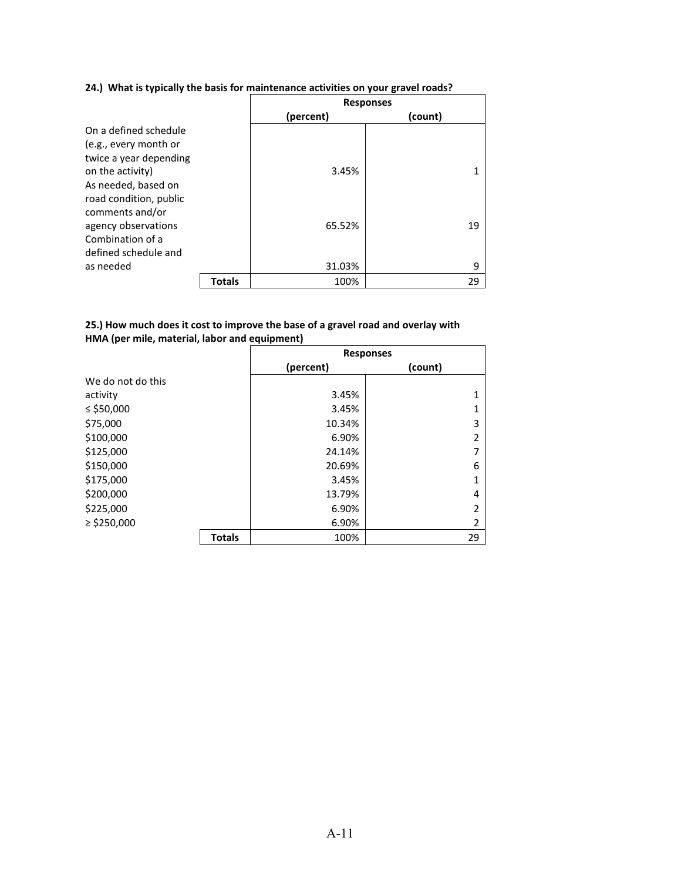**24.) What is typically the basis for maintenance activities on your gravel roads?**

| | Responses | |
|---|---|---|
| | (percent) | (count) |
| On a defined schedule (e.g., every month or twice a year depending on the activity) | 3.45% | 1 |
| As needed, based on road condition, public comments and/or agency observations | 65.52% | 19 |
| Combination of a defined schedule and as needed | 31.03% | 9 |
| **Totals** | 100% | 29 |

**25.) How much does it cost to improve the base of a gravel road and overlay with HMA (per mile, material, labor and equipment)**

| | Responses | |
|---|---|---|
| | (percent) | (count) |
| We do not do this activity | 3.45% | 1 |
| ≤ $50,000 | 3.45% | 1 |
| $75,000 | 10.34% | 3 |
| $100,000 | 6.90% | 2 |
| $125,000 | 24.14% | 7 |
| $150,000 | 20.69% | 6 |
| $175,000 | 3.45% | 1 |
| $200,000 | 13.79% | 4 |
| $225,000 | 6.90% | 2 |
| ≥ $250,000 | 6.90% | 2 |
| **Totals** | 100% | 29 |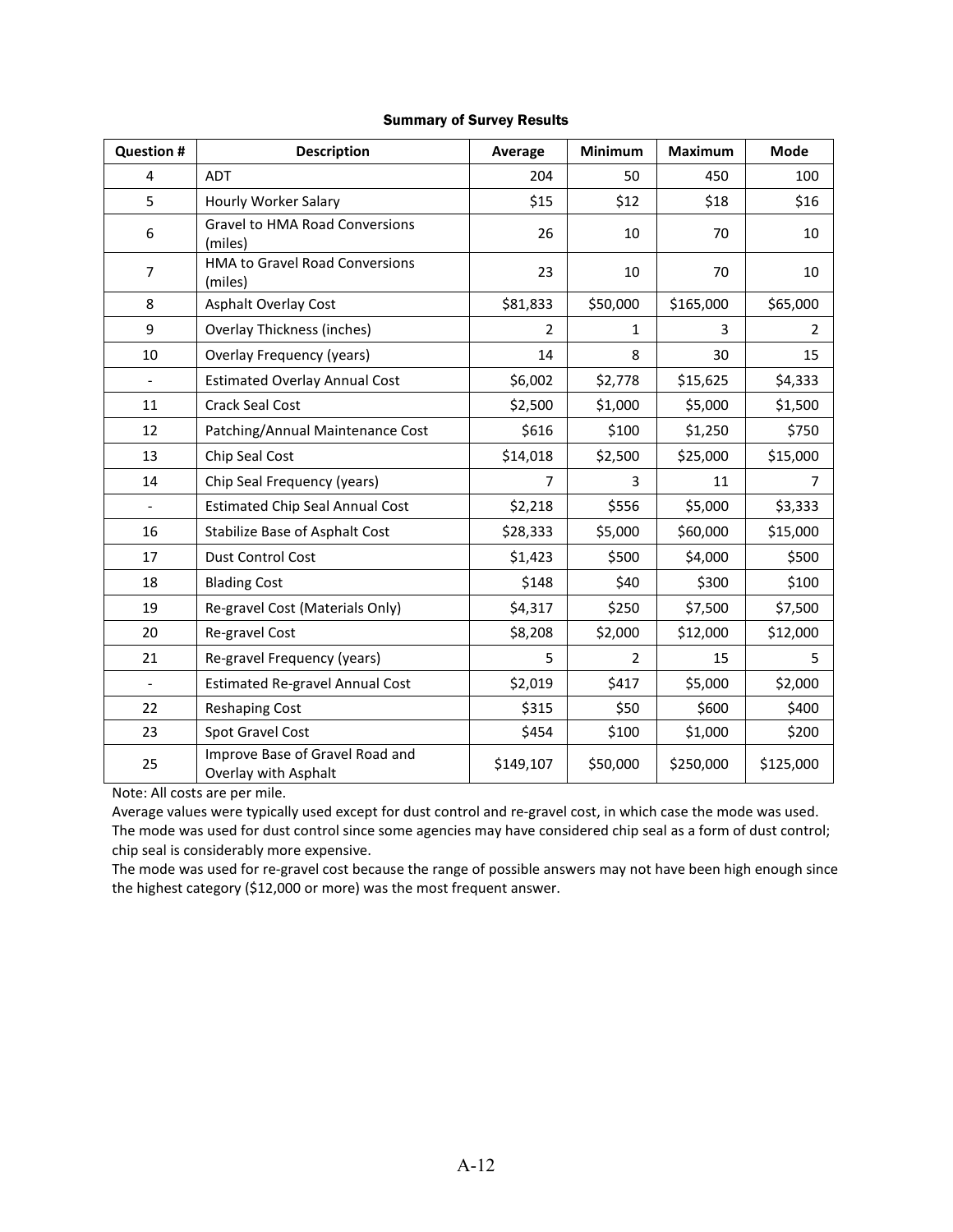**Summary of Survey Results**

| Question # | Description | Average | Minimum | Maximum | Mode |
|---|---|---|---|---|---|
| 4 | ADT | 204 | 50 | 450 | 100 |
| 5 | Hourly Worker Salary | $15 | $12 | $18 | $16 |
| 6 | Gravel to HMA Road Conversions (miles) | 26 | 10 | 70 | 10 |
| 7 | HMA to Gravel Road Conversions (miles) | 23 | 10 | 70 | 10 |
| 8 | Asphalt Overlay Cost | $81,833 | $50,000 | $165,000 | $65,000 |
| 9 | Overlay Thickness (inches) | 2 | 1 | 3 | 2 |
| 10 | Overlay Frequency (years) | 14 | 8 | 30 | 15 |
| - | Estimated Overlay Annual Cost | $6,002 | $2,778 | $15,625 | $4,333 |
| 11 | Crack Seal Cost | $2,500 | $1,000 | $5,000 | $1,500 |
| 12 | Patching/Annual Maintenance Cost | $616 | $100 | $1,250 | $750 |
| 13 | Chip Seal Cost | $14,018 | $2,500 | $25,000 | $15,000 |
| 14 | Chip Seal Frequency (years) | 7 | 3 | 11 | 7 |
| - | Estimated Chip Seal Annual Cost | $2,218 | $556 | $5,000 | $3,333 |
| 16 | Stabilize Base of Asphalt Cost | $28,333 | $5,000 | $60,000 | $15,000 |
| 17 | Dust Control Cost | $1,423 | $500 | $4,000 | $500 |
| 18 | Blading Cost | $148 | $40 | $300 | $100 |
| 19 | Re-gravel Cost (Materials Only) | $4,317 | $250 | $7,500 | $7,500 |
| 20 | Re-gravel Cost | $8,208 | $2,000 | $12,000 | $12,000 |
| 21 | Re-gravel Frequency (years) | 5 | 2 | 15 | 5 |
| - | Estimated Re-gravel Annual Cost | $2,019 | $417 | $5,000 | $2,000 |
| 22 | Reshaping Cost | $315 | $50 | $600 | $400 |
| 23 | Spot Gravel Cost | $454 | $100 | $1,000 | $200 |
| 25 | Improve Base of Gravel Road and Overlay with Asphalt | $149,107 | $50,000 | $250,000 | $125,000 |

Note: All costs are per mile.

Average values were typically used except for dust control and re-gravel cost, in which case the mode was used.

The mode was used for dust control since some agencies may have considered chip seal as a form of dust control; chip seal is considerably more expensive.

The mode was used for re-gravel cost because the range of possible answers may not have been high enough since the highest category ($12,000 or more) was the most frequent answer.